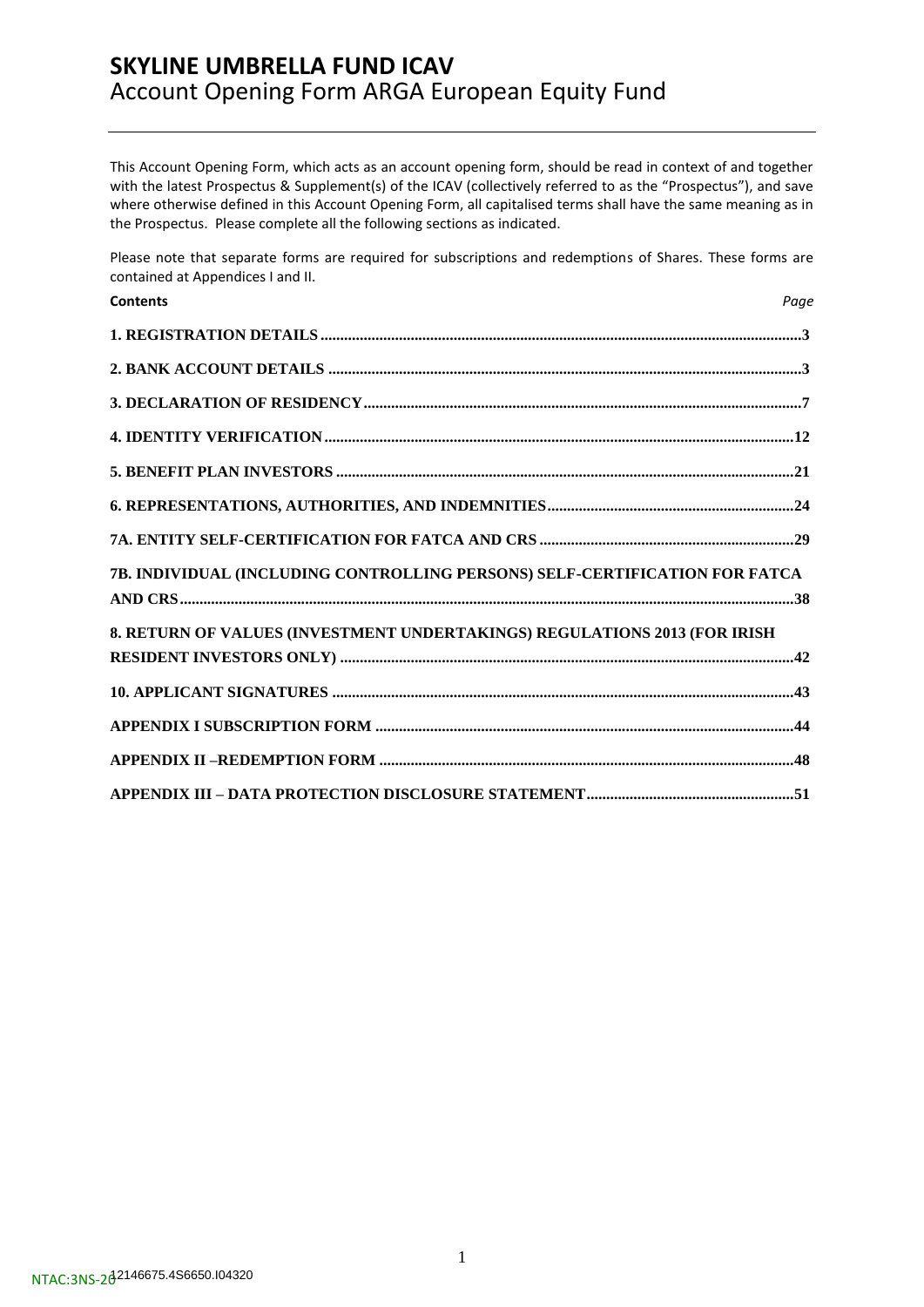# SKYLINE UMBRELLA FUND ICAV

## Account Opening Form ARGA European Equity Fund

This Account Opening Form, which acts as an account opening form, should be read in context of and together with the latest Prospectus & Supplement(s) of the ICAV (collectively referred to as the "Prospectus"), and save where otherwise defined in this Account Opening Form, all capitalised terms shall have the same meaning as in the Prospectus. Please complete all the following sections as indicated.

Please note that separate forms are required for subscriptions and redemptions of Shares. These forms are contained at Appendices I and II.

| **Contents** | *Page* |
| --- | --- |
| **1. REGISTRATION DETAILS** | **3** |
| **2. BANK ACCOUNT DETAILS** | **3** |
| **3. DECLARATION OF RESIDENCY** | **7** |
| **4. IDENTITY VERIFICATION** | **12** |
| **5. BENEFIT PLAN INVESTORS** | **21** |
| **6. REPRESENTATIONS, AUTHORITIES, AND INDEMNITIES** | **24** |
| **7A. ENTITY SELF-CERTIFICATION FOR FATCA AND CRS** | **29** |
| **7B. INDIVIDUAL (INCLUDING CONTROLLING PERSONS) SELF-CERTIFICATION FOR FATCA AND CRS** | **38** |
| **8. RETURN OF VALUES (INVESTMENT UNDERTAKINGS) REGULATIONS 2013 (FOR IRISH RESIDENT INVESTORS ONLY)** | **42** |
| **10. APPLICANT SIGNATURES** | **43** |
| **APPENDIX I SUBSCRIPTION FORM** | **44** |
| **APPENDIX II –REDEMPTION FORM** | **48** |
| **APPENDIX III – DATA PROTECTION DISCLOSURE STATEMENT** | **51** |

NTAC:3NS-20 12146675.4S6650.I04320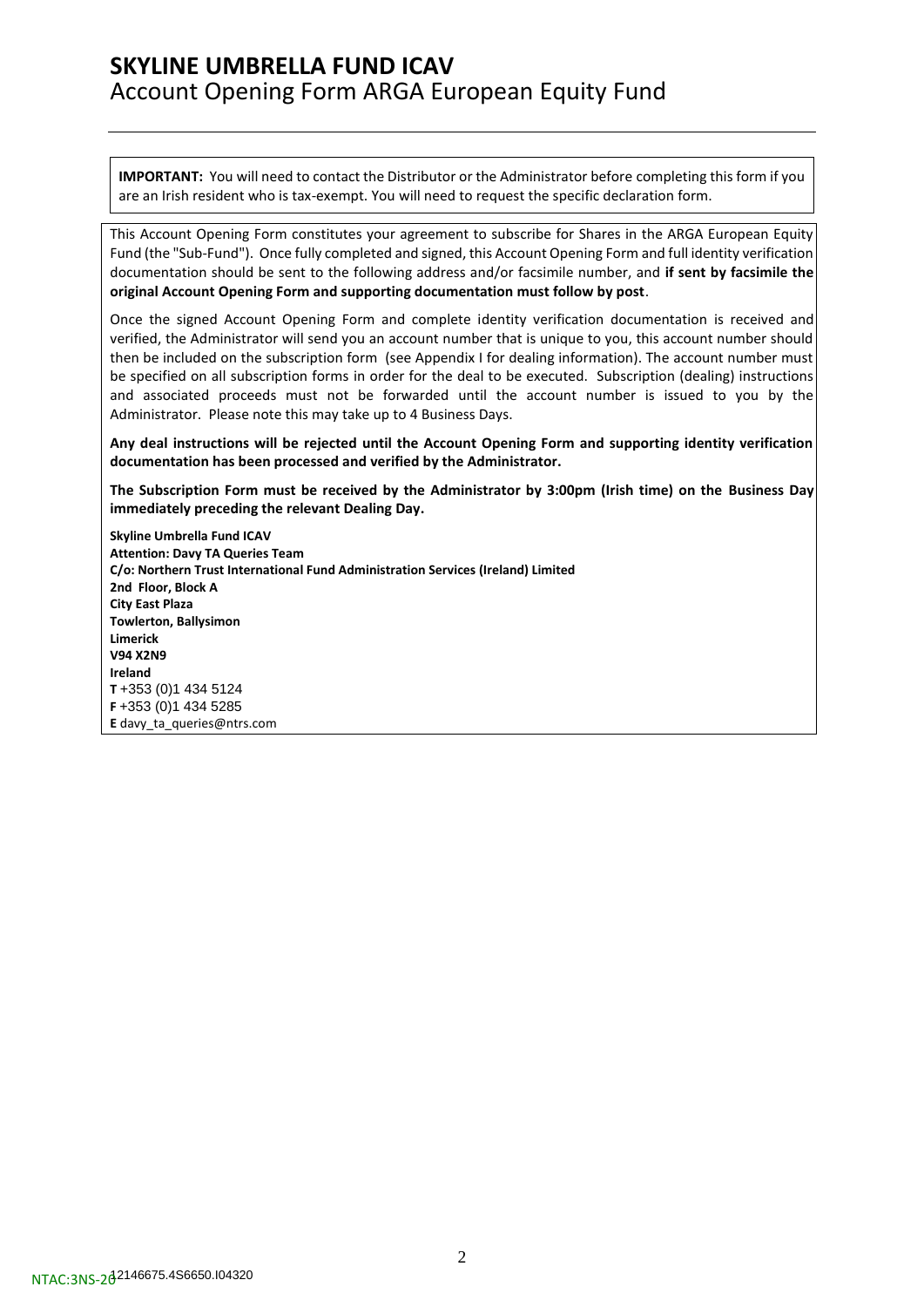# SKYLINE UMBRELLA FUND ICAV

## Account Opening Form ARGA European Equity Fund

**IMPORTANT:** You will need to contact the Distributor or the Administrator before completing this form if you are an Irish resident who is tax-exempt. You will need to request the specific declaration form.

This Account Opening Form constitutes your agreement to subscribe for Shares in the ARGA European Equity Fund (the "Sub-Fund"). Once fully completed and signed, this Account Opening Form and full identity verification documentation should be sent to the following address and/or facsimile number, and **if sent by facsimile the original Account Opening Form and supporting documentation must follow by post**.

Once the signed Account Opening Form and complete identity verification documentation is received and verified, the Administrator will send you an account number that is unique to you, this account number should then be included on the subscription form (see Appendix I for dealing information). The account number must be specified on all subscription forms in order for the deal to be executed. Subscription (dealing) instructions and associated proceeds must not be forwarded until the account number is issued to you by the Administrator. Please note this may take up to 4 Business Days.

**Any deal instructions will be rejected until the Account Opening Form and supporting identity verification documentation has been processed and verified by the Administrator.**

**The Subscription Form must be received by the Administrator by 3:00pm (Irish time) on the Business Day immediately preceding the relevant Dealing Day.**

**Skyline Umbrella Fund ICAV**
**Attention: Davy TA Queries Team**
**C/o: Northern Trust International Fund Administration Services (Ireland) Limited**
**2nd Floor, Block A**
**City East Plaza**
**Towlerton, Ballysimon**
**Limerick**
**V94 X2N9**
**Ireland**
**T** +353 (0)1 434 5124
**F** +353 (0)1 434 5285
**E** davy_ta_queries@ntrs.com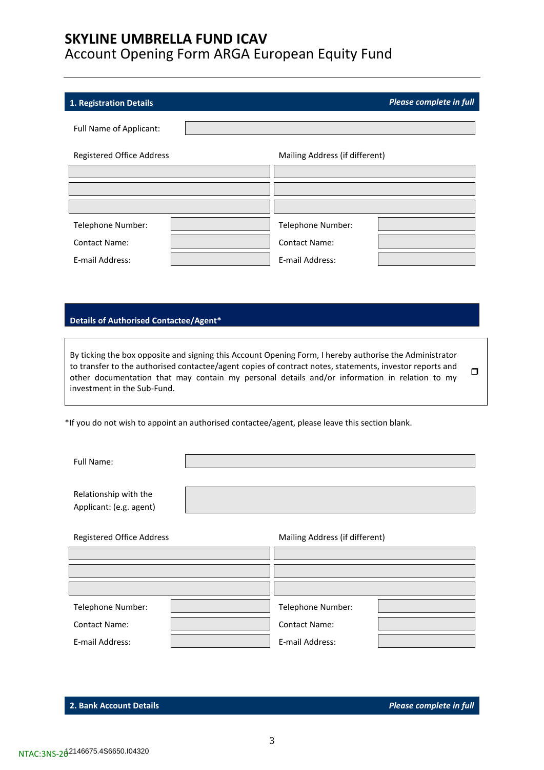# SKYLINE UMBRELLA FUND ICAV

Account Opening Form ARGA European Equity Fund

## 1. Registration Details *Please complete in full*

Full Name of Applicant:

| Registered Office Address | | Mailing Address (if different) | |
|---|---|---|---|
| | | | |
| | | | |
| | | | |
| Telephone Number: | | Telephone Number: | |
| Contact Name: | | Contact Name: | |
| E-mail Address: | | E-mail Address: | |

## Details of Authorised Contactee/Agent*

By ticking the box opposite and signing this Account Opening Form, I hereby authorise the Administrator to transfer to the authorised contactee/agent copies of contract notes, statements, investor reports and other documentation that may contain my personal details and/or information in relation to my investment in the Sub-Fund. ❒

*If you do not wish to appoint an authorised contactee/agent, please leave this section blank.

Full Name:

Relationship with the Applicant: (e.g. agent)

| Registered Office Address | | Mailing Address (if different) | |
|---|---|---|---|
| | | | |
| | | | |
| | | | |
| Telephone Number: | | Telephone Number: | |
| Contact Name: | | Contact Name: | |
| E-mail Address: | | E-mail Address: | |

## 2. Bank Account Details *Please complete in full*

NTAC:3NS-20 12146675.4S6650.I04320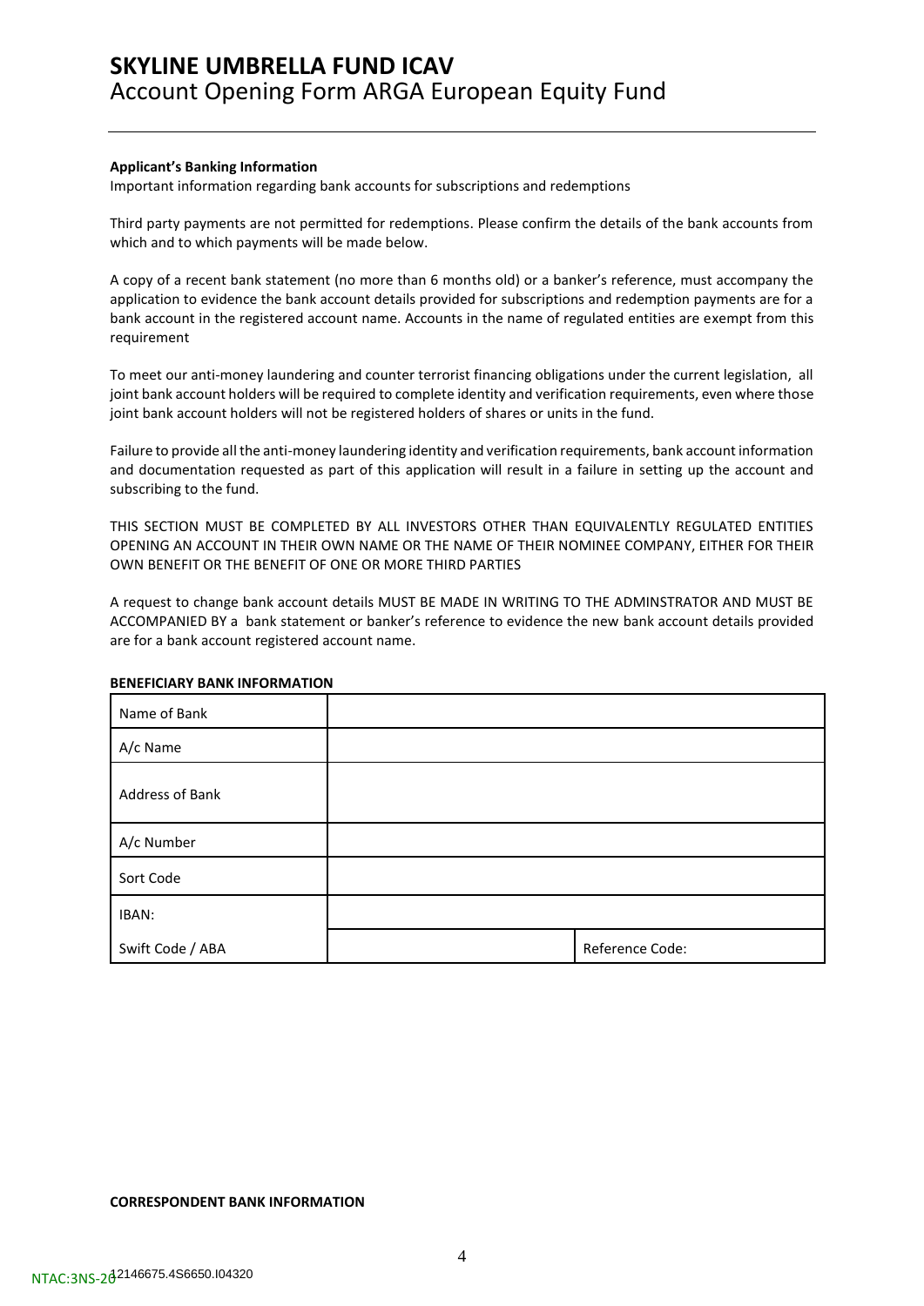**Applicant's Banking Information**

Important information regarding bank accounts for subscriptions and redemptions

Third party payments are not permitted for redemptions. Please confirm the details of the bank accounts from which and to which payments will be made below.

A copy of a recent bank statement (no more than 6 months old) or a banker's reference, must accompany the application to evidence the bank account details provided for subscriptions and redemption payments are for a bank account in the registered account name. Accounts in the name of regulated entities are exempt from this requirement

To meet our anti-money laundering and counter terrorist financing obligations under the current legislation, all joint bank account holders will be required to complete identity and verification requirements, even where those joint bank account holders will not be registered holders of shares or units in the fund.

Failure to provide all the anti-money laundering identity and verification requirements, bank account information and documentation requested as part of this application will result in a failure in setting up the account and subscribing to the fund.

THIS SECTION MUST BE COMPLETED BY ALL INVESTORS OTHER THAN EQUIVALENTLY REGULATED ENTITIES OPENING AN ACCOUNT IN THEIR OWN NAME OR THE NAME OF THEIR NOMINEE COMPANY, EITHER FOR THEIR OWN BENEFIT OR THE BENEFIT OF ONE OR MORE THIRD PARTIES

A request to change bank account details MUST BE MADE IN WRITING TO THE ADMINSTRATOR AND MUST BE ACCOMPANIED BY a bank statement or banker's reference to evidence the new bank account details provided are for a bank account registered account name.

**BENEFICIARY BANK INFORMATION**

| Name of Bank | | |
|---|---|---|
| A/c Name | | |
| Address of Bank | | |
| A/c Number | | |
| Sort Code | | |
| IBAN: | | |
| Swift Code / ABA | | Reference Code: |

**CORRESPONDENT BANK INFORMATION**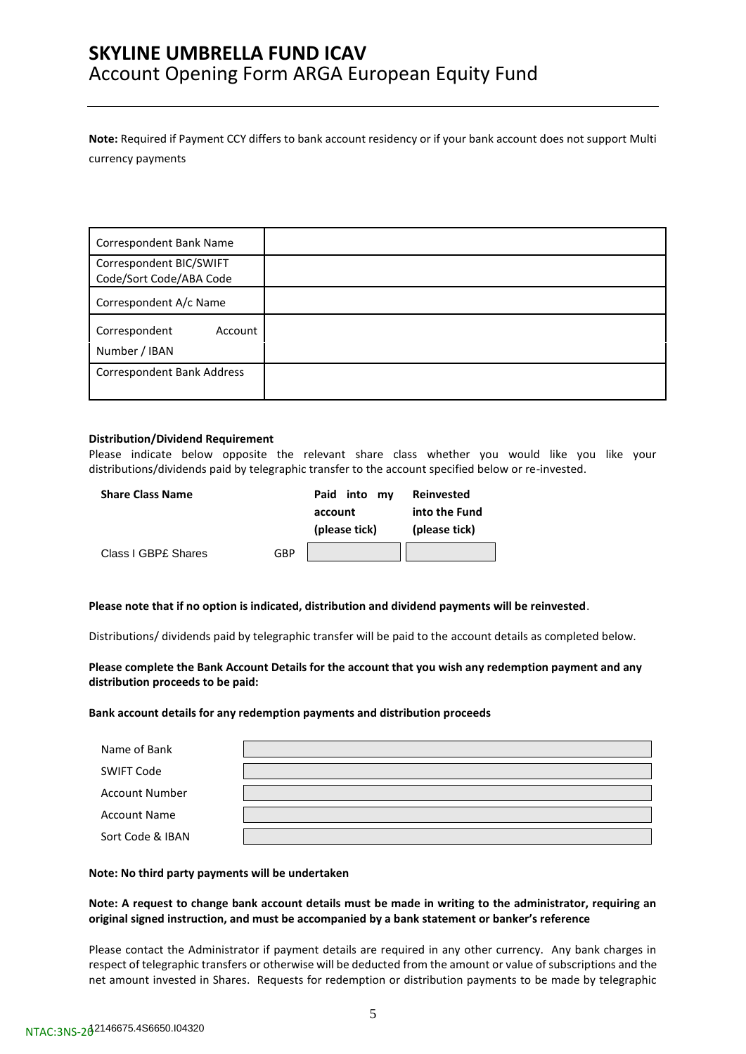# SKYLINE UMBRELLA FUND ICAV

Account Opening Form ARGA European Equity Fund

**Note:** Required if Payment CCY differs to bank account residency or if your bank account does not support Multi currency payments

| Correspondent Bank Name | |
|---|---|
| Correspondent BIC/SWIFT Code/Sort Code/ABA Code | |
| Correspondent A/c Name | |
| Correspondent Account Number / IBAN | |
| Correspondent Bank Address | |

**Distribution/Dividend Requirement**

Please indicate below opposite the relevant share class whether you would like you like your distributions/dividends paid by telegraphic transfer to the account specified below or re-invested.

| Share Class Name | | Paid into my account (please tick) | Reinvested into the Fund (please tick) |
|---|---|---|---|
| Class I GBP£ Shares | GBP | | |

**Please note that if no option is indicated, distribution and dividend payments will be reinvested**.

Distributions/ dividends paid by telegraphic transfer will be paid to the account details as completed below.

**Please complete the Bank Account Details for the account that you wish any redemption payment and any distribution proceeds to be paid:**

**Bank account details for any redemption payments and distribution proceeds**

| Name of Bank | |
|---|---|
| SWIFT Code | |
| Account Number | |
| Account Name | |
| Sort Code & IBAN | |

**Note: No third party payments will be undertaken**

**Note: A request to change bank account details must be made in writing to the administrator, requiring an original signed instruction, and must be accompanied by a bank statement or banker's reference**

Please contact the Administrator if payment details are required in any other currency. Any bank charges in respect of telegraphic transfers or otherwise will be deducted from the amount or value of subscriptions and the net amount invested in Shares. Requests for redemption or distribution payments to be made by telegraphic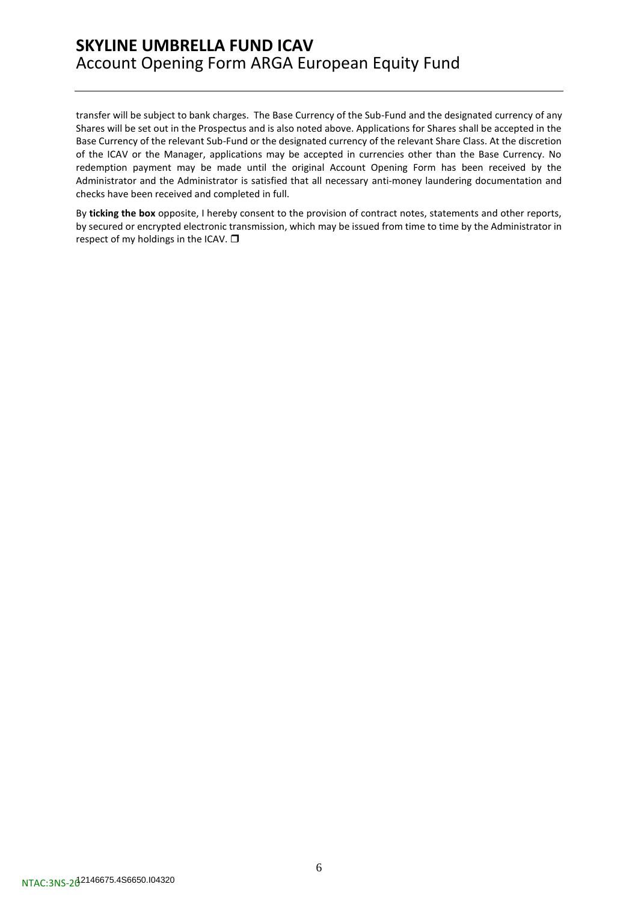transfer will be subject to bank charges. The Base Currency of the Sub-Fund and the designated currency of any Shares will be set out in the Prospectus and is also noted above. Applications for Shares shall be accepted in the Base Currency of the relevant Sub-Fund or the designated currency of the relevant Share Class. At the discretion of the ICAV or the Manager, applications may be accepted in currencies other than the Base Currency. No redemption payment may be made until the original Account Opening Form has been received by the Administrator and the Administrator is satisfied that all necessary anti-money laundering documentation and checks have been received and completed in full.

By **ticking the box** opposite, I hereby consent to the provision of contract notes, statements and other reports, by secured or encrypted electronic transmission, which may be issued from time to time by the Administrator in respect of my holdings in the ICAV. ❒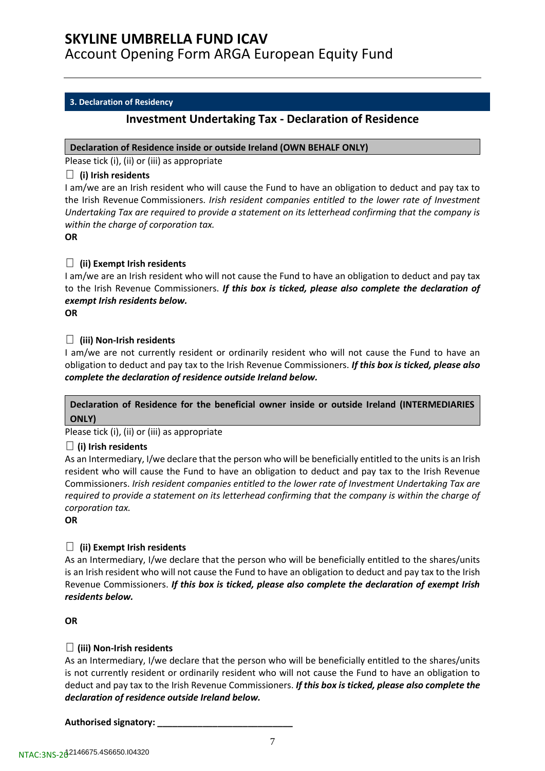**3. Declaration of Residency**

## Investment Undertaking Tax - Declaration of Residence

**Declaration of Residence inside or outside Ireland (OWN BEHALF ONLY)**

Please tick (i), (ii) or (iii) as appropriate

☐ **(i) Irish residents**

I am/we are an Irish resident who will cause the Fund to have an obligation to deduct and pay tax to the Irish Revenue Commissioners. *Irish resident companies entitled to the lower rate of Investment Undertaking Tax are required to provide a statement on its letterhead confirming that the company is within the charge of corporation tax.*

**OR**

☐ **(ii) Exempt Irish residents**

I am/we are an Irish resident who will not cause the Fund to have an obligation to deduct and pay tax to the Irish Revenue Commissioners. ***If this box is ticked, please also complete the declaration of exempt Irish residents below.***

**OR**

☐ **(iii) Non-Irish residents**

I am/we are not currently resident or ordinarily resident who will not cause the Fund to have an obligation to deduct and pay tax to the Irish Revenue Commissioners. ***If this box is ticked, please also complete the declaration of residence outside Ireland below.***

**Declaration of Residence for the beneficial owner inside or outside Ireland (INTERMEDIARIES ONLY)**

Please tick (i), (ii) or (iii) as appropriate

☐ **(i) Irish residents**

As an Intermediary, I/we declare that the person who will be beneficially entitled to the units is an Irish resident who will cause the Fund to have an obligation to deduct and pay tax to the Irish Revenue Commissioners. *Irish resident companies entitled to the lower rate of Investment Undertaking Tax are required to provide a statement on its letterhead confirming that the company is within the charge of corporation tax.*

**OR**

☐ **(ii) Exempt Irish residents**

As an Intermediary, I/we declare that the person who will be beneficially entitled to the shares/units is an Irish resident who will not cause the Fund to have an obligation to deduct and pay tax to the Irish Revenue Commissioners. ***If this box is ticked, please also complete the declaration of exempt Irish residents below.***

**OR**

☐ **(iii) Non-Irish residents**

As an Intermediary, I/we declare that the person who will be beneficially entitled to the shares/units is not currently resident or ordinarily resident who will not cause the Fund to have an obligation to deduct and pay tax to the Irish Revenue Commissioners. ***If this box is ticked, please also complete the declaration of residence outside Ireland below.***

**Authorised signatory: ___________________________**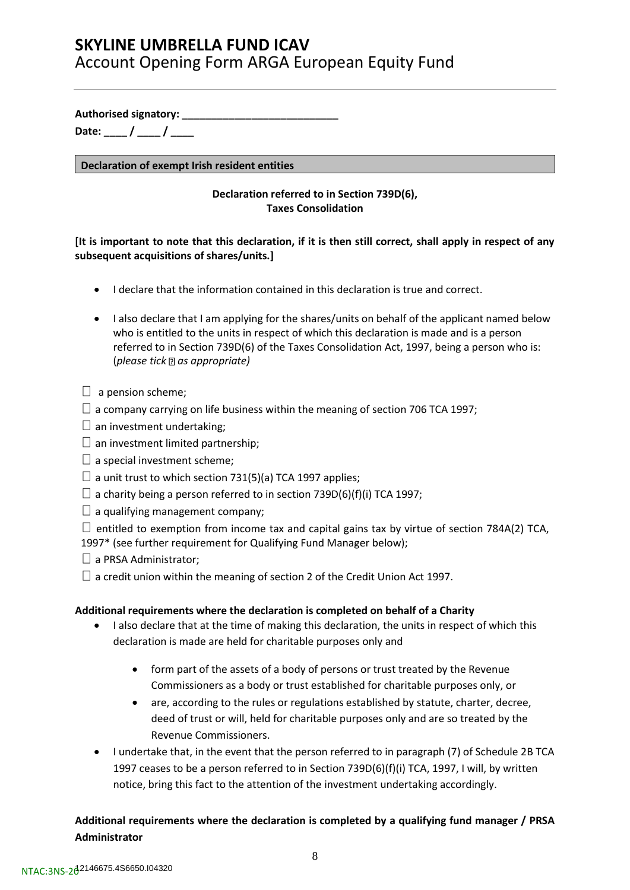# SKYLINE UMBRELLA FUND ICAV

Account Opening Form ARGA European Equity Fund

---

**Authorised signatory: ___________________________**

**Date: ____ / ____ / ____**

**Declaration of exempt Irish resident entities**

**Declaration referred to in Section 739D(6), Taxes Consolidation**

**[It is important to note that this declaration, if it is then still correct, shall apply in respect of any subsequent acquisitions of shares/units.]**

- I declare that the information contained in this declaration is true and correct.
- I also declare that I am applying for the shares/units on behalf of the applicant named below who is entitled to the units in respect of which this declaration is made and is a person referred to in Section 739D(6) of the Taxes Consolidation Act, 1997, being a person who is: (*please tick ☐ as appropriate)*

☐ a pension scheme;

☐ a company carrying on life business within the meaning of section 706 TCA 1997;

☐ an investment undertaking;

☐ an investment limited partnership;

☐ a special investment scheme;

☐ a unit trust to which section 731(5)(a) TCA 1997 applies;

☐ a charity being a person referred to in section 739D(6)(f)(i) TCA 1997;

☐ a qualifying management company;

☐ entitled to exemption from income tax and capital gains tax by virtue of section 784A(2) TCA, 1997* (see further requirement for Qualifying Fund Manager below);

☐ a PRSA Administrator;

☐ a credit union within the meaning of section 2 of the Credit Union Act 1997.

**Additional requirements where the declaration is completed on behalf of a Charity**

- I also declare that at the time of making this declaration, the units in respect of which this declaration is made are held for charitable purposes only and
  - form part of the assets of a body of persons or trust treated by the Revenue Commissioners as a body or trust established for charitable purposes only, or
  - are, according to the rules or regulations established by statute, charter, decree, deed of trust or will, held for charitable purposes only and are so treated by the Revenue Commissioners.
- I undertake that, in the event that the person referred to in paragraph (7) of Schedule 2B TCA 1997 ceases to be a person referred to in Section 739D(6)(f)(i) TCA, 1997, I will, by written notice, bring this fact to the attention of the investment undertaking accordingly.

**Additional requirements where the declaration is completed by a qualifying fund manager / PRSA Administrator**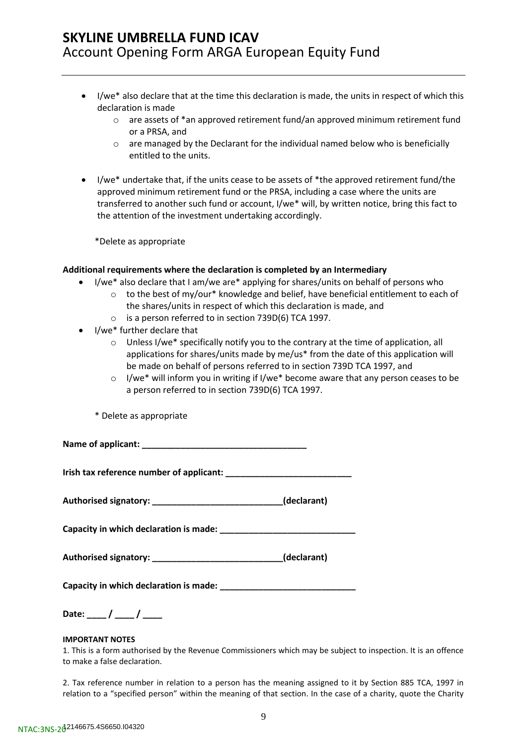- I/we* also declare that at the time this declaration is made, the units in respect of which this declaration is made
    - are assets of *an approved retirement fund/an approved minimum retirement fund or a PRSA, and
    - are managed by the Declarant for the individual named below who is beneficially entitled to the units.

- I/we* undertake that, if the units cease to be assets of *the approved retirement fund/the approved minimum retirement fund or the PRSA, including a case where the units are transferred to another such fund or account, I/we* will, by written notice, bring this fact to the attention of the investment undertaking accordingly.

*Delete as appropriate

**Additional requirements where the declaration is completed by an Intermediary**

- I/we* also declare that I am/we are* applying for shares/units on behalf of persons who
    - to the best of my/our* knowledge and belief, have beneficial entitlement to each of the shares/units in respect of which this declaration is made, and
    - is a person referred to in section 739D(6) TCA 1997.
- I/we* further declare that
    - Unless I/we* specifically notify you to the contrary at the time of application, all applications for shares/units made by me/us* from the date of this application will be made on behalf of persons referred to in section 739D TCA 1997, and
    - I/we* will inform you in writing if I/we* become aware that any person ceases to be a person referred to in section 739D(6) TCA 1997.

\* Delete as appropriate

**Name of applicant: ___________________________________**

**Irish tax reference number of applicant: __________________________**

**Authorised signatory: ___________________________(declarant)**

**Capacity in which declaration is made: ____________________________**

**Authorised signatory: ___________________________(declarant)**

**Capacity in which declaration is made: ____________________________**

**Date: ____ / ____ / ____**

**IMPORTANT NOTES**

1. This is a form authorised by the Revenue Commissioners which may be subject to inspection. It is an offence to make a false declaration.

2. Tax reference number in relation to a person has the meaning assigned to it by Section 885 TCA, 1997 in relation to a "specified person" within the meaning of that section. In the case of a charity, quote the Charity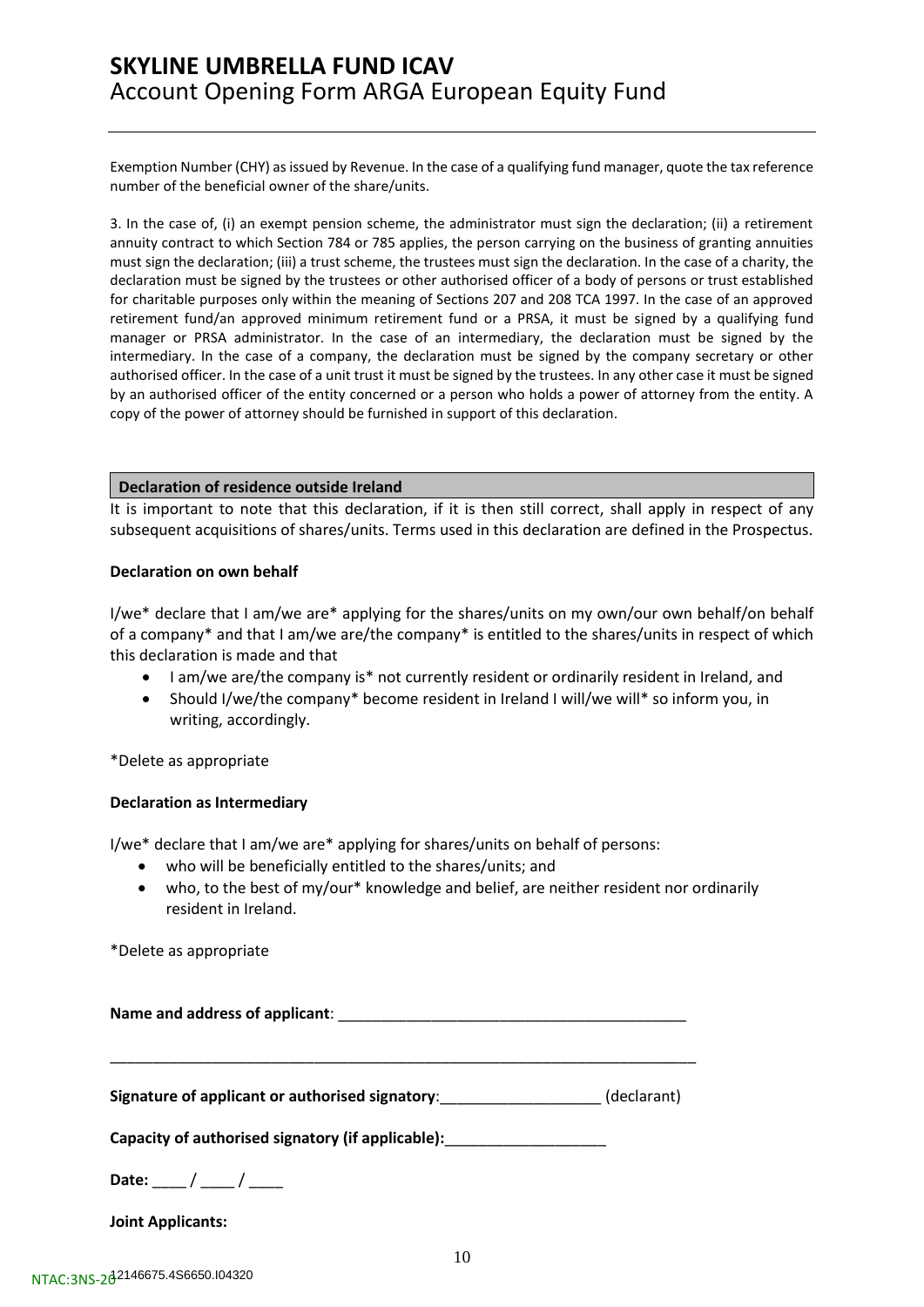Exemption Number (CHY) as issued by Revenue. In the case of a qualifying fund manager, quote the tax reference number of the beneficial owner of the share/units.

3. In the case of, (i) an exempt pension scheme, the administrator must sign the declaration; (ii) a retirement annuity contract to which Section 784 or 785 applies, the person carrying on the business of granting annuities must sign the declaration; (iii) a trust scheme, the trustees must sign the declaration. In the case of a charity, the declaration must be signed by the trustees or other authorised officer of a body of persons or trust established for charitable purposes only within the meaning of Sections 207 and 208 TCA 1997. In the case of an approved retirement fund/an approved minimum retirement fund or a PRSA, it must be signed by a qualifying fund manager or PRSA administrator. In the case of an intermediary, the declaration must be signed by the intermediary. In the case of a company, the declaration must be signed by the company secretary or other authorised officer. In the case of a unit trust it must be signed by the trustees. In any other case it must be signed by an authorised officer of the entity concerned or a person who holds a power of attorney from the entity. A copy of the power of attorney should be furnished in support of this declaration.

## Declaration of residence outside Ireland

It is important to note that this declaration, if it is then still correct, shall apply in respect of any subsequent acquisitions of shares/units. Terms used in this declaration are defined in the Prospectus.

**Declaration on own behalf**

I/we* declare that I am/we are* applying for the shares/units on my own/our own behalf/on behalf of a company* and that I am/we are/the company* is entitled to the shares/units in respect of which this declaration is made and that

- I am/we are/the company is* not currently resident or ordinarily resident in Ireland, and
- Should I/we/the company* become resident in Ireland I will/we will* so inform you, in writing, accordingly.

*Delete as appropriate

**Declaration as Intermediary**

I/we* declare that I am/we are* applying for shares/units on behalf of persons:

- who will be beneficially entitled to the shares/units; and
- who, to the best of my/our* knowledge and belief, are neither resident nor ordinarily resident in Ireland.

*Delete as appropriate

**Name and address of applicant**: ___________________________________________

_____________________________________________________________________________

**Signature of applicant or authorised signatory**:___________________ (declarant)

**Capacity of authorised signatory (if applicable):**___________________

**Date:** ____ / ____ / ____

**Joint Applicants:**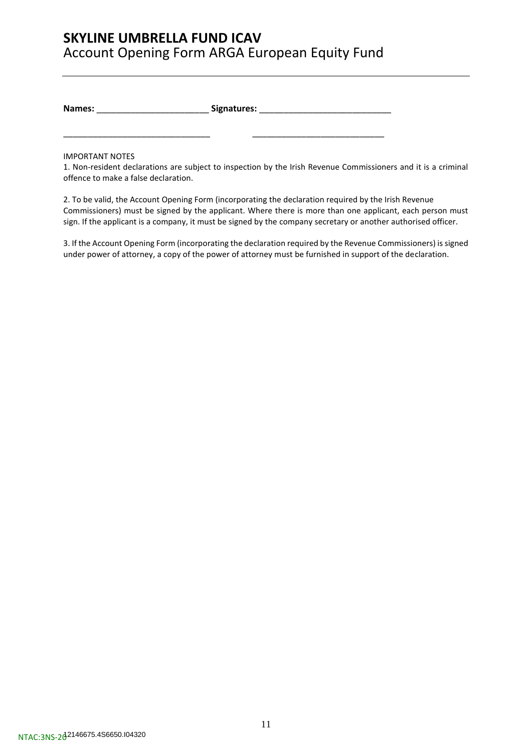# SKYLINE UMBRELLA FUND ICAV

Account Opening Form ARGA European Equity Fund

**Names:** _______________________ **Signatures:** ___________________________

_______________________________ ___________________________

IMPORTANT NOTES

1. Non-resident declarations are subject to inspection by the Irish Revenue Commissioners and it is a criminal offence to make a false declaration.

2. To be valid, the Account Opening Form (incorporating the declaration required by the Irish Revenue Commissioners) must be signed by the applicant. Where there is more than one applicant, each person must sign. If the applicant is a company, it must be signed by the company secretary or another authorised officer.

3. If the Account Opening Form (incorporating the declaration required by the Revenue Commissioners) is signed under power of attorney, a copy of the power of attorney must be furnished in support of the declaration.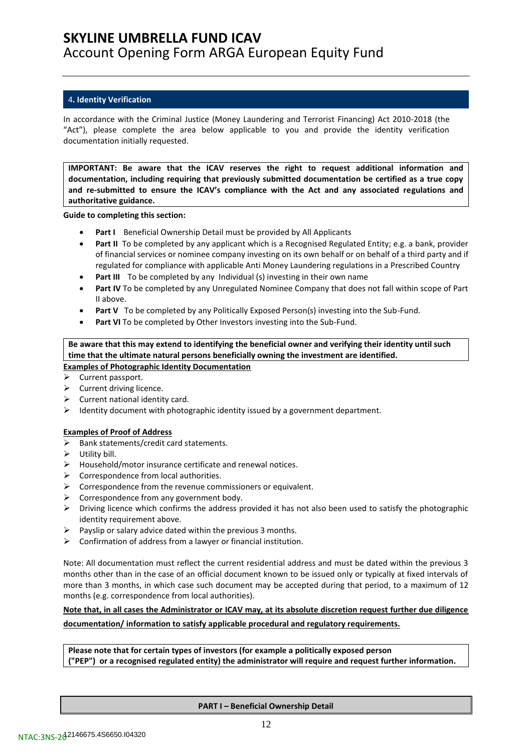## 4. Identity Verification

In accordance with the Criminal Justice (Money Laundering and Terrorist Financing) Act 2010-2018 (the "Act"), please complete the area below applicable to you and provide the identity verification documentation initially requested.

**IMPORTANT: Be aware that the ICAV reserves the right to request additional information and documentation, including requiring that previously submitted documentation be certified as a true copy and re-submitted to ensure the ICAV's compliance with the Act and any associated regulations and authoritative guidance.**

**Guide to completing this section:**

- **Part I** Beneficial Ownership Detail must be provided by All Applicants
- **Part II** To be completed by any applicant which is a Recognised Regulated Entity; e.g. a bank, provider of financial services or nominee company investing on its own behalf or on behalf of a third party and if regulated for compliance with applicable Anti Money Laundering regulations in a Prescribed Country
- **Part III** To be completed by any Individual (s) investing in their own name
- **Part IV** To be completed by any Unregulated Nominee Company that does not fall within scope of Part II above.
- **Part V** To be completed by any Politically Exposed Person(s) investing into the Sub-Fund.
- **Part VI** To be completed by Other Investors investing into the Sub-Fund.

**Be aware that this may extend to identifying the beneficial owner and verifying their identity until such time that the ultimate natural persons beneficially owning the investment are identified.**

**Examples of Photographic Identity Documentation**

- Current passport.
- Current driving licence.
- Current national identity card.
- Identity document with photographic identity issued by a government department.

**Examples of Proof of Address**

- Bank statements/credit card statements.
- Utility bill.
- Household/motor insurance certificate and renewal notices.
- Correspondence from local authorities.
- Correspondence from the revenue commissioners or equivalent.
- Correspondence from any government body.
- Driving licence which confirms the address provided it has not also been used to satisfy the photographic identity requirement above.
- Payslip or salary advice dated within the previous 3 months.
- Confirmation of address from a lawyer or financial institution.

Note: All documentation must reflect the current residential address and must be dated within the previous 3 months other than in the case of an official document known to be issued only or typically at fixed intervals of more than 3 months, in which case such document may be accepted during that period, to a maximum of 12 months (e.g. correspondence from local authorities).

**Note that, in all cases the Administrator or ICAV may, at its absolute discretion request further due diligence documentation/ information to satisfy applicable procedural and regulatory requirements.**

**Please note that for certain types of investors (for example a politically exposed person ("PEP") or a recognised regulated entity) the administrator will require and request further information.**

**PART I – Beneficial Ownership Detail**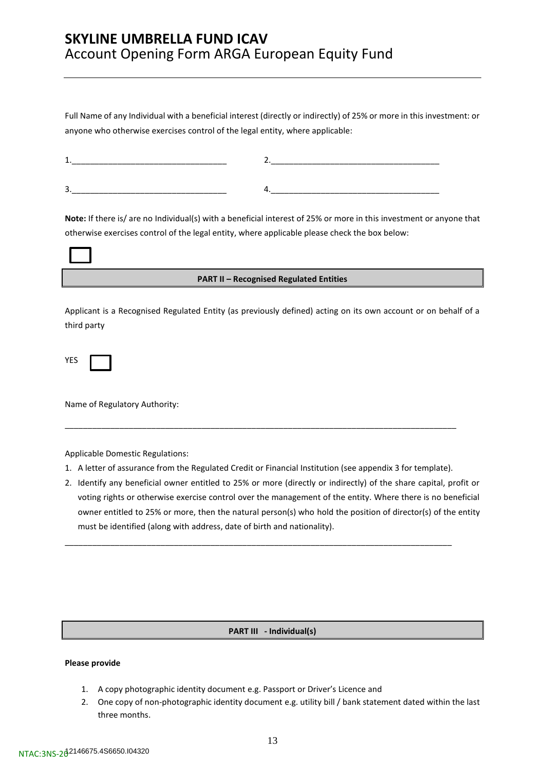Full Name of any Individual with a beneficial interest (directly or indirectly) of 25% or more in this investment: or anyone who otherwise exercises control of the legal entity, where applicable:

1.________________________________ 2.____________________________________

3.________________________________ 4.____________________________________

**Note:** If there is/ are no Individual(s) with a beneficial interest of 25% or more in this investment or anyone that otherwise exercises control of the legal entity, where applicable please check the box below:

☐

**PART II – Recognised Regulated Entities**

Applicant is a Recognised Regulated Entity (as previously defined) acting on its own account or on behalf of a third party

YES ☐

Name of Regulatory Authority:

_____________________________________________________________________________________

Applicable Domestic Regulations:

1. A letter of assurance from the Regulated Credit or Financial Institution (see appendix 3 for template).
2. Identify any beneficial owner entitled to 25% or more (directly or indirectly) of the share capital, profit or voting rights or otherwise exercise control over the management of the entity. Where there is no beneficial owner entitled to 25% or more, then the natural person(s) who hold the position of director(s) of the entity must be identified (along with address, date of birth and nationality).

_____________________________________________________________________________________

**PART III - Individual(s)**

**Please provide**

1. A copy photographic identity document e.g. Passport or Driver's Licence and
2. One copy of non-photographic identity document e.g. utility bill / bank statement dated within the last three months.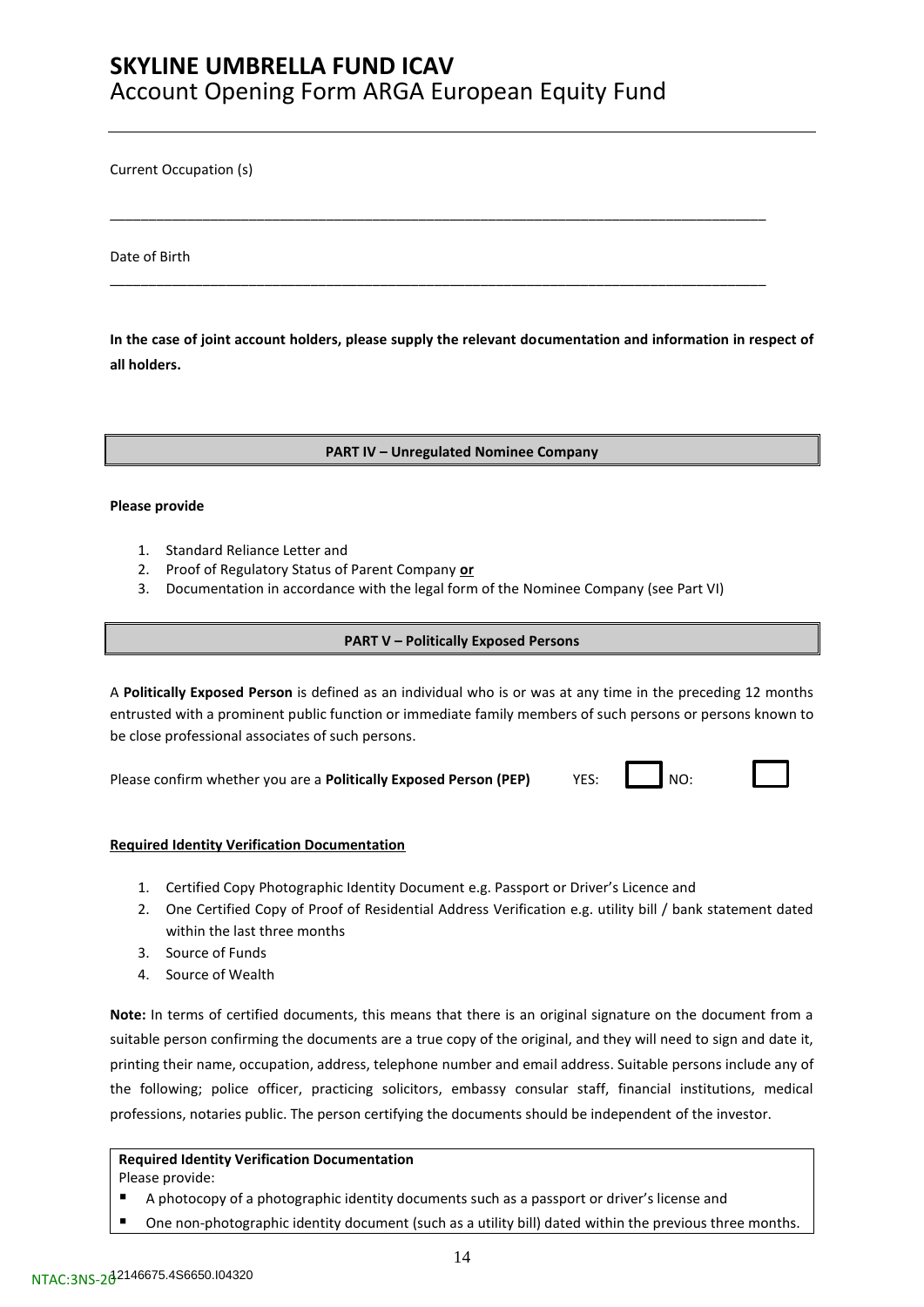Current Occupation (s)

___________________________________________________________________________________

Date of Birth

___________________________________________________________________________________

**In the case of joint account holders, please supply the relevant documentation and information in respect of all holders.**

**PART IV – Unregulated Nominee Company**

**Please provide**

1. Standard Reliance Letter and
2. Proof of Regulatory Status of Parent Company **or**
3. Documentation in accordance with the legal form of the Nominee Company (see Part VI)

**PART V – Politically Exposed Persons**

A **Politically Exposed Person** is defined as an individual who is or was at any time in the preceding 12 months entrusted with a prominent public function or immediate family members of such persons or persons known to be close professional associates of such persons.

Please confirm whether you are a **Politically Exposed Person (PEP)** YES: ☐ NO: ☐

**Required Identity Verification Documentation**

1. Certified Copy Photographic Identity Document e.g. Passport or Driver's Licence and
2. One Certified Copy of Proof of Residential Address Verification e.g. utility bill / bank statement dated within the last three months
3. Source of Funds
4. Source of Wealth

**Note:** In terms of certified documents, this means that there is an original signature on the document from a suitable person confirming the documents are a true copy of the original, and they will need to sign and date it, printing their name, occupation, address, telephone number and email address. Suitable persons include any of the following; police officer, practicing solicitors, embassy consular staff, financial institutions, medical professions, notaries public. The person certifying the documents should be independent of the investor.

**Required Identity Verification Documentation**
Please provide:

- A photocopy of a photographic identity documents such as a passport or driver's license and
- One non-photographic identity document (such as a utility bill) dated within the previous three months.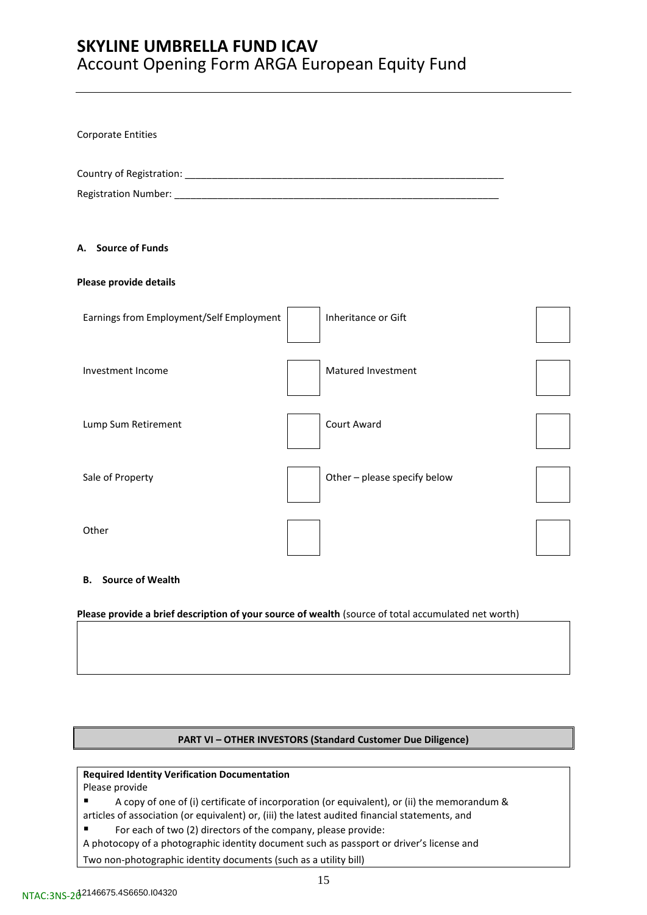Corporate Entities

Country of Registration: ____________________________________________________________

Registration Number: _______________________________________________________________

**A. Source of Funds**

**Please provide details**

| | | | |
|---|---|---|---|
| Earnings from Employment/Self Employment | ☐ | Inheritance or Gift | ☐ |
| Investment Income | ☐ | Matured Investment | ☐ |
| Lump Sum Retirement | ☐ | Court Award | ☐ |
| Sale of Property | ☐ | Other – please specify below | ☐ |
| Other | ☐ | | ☐ |

**B. Source of Wealth**

**Please provide a brief description of your source of wealth** (source of total accumulated net worth)

| |
|---|
| |

**PART VI – OTHER INVESTORS (Standard Customer Due Diligence)**

**Required Identity Verification Documentation**

Please provide

- A copy of one of (i) certificate of incorporation (or equivalent), or (ii) the memorandum & articles of association (or equivalent) or, (iii) the latest audited financial statements, and
- For each of two (2) directors of the company, please provide:

A photocopy of a photographic identity document such as passport or driver's license and

Two non-photographic identity documents (such as a utility bill)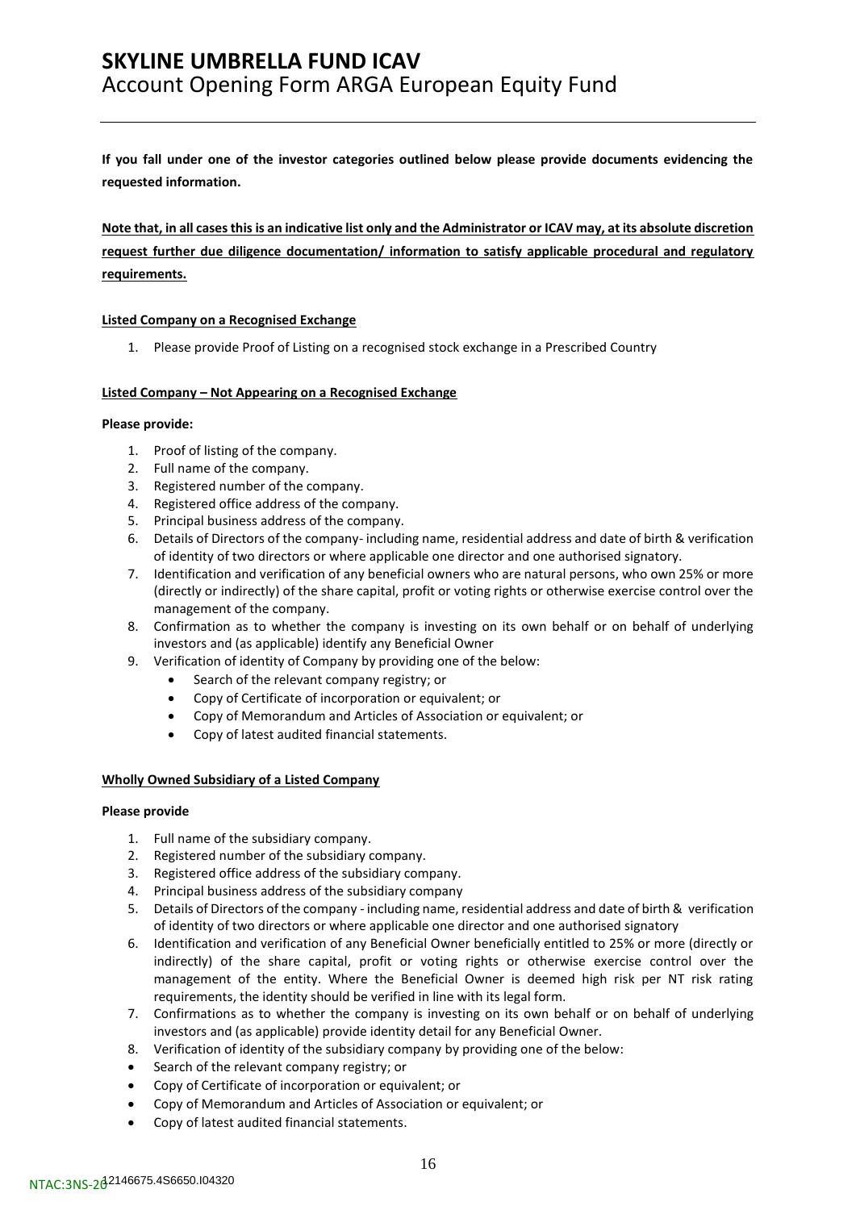**If you fall under one of the investor categories outlined below please provide documents evidencing the requested information.**

**Note that, in all cases this is an indicative list only and the Administrator or ICAV may, at its absolute discretion request further due diligence documentation/ information to satisfy applicable procedural and regulatory requirements.**

**Listed Company on a Recognised Exchange**

1. Please provide Proof of Listing on a recognised stock exchange in a Prescribed Country

**Listed Company – Not Appearing on a Recognised Exchange**

**Please provide:**

1. Proof of listing of the company.
2. Full name of the company.
3. Registered number of the company.
4. Registered office address of the company.
5. Principal business address of the company.
6. Details of Directors of the company- including name, residential address and date of birth & verification of identity of two directors or where applicable one director and one authorised signatory.
7. Identification and verification of any beneficial owners who are natural persons, who own 25% or more (directly or indirectly) of the share capital, profit or voting rights or otherwise exercise control over the management of the company.
8. Confirmation as to whether the company is investing on its own behalf or on behalf of underlying investors and (as applicable) identify any Beneficial Owner
9. Verification of identity of Company by providing one of the below:
   - Search of the relevant company registry; or
   - Copy of Certificate of incorporation or equivalent; or
   - Copy of Memorandum and Articles of Association or equivalent; or
   - Copy of latest audited financial statements.

**Wholly Owned Subsidiary of a Listed Company**

**Please provide**

1. Full name of the subsidiary company.
2. Registered number of the subsidiary company.
3. Registered office address of the subsidiary company.
4. Principal business address of the subsidiary company
5. Details of Directors of the company - including name, residential address and date of birth & verification of identity of two directors or where applicable one director and one authorised signatory
6. Identification and verification of any Beneficial Owner beneficially entitled to 25% or more (directly or indirectly) of the share capital, profit or voting rights or otherwise exercise control over the management of the entity. Where the Beneficial Owner is deemed high risk per NT risk rating requirements, the identity should be verified in line with its legal form.
7. Confirmations as to whether the company is investing on its own behalf or on behalf of underlying investors and (as applicable) provide identity detail for any Beneficial Owner.
8. Verification of identity of the subsidiary company by providing one of the below:

- Search of the relevant company registry; or
- Copy of Certificate of incorporation or equivalent; or
- Copy of Memorandum and Articles of Association or equivalent; or
- Copy of latest audited financial statements.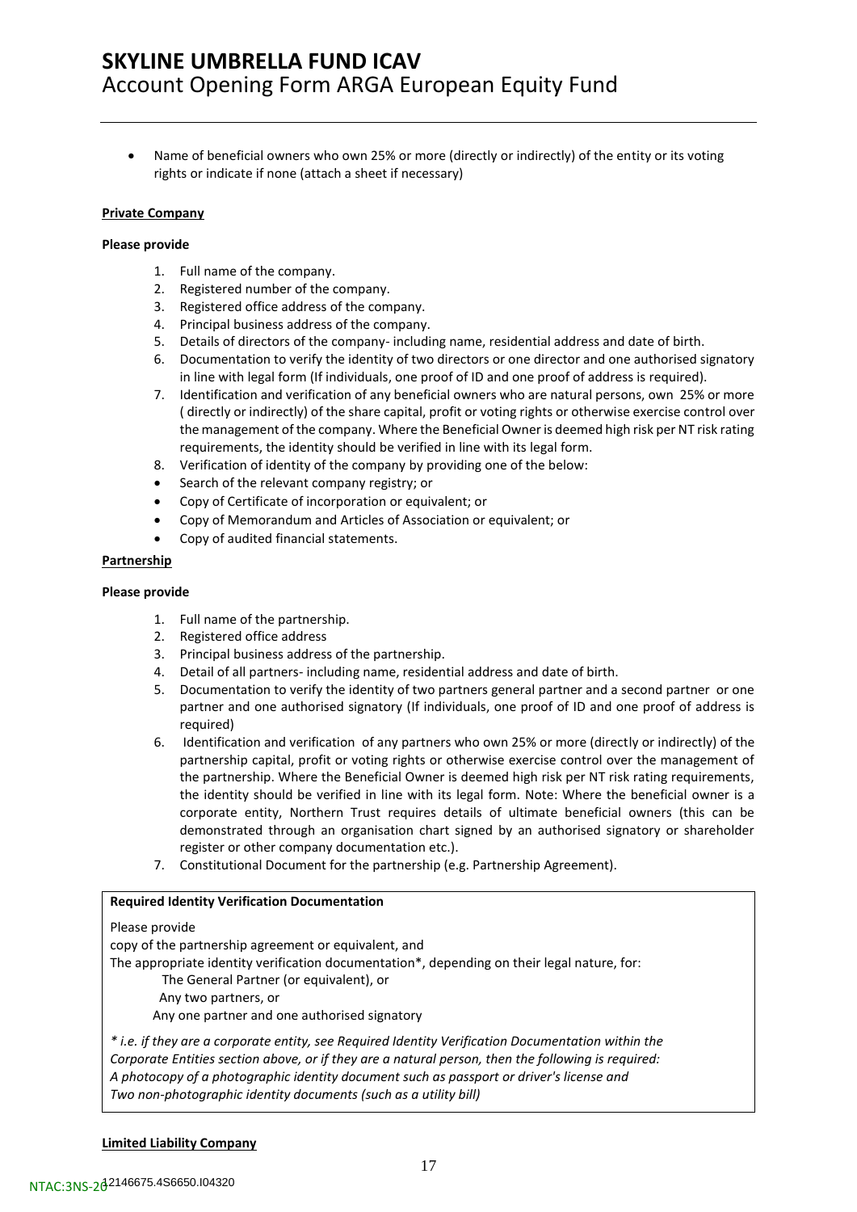- Name of beneficial owners who own 25% or more (directly or indirectly) of the entity or its voting rights or indicate if none (attach a sheet if necessary)

**Private Company**

**Please provide**

1. Full name of the company.
2. Registered number of the company.
3. Registered office address of the company.
4. Principal business address of the company.
5. Details of directors of the company- including name, residential address and date of birth.
6. Documentation to verify the identity of two directors or one director and one authorised signatory in line with legal form (If individuals, one proof of ID and one proof of address is required).
7. Identification and verification of any beneficial owners who are natural persons, own 25% or more ( directly or indirectly) of the share capital, profit or voting rights or otherwise exercise control over the management of the company. Where the Beneficial Owner is deemed high risk per NT risk rating requirements, the identity should be verified in line with its legal form.
8. Verification of identity of the company by providing one of the below:

- Search of the relevant company registry; or
- Copy of Certificate of incorporation or equivalent; or
- Copy of Memorandum and Articles of Association or equivalent; or
- Copy of audited financial statements.

**Partnership**

**Please provide**

1. Full name of the partnership.
2. Registered office address
3. Principal business address of the partnership.
4. Detail of all partners- including name, residential address and date of birth.
5. Documentation to verify the identity of two partners general partner and a second partner or one partner and one authorised signatory (If individuals, one proof of ID and one proof of address is required)
6. Identification and verification of any partners who own 25% or more (directly or indirectly) of the partnership capital, profit or voting rights or otherwise exercise control over the management of the partnership. Where the Beneficial Owner is deemed high risk per NT risk rating requirements, the identity should be verified in line with its legal form. Note: Where the beneficial owner is a corporate entity, Northern Trust requires details of ultimate beneficial owners (this can be demonstrated through an organisation chart signed by an authorised signatory or shareholder register or other company documentation etc.).
7. Constitutional Document for the partnership (e.g. Partnership Agreement).

**Required Identity Verification Documentation**

Please provide

copy of the partnership agreement or equivalent, and

The appropriate identity verification documentation*, depending on their legal nature, for:

The General Partner (or equivalent), or

Any two partners, or

Any one partner and one authorised signatory

*\* i.e. if they are a corporate entity, see Required Identity Verification Documentation within the Corporate Entities section above, or if they are a natural person, then the following is required:*
*A photocopy of a photographic identity document such as passport or driver's license and*
*Two non-photographic identity documents (such as a utility bill)*

**Limited Liability Company**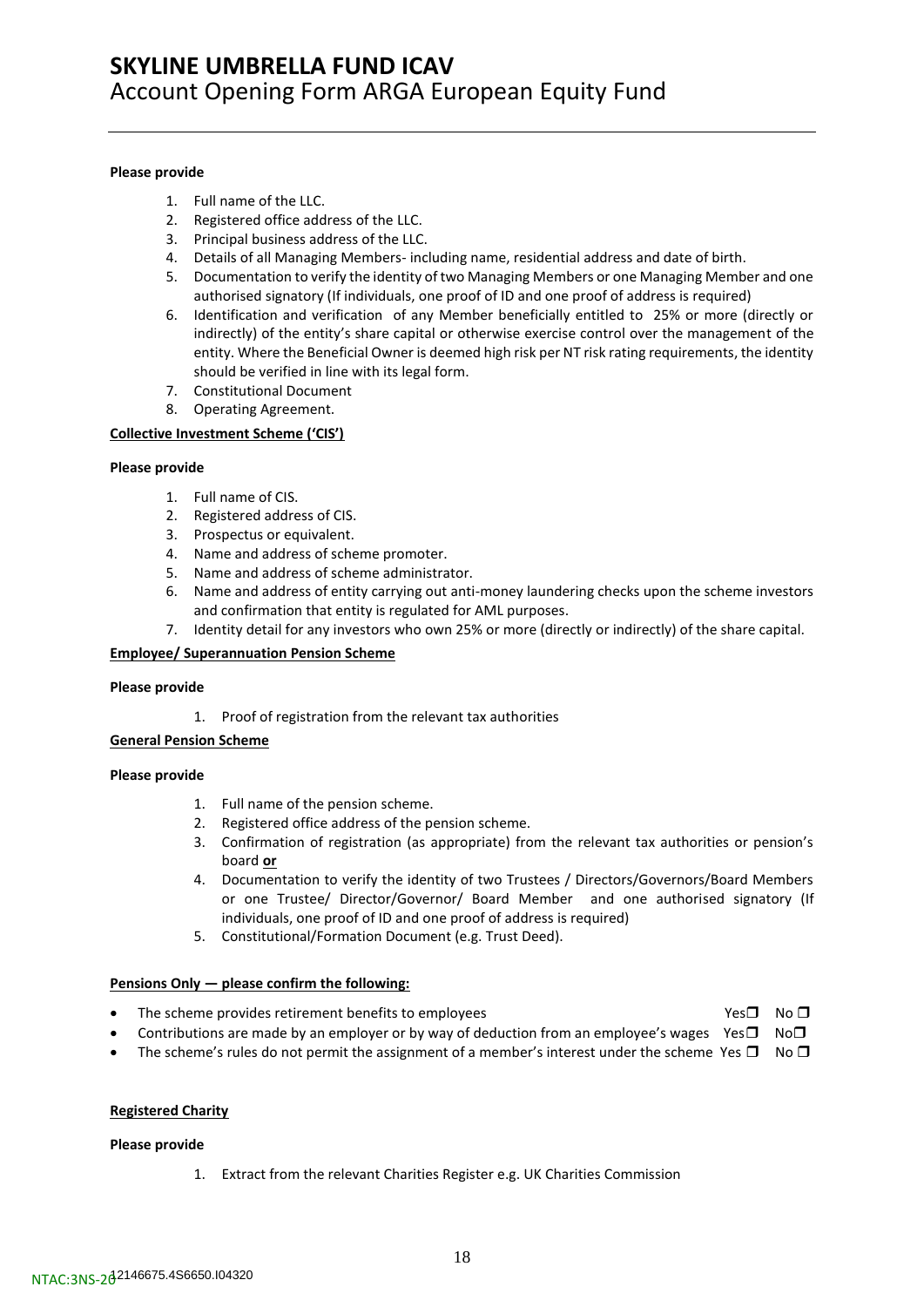**Please provide**

1. Full name of the LLC.
2. Registered office address of the LLC.
3. Principal business address of the LLC.
4. Details of all Managing Members- including name, residential address and date of birth.
5. Documentation to verify the identity of two Managing Members or one Managing Member and one authorised signatory (If individuals, one proof of ID and one proof of address is required)
6. Identification and verification of any Member beneficially entitled to 25% or more (directly or indirectly) of the entity's share capital or otherwise exercise control over the management of the entity. Where the Beneficial Owner is deemed high risk per NT risk rating requirements, the identity should be verified in line with its legal form.
7. Constitutional Document
8. Operating Agreement.

**Collective Investment Scheme ('CIS')**

**Please provide**

1. Full name of CIS.
2. Registered address of CIS.
3. Prospectus or equivalent.
4. Name and address of scheme promoter.
5. Name and address of scheme administrator.
6. Name and address of entity carrying out anti-money laundering checks upon the scheme investors and confirmation that entity is regulated for AML purposes.
7. Identity detail for any investors who own 25% or more (directly or indirectly) of the share capital.

**Employee/ Superannuation Pension Scheme**

**Please provide**

1. Proof of registration from the relevant tax authorities

**General Pension Scheme**

**Please provide**

1. Full name of the pension scheme.
2. Registered office address of the pension scheme.
3. Confirmation of registration (as appropriate) from the relevant tax authorities or pension's board **or**
4. Documentation to verify the identity of two Trustees / Directors/Governors/Board Members or one Trustee/ Director/Governor/ Board Member and one authorised signatory (If individuals, one proof of ID and one proof of address is required)
5. Constitutional/Formation Document (e.g. Trust Deed).

**Pensions Only — please confirm the following:**

- The scheme provides retirement benefits to employees Yes ❐ No ❐
- Contributions are made by an employer or by way of deduction from an employee's wages Yes ❐ No ❐
- The scheme's rules do not permit the assignment of a member's interest under the scheme Yes ❐ No ❐

**Registered Charity**

**Please provide**

1. Extract from the relevant Charities Register e.g. UK Charities Commission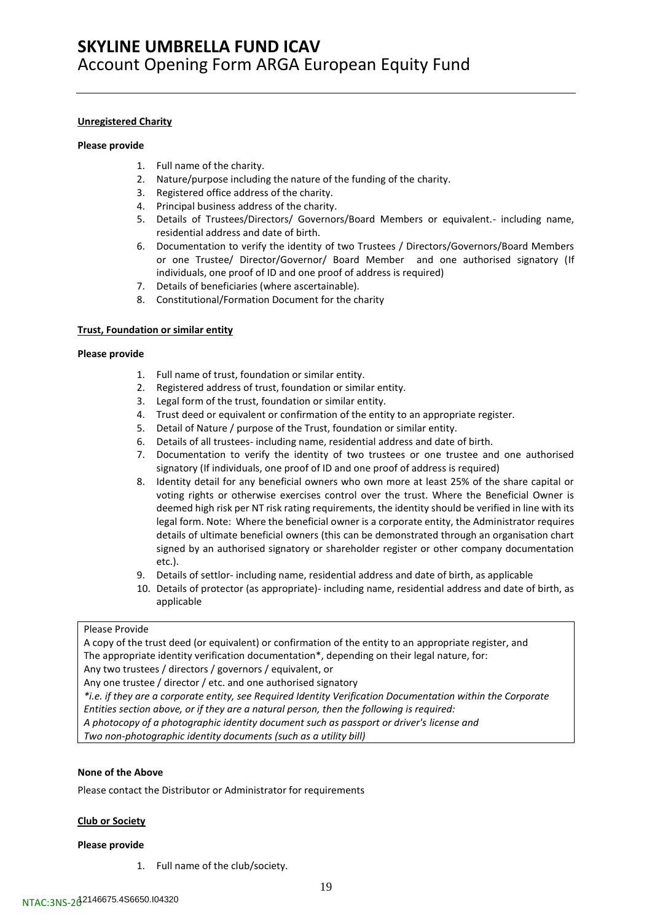**Unregistered Charity**

**Please provide**

1. Full name of the charity.
2. Nature/purpose including the nature of the funding of the charity.
3. Registered office address of the charity.
4. Principal business address of the charity.
5. Details of Trustees/Directors/ Governors/Board Members or equivalent.- including name, residential address and date of birth.
6. Documentation to verify the identity of two Trustees / Directors/Governors/Board Members or one Trustee/ Director/Governor/ Board Member and one authorised signatory (If individuals, one proof of ID and one proof of address is required)
7. Details of beneficiaries (where ascertainable).
8. Constitutional/Formation Document for the charity

**Trust, Foundation or similar entity**

**Please provide**

1. Full name of trust, foundation or similar entity.
2. Registered address of trust, foundation or similar entity.
3. Legal form of the trust, foundation or similar entity.
4. Trust deed or equivalent or confirmation of the entity to an appropriate register.
5. Detail of Nature / purpose of the Trust, foundation or similar entity.
6. Details of all trustees- including name, residential address and date of birth.
7. Documentation to verify the identity of two trustees or one trustee and one authorised signatory (If individuals, one proof of ID and one proof of address is required)
8. Identity detail for any beneficial owners who own more at least 25% of the share capital or voting rights or otherwise exercises control over the trust. Where the Beneficial Owner is deemed high risk per NT risk rating requirements, the identity should be verified in line with its legal form. Note: Where the beneficial owner is a corporate entity, the Administrator requires details of ultimate beneficial owners (this can be demonstrated through an organisation chart signed by an authorised signatory or shareholder register or other company documentation etc.).
9. Details of settlor- including name, residential address and date of birth, as applicable
10. Details of protector (as appropriate)- including name, residential address and date of birth, as applicable

Please Provide

A copy of the trust deed (or equivalent) or confirmation of the entity to an appropriate register, and

The appropriate identity verification documentation*, depending on their legal nature, for:

Any two trustees / directors / governors / equivalent, or

Any one trustee / director / etc. and one authorised signatory

*\*i.e. if they are a corporate entity, see Required Identity Verification Documentation within the Corporate Entities section above, or if they are a natural person, then the following is required:*

*A photocopy of a photographic identity document such as passport or driver's license and*

*Two non-photographic identity documents (such as a utility bill)*

**None of the Above**

Please contact the Distributor or Administrator for requirements

**Club or Society**

**Please provide**

1. Full name of the club/society.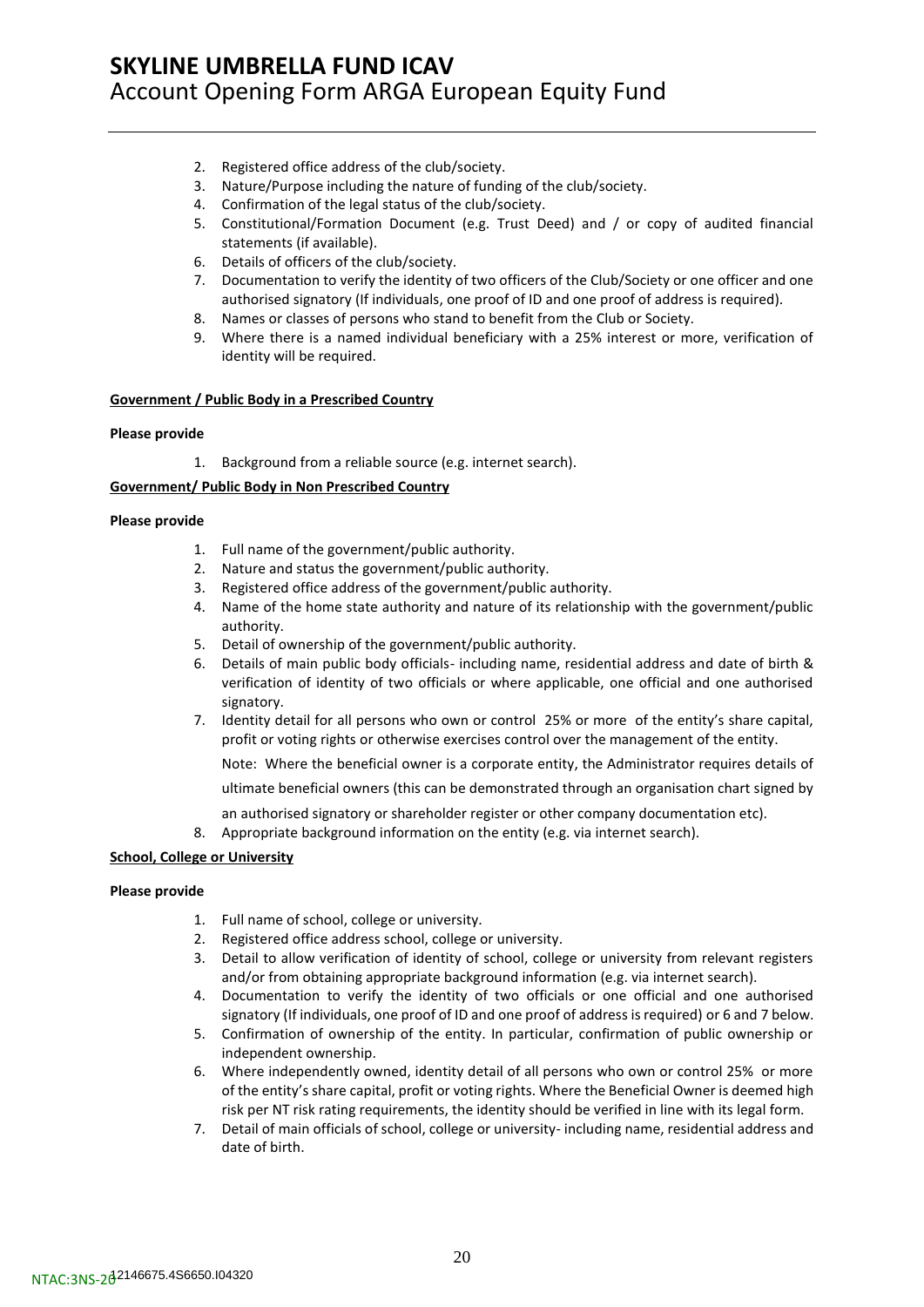2. Registered office address of the club/society.
3. Nature/Purpose including the nature of funding of the club/society.
4. Confirmation of the legal status of the club/society.
5. Constitutional/Formation Document (e.g. Trust Deed) and / or copy of audited financial statements (if available).
6. Details of officers of the club/society.
7. Documentation to verify the identity of two officers of the Club/Society or one officer and one authorised signatory (If individuals, one proof of ID and one proof of address is required).
8. Names or classes of persons who stand to benefit from the Club or Society.
9. Where there is a named individual beneficiary with a 25% interest or more, verification of identity will be required.

**Government / Public Body in a Prescribed Country**

**Please provide**

1. Background from a reliable source (e.g. internet search).

**Government/ Public Body in Non Prescribed Country**

**Please provide**

1. Full name of the government/public authority.
2. Nature and status the government/public authority.
3. Registered office address of the government/public authority.
4. Name of the home state authority and nature of its relationship with the government/public authority.
5. Detail of ownership of the government/public authority.
6. Details of main public body officials- including name, residential address and date of birth & verification of identity of two officials or where applicable, one official and one authorised signatory.
7. Identity detail for all persons who own or control 25% or more of the entity's share capital, profit or voting rights or otherwise exercises control over the management of the entity.

   Note: Where the beneficial owner is a corporate entity, the Administrator requires details of ultimate beneficial owners (this can be demonstrated through an organisation chart signed by an authorised signatory or shareholder register or other company documentation etc).
8. Appropriate background information on the entity (e.g. via internet search).

**School, College or University**

**Please provide**

1. Full name of school, college or university.
2. Registered office address school, college or university.
3. Detail to allow verification of identity of school, college or university from relevant registers and/or from obtaining appropriate background information (e.g. via internet search).
4. Documentation to verify the identity of two officials or one official and one authorised signatory (If individuals, one proof of ID and one proof of address is required) or 6 and 7 below.
5. Confirmation of ownership of the entity. In particular, confirmation of public ownership or independent ownership.
6. Where independently owned, identity detail of all persons who own or control 25% or more of the entity's share capital, profit or voting rights. Where the Beneficial Owner is deemed high risk per NT risk rating requirements, the identity should be verified in line with its legal form.
7. Detail of main officials of school, college or university- including name, residential address and date of birth.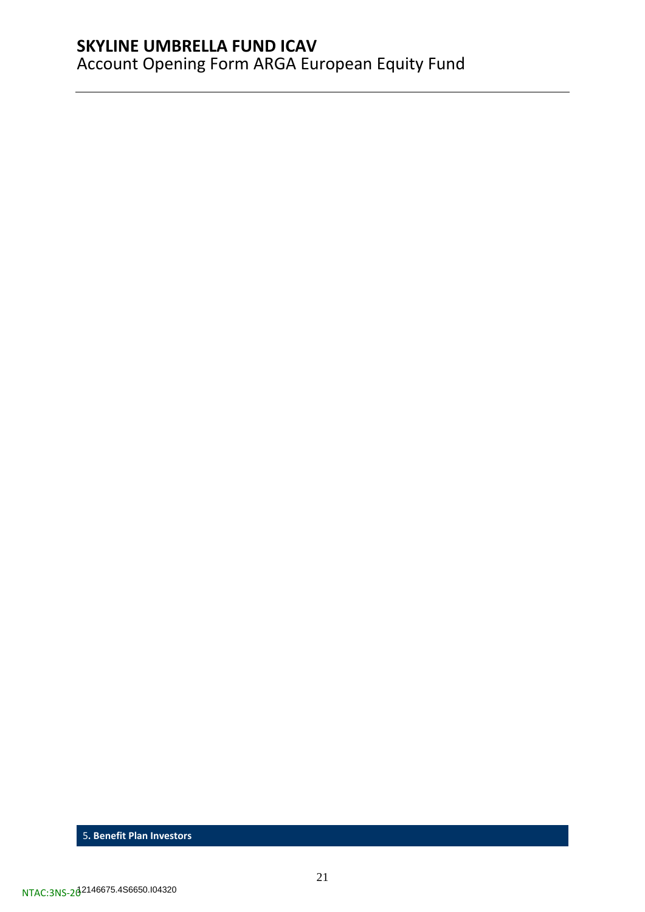## 5. Benefit Plan Investors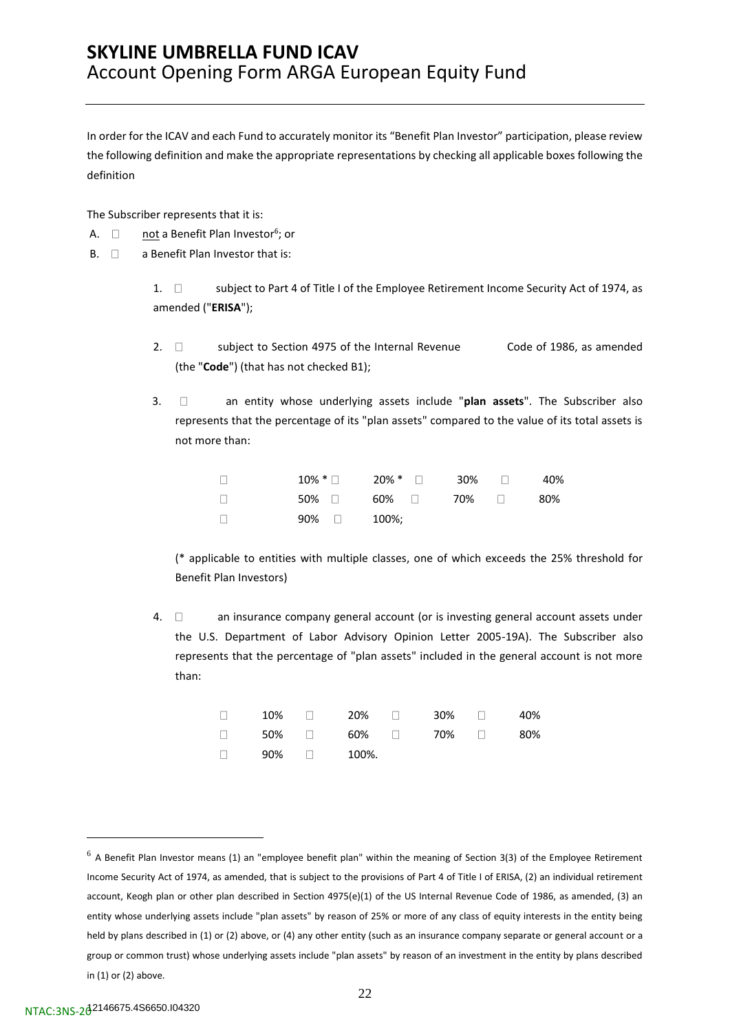# SKYLINE UMBRELLA FUND ICAV

Account Opening Form ARGA European Equity Fund

In order for the ICAV and each Fund to accurately monitor its "Benefit Plan Investor" participation, please review the following definition and make the appropriate representations by checking all applicable boxes following the definition

The Subscriber represents that it is:

A. ☐ not a Benefit Plan Investor[6]; or

B. ☐ a Benefit Plan Investor that is:

1. ☐ subject to Part 4 of Title I of the Employee Retirement Income Security Act of 1974, as amended ("**ERISA**");

2. ☐ subject to Section 4975 of the Internal Revenue Code of 1986, as amended (the "**Code**") (that has not checked B1);

3. ☐ an entity whose underlying assets include "**plan assets**". The Subscriber also represents that the percentage of its "plan assets" compared to the value of its total assets is not more than:

   ☐ 10% * ☐ 20% * ☐ 30% ☐ 40%
   ☐ 50% ☐ 60% ☐ 70% ☐ 80%
   ☐ 90% ☐ 100%;

   (* applicable to entities with multiple classes, one of which exceeds the 25% threshold for Benefit Plan Investors)

4. ☐ an insurance company general account (or is investing general account assets under the U.S. Department of Labor Advisory Opinion Letter 2005-19A). The Subscriber also represents that the percentage of "plan assets" included in the general account is not more than:

   ☐ 10% ☐ 20% ☐ 30% ☐ 40%
   ☐ 50% ☐ 60% ☐ 70% ☐ 80%
   ☐ 90% ☐ 100%.

---

[6] A Benefit Plan Investor means (1) an "employee benefit plan" within the meaning of Section 3(3) of the Employee Retirement Income Security Act of 1974, as amended, that is subject to the provisions of Part 4 of Title I of ERISA, (2) an individual retirement account, Keogh plan or other plan described in Section 4975(e)(1) of the US Internal Revenue Code of 1986, as amended, (3) an entity whose underlying assets include "plan assets" by reason of 25% or more of any class of equity interests in the entity being held by plans described in (1) or (2) above, or (4) any other entity (such as an insurance company separate or general account or a group or common trust) whose underlying assets include "plan assets" by reason of an investment in the entity by plans described in (1) or (2) above.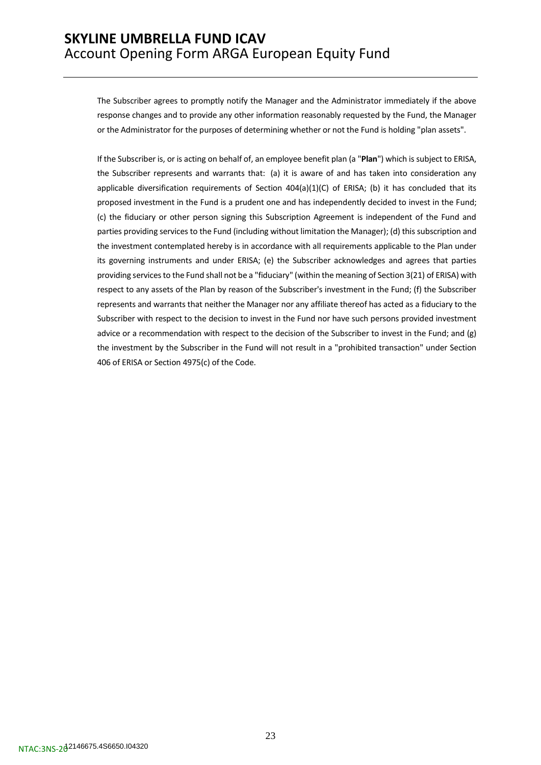The Subscriber agrees to promptly notify the Manager and the Administrator immediately if the above response changes and to provide any other information reasonably requested by the Fund, the Manager or the Administrator for the purposes of determining whether or not the Fund is holding "plan assets".

If the Subscriber is, or is acting on behalf of, an employee benefit plan (a "**Plan**") which is subject to ERISA, the Subscriber represents and warrants that: (a) it is aware of and has taken into consideration any applicable diversification requirements of Section 404(a)(1)(C) of ERISA; (b) it has concluded that its proposed investment in the Fund is a prudent one and has independently decided to invest in the Fund; (c) the fiduciary or other person signing this Subscription Agreement is independent of the Fund and parties providing services to the Fund (including without limitation the Manager); (d) this subscription and the investment contemplated hereby is in accordance with all requirements applicable to the Plan under its governing instruments and under ERISA; (e) the Subscriber acknowledges and agrees that parties providing services to the Fund shall not be a "fiduciary" (within the meaning of Section 3(21) of ERISA) with respect to any assets of the Plan by reason of the Subscriber's investment in the Fund; (f) the Subscriber represents and warrants that neither the Manager nor any affiliate thereof has acted as a fiduciary to the Subscriber with respect to the decision to invest in the Fund nor have such persons provided investment advice or a recommendation with respect to the decision of the Subscriber to invest in the Fund; and (g) the investment by the Subscriber in the Fund will not result in a "prohibited transaction" under Section 406 of ERISA or Section 4975(c) of the Code.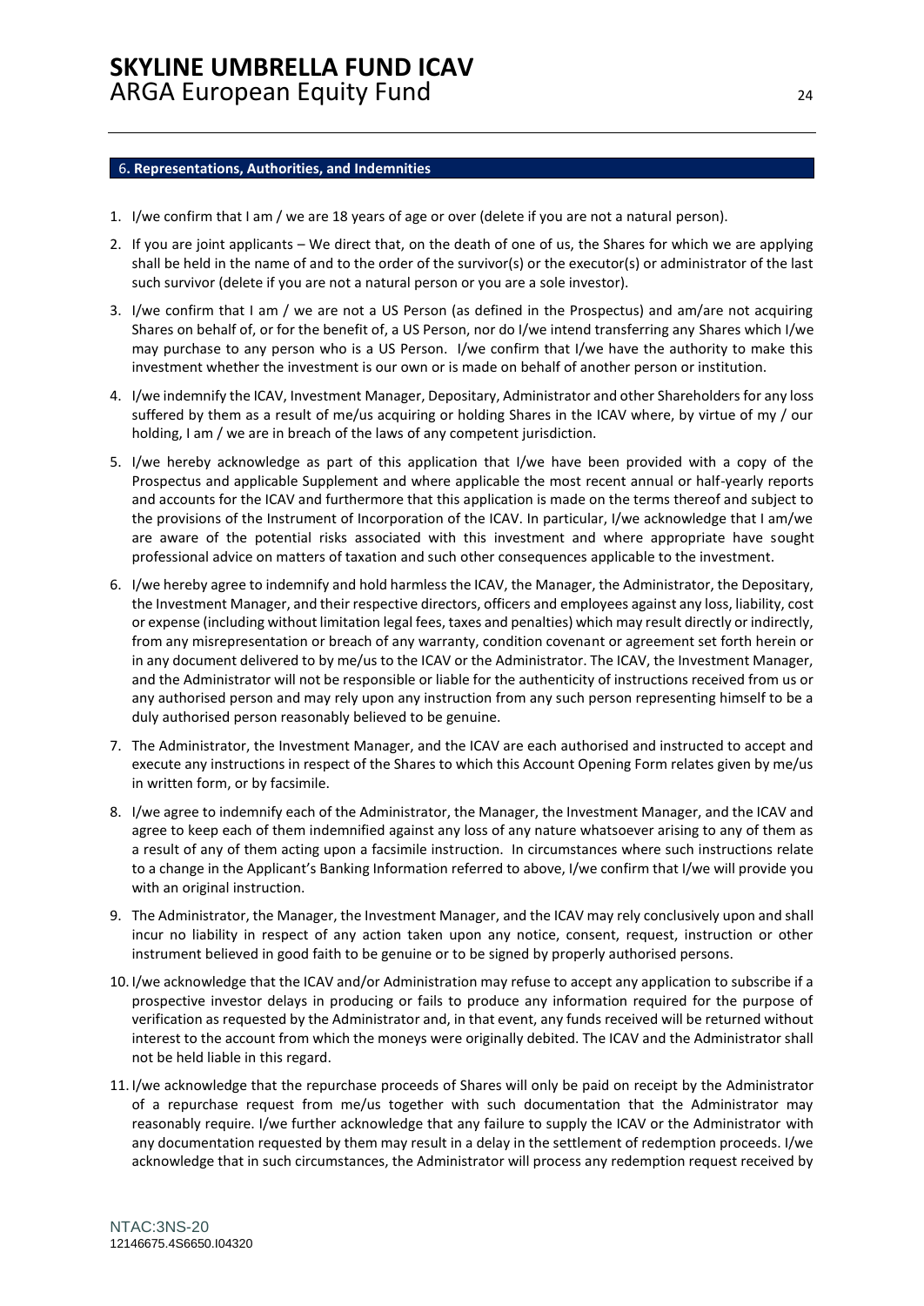## 6. Representations, Authorities, and Indemnities

1. I/we confirm that I am / we are 18 years of age or over (delete if you are not a natural person).
2. If you are joint applicants – We direct that, on the death of one of us, the Shares for which we are applying shall be held in the name of and to the order of the survivor(s) or the executor(s) or administrator of the last such survivor (delete if you are not a natural person or you are a sole investor).
3. I/we confirm that I am / we are not a US Person (as defined in the Prospectus) and am/are not acquiring Shares on behalf of, or for the benefit of, a US Person, nor do I/we intend transferring any Shares which I/we may purchase to any person who is a US Person. I/we confirm that I/we have the authority to make this investment whether the investment is our own or is made on behalf of another person or institution.
4. I/we indemnify the ICAV, Investment Manager, Depositary, Administrator and other Shareholders for any loss suffered by them as a result of me/us acquiring or holding Shares in the ICAV where, by virtue of my / our holding, I am / we are in breach of the laws of any competent jurisdiction.
5. I/we hereby acknowledge as part of this application that I/we have been provided with a copy of the Prospectus and applicable Supplement and where applicable the most recent annual or half-yearly reports and accounts for the ICAV and furthermore that this application is made on the terms thereof and subject to the provisions of the Instrument of Incorporation of the ICAV. In particular, I/we acknowledge that I am/we are aware of the potential risks associated with this investment and where appropriate have sought professional advice on matters of taxation and such other consequences applicable to the investment.
6. I/we hereby agree to indemnify and hold harmless the ICAV, the Manager, the Administrator, the Depositary, the Investment Manager, and their respective directors, officers and employees against any loss, liability, cost or expense (including without limitation legal fees, taxes and penalties) which may result directly or indirectly, from any misrepresentation or breach of any warranty, condition covenant or agreement set forth herein or in any document delivered to by me/us to the ICAV or the Administrator. The ICAV, the Investment Manager, and the Administrator will not be responsible or liable for the authenticity of instructions received from us or any authorised person and may rely upon any instruction from any such person representing himself to be a duly authorised person reasonably believed to be genuine.
7. The Administrator, the Investment Manager, and the ICAV are each authorised and instructed to accept and execute any instructions in respect of the Shares to which this Account Opening Form relates given by me/us in written form, or by facsimile.
8. I/we agree to indemnify each of the Administrator, the Manager, the Investment Manager, and the ICAV and agree to keep each of them indemnified against any loss of any nature whatsoever arising to any of them as a result of any of them acting upon a facsimile instruction. In circumstances where such instructions relate to a change in the Applicant's Banking Information referred to above, I/we confirm that I/we will provide you with an original instruction.
9. The Administrator, the Manager, the Investment Manager, and the ICAV may rely conclusively upon and shall incur no liability in respect of any action taken upon any notice, consent, request, instruction or other instrument believed in good faith to be genuine or to be signed by properly authorised persons.
10. I/we acknowledge that the ICAV and/or Administration may refuse to accept any application to subscribe if a prospective investor delays in producing or fails to produce any information required for the purpose of verification as requested by the Administrator and, in that event, any funds received will be returned without interest to the account from which the moneys were originally debited. The ICAV and the Administrator shall not be held liable in this regard.
11. I/we acknowledge that the repurchase proceeds of Shares will only be paid on receipt by the Administrator of a repurchase request from me/us together with such documentation that the Administrator may reasonably require. I/we further acknowledge that any failure to supply the ICAV or the Administrator with any documentation requested by them may result in a delay in the settlement of redemption proceeds. I/we acknowledge that in such circumstances, the Administrator will process any redemption request received by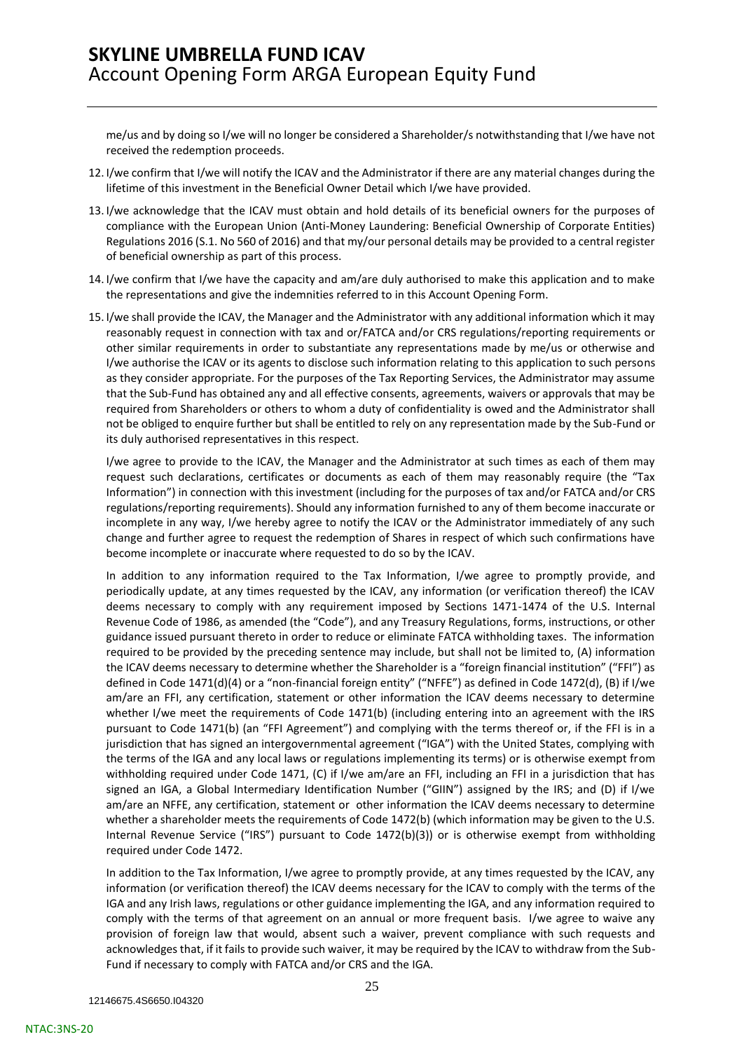me/us and by doing so I/we will no longer be considered a Shareholder/s notwithstanding that I/we have not received the redemption proceeds.

12. I/we confirm that I/we will notify the ICAV and the Administrator if there are any material changes during the lifetime of this investment in the Beneficial Owner Detail which I/we have provided.

13. I/we acknowledge that the ICAV must obtain and hold details of its beneficial owners for the purposes of compliance with the European Union (Anti-Money Laundering: Beneficial Ownership of Corporate Entities) Regulations 2016 (S.1. No 560 of 2016) and that my/our personal details may be provided to a central register of beneficial ownership as part of this process.

14. I/we confirm that I/we have the capacity and am/are duly authorised to make this application and to make the representations and give the indemnities referred to in this Account Opening Form.

15. I/we shall provide the ICAV, the Manager and the Administrator with any additional information which it may reasonably request in connection with tax and or/FATCA and/or CRS regulations/reporting requirements or other similar requirements in order to substantiate any representations made by me/us or otherwise and I/we authorise the ICAV or its agents to disclose such information relating to this application to such persons as they consider appropriate. For the purposes of the Tax Reporting Services, the Administrator may assume that the Sub-Fund has obtained any and all effective consents, agreements, waivers or approvals that may be required from Shareholders or others to whom a duty of confidentiality is owed and the Administrator shall not be obliged to enquire further but shall be entitled to rely on any representation made by the Sub-Fund or its duly authorised representatives in this respect.

    I/we agree to provide to the ICAV, the Manager and the Administrator at such times as each of them may request such declarations, certificates or documents as each of them may reasonably require (the "Tax Information") in connection with this investment (including for the purposes of tax and/or FATCA and/or CRS regulations/reporting requirements). Should any information furnished to any of them become inaccurate or incomplete in any way, I/we hereby agree to notify the ICAV or the Administrator immediately of any such change and further agree to request the redemption of Shares in respect of which such confirmations have become incomplete or inaccurate where requested to do so by the ICAV.

    In addition to any information required to the Tax Information, I/we agree to promptly provide, and periodically update, at any times requested by the ICAV, any information (or verification thereof) the ICAV deems necessary to comply with any requirement imposed by Sections 1471-1474 of the U.S. Internal Revenue Code of 1986, as amended (the "Code"), and any Treasury Regulations, forms, instructions, or other guidance issued pursuant thereto in order to reduce or eliminate FATCA withholding taxes. The information required to be provided by the preceding sentence may include, but shall not be limited to, (A) information the ICAV deems necessary to determine whether the Shareholder is a "foreign financial institution" ("FFI") as defined in Code 1471(d)(4) or a "non-financial foreign entity" ("NFFE") as defined in Code 1472(d), (B) if I/we am/are an FFI, any certification, statement or other information the ICAV deems necessary to determine whether I/we meet the requirements of Code 1471(b) (including entering into an agreement with the IRS pursuant to Code 1471(b) (an "FFI Agreement") and complying with the terms thereof or, if the FFI is in a jurisdiction that has signed an intergovernmental agreement ("IGA") with the United States, complying with the terms of the IGA and any local laws or regulations implementing its terms) or is otherwise exempt from withholding required under Code 1471, (C) if I/we am/are an FFI, including an FFI in a jurisdiction that has signed an IGA, a Global Intermediary Identification Number ("GIIN") assigned by the IRS; and (D) if I/we am/are an NFFE, any certification, statement or other information the ICAV deems necessary to determine whether a shareholder meets the requirements of Code 1472(b) (which information may be given to the U.S. Internal Revenue Service ("IRS") pursuant to Code 1472(b)(3)) or is otherwise exempt from withholding required under Code 1472.

    In addition to the Tax Information, I/we agree to promptly provide, at any times requested by the ICAV, any information (or verification thereof) the ICAV deems necessary for the ICAV to comply with the terms of the IGA and any Irish laws, regulations or other guidance implementing the IGA, and any information required to comply with the terms of that agreement on an annual or more frequent basis. I/we agree to waive any provision of foreign law that would, absent such a waiver, prevent compliance with such requests and acknowledges that, if it fails to provide such waiver, it may be required by the ICAV to withdraw from the Sub-Fund if necessary to comply with FATCA and/or CRS and the IGA.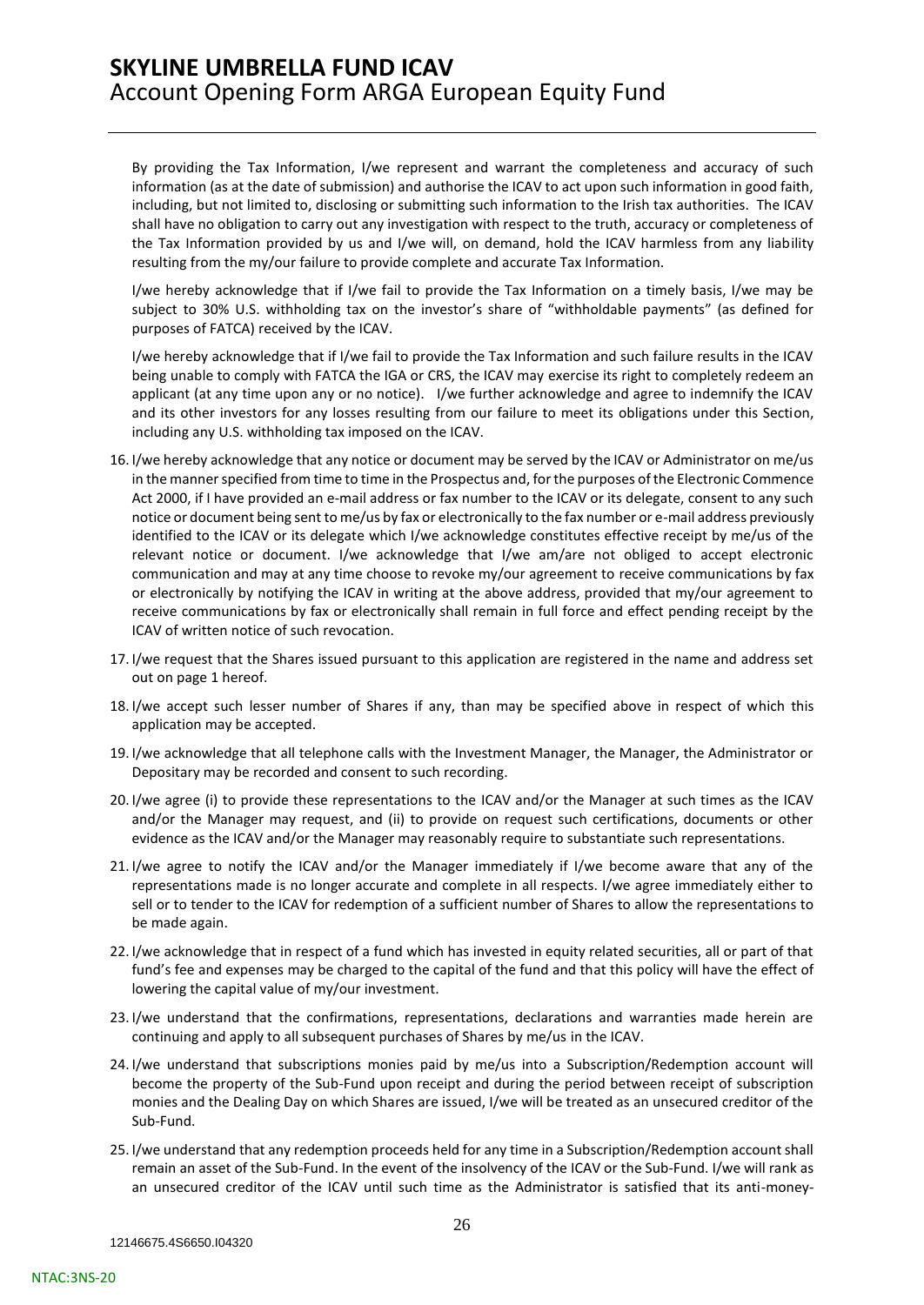By providing the Tax Information, I/we represent and warrant the completeness and accuracy of such information (as at the date of submission) and authorise the ICAV to act upon such information in good faith, including, but not limited to, disclosing or submitting such information to the Irish tax authorities. The ICAV shall have no obligation to carry out any investigation with respect to the truth, accuracy or completeness of the Tax Information provided by us and I/we will, on demand, hold the ICAV harmless from any liability resulting from the my/our failure to provide complete and accurate Tax Information.

I/we hereby acknowledge that if I/we fail to provide the Tax Information on a timely basis, I/we may be subject to 30% U.S. withholding tax on the investor's share of "withholdable payments" (as defined for purposes of FATCA) received by the ICAV.

I/we hereby acknowledge that if I/we fail to provide the Tax Information and such failure results in the ICAV being unable to comply with FATCA the IGA or CRS, the ICAV may exercise its right to completely redeem an applicant (at any time upon any or no notice). I/we further acknowledge and agree to indemnify the ICAV and its other investors for any losses resulting from our failure to meet its obligations under this Section, including any U.S. withholding tax imposed on the ICAV.

16. I/we hereby acknowledge that any notice or document may be served by the ICAV or Administrator on me/us in the manner specified from time to time in the Prospectus and, for the purposes of the Electronic Commence Act 2000, if I have provided an e-mail address or fax number to the ICAV or its delegate, consent to any such notice or document being sent to me/us by fax or electronically to the fax number or e-mail address previously identified to the ICAV or its delegate which I/we acknowledge constitutes effective receipt by me/us of the relevant notice or document. I/we acknowledge that I/we am/are not obliged to accept electronic communication and may at any time choose to revoke my/our agreement to receive communications by fax or electronically by notifying the ICAV in writing at the above address, provided that my/our agreement to receive communications by fax or electronically shall remain in full force and effect pending receipt by the ICAV of written notice of such revocation.

17. I/we request that the Shares issued pursuant to this application are registered in the name and address set out on page 1 hereof.

18. I/we accept such lesser number of Shares if any, than may be specified above in respect of which this application may be accepted.

19. I/we acknowledge that all telephone calls with the Investment Manager, the Manager, the Administrator or Depositary may be recorded and consent to such recording.

20. I/we agree (i) to provide these representations to the ICAV and/or the Manager at such times as the ICAV and/or the Manager may request, and (ii) to provide on request such certifications, documents or other evidence as the ICAV and/or the Manager may reasonably require to substantiate such representations.

21. I/we agree to notify the ICAV and/or the Manager immediately if I/we become aware that any of the representations made is no longer accurate and complete in all respects. I/we agree immediately either to sell or to tender to the ICAV for redemption of a sufficient number of Shares to allow the representations to be made again.

22. I/we acknowledge that in respect of a fund which has invested in equity related securities, all or part of that fund's fee and expenses may be charged to the capital of the fund and that this policy will have the effect of lowering the capital value of my/our investment.

23. I/we understand that the confirmations, representations, declarations and warranties made herein are continuing and apply to all subsequent purchases of Shares by me/us in the ICAV.

24. I/we understand that subscriptions monies paid by me/us into a Subscription/Redemption account will become the property of the Sub-Fund upon receipt and during the period between receipt of subscription monies and the Dealing Day on which Shares are issued, I/we will be treated as an unsecured creditor of the Sub-Fund.

25. I/we understand that any redemption proceeds held for any time in a Subscription/Redemption account shall remain an asset of the Sub-Fund. In the event of the insolvency of the ICAV or the Sub-Fund. I/we will rank as an unsecured creditor of the ICAV until such time as the Administrator is satisfied that its anti-money-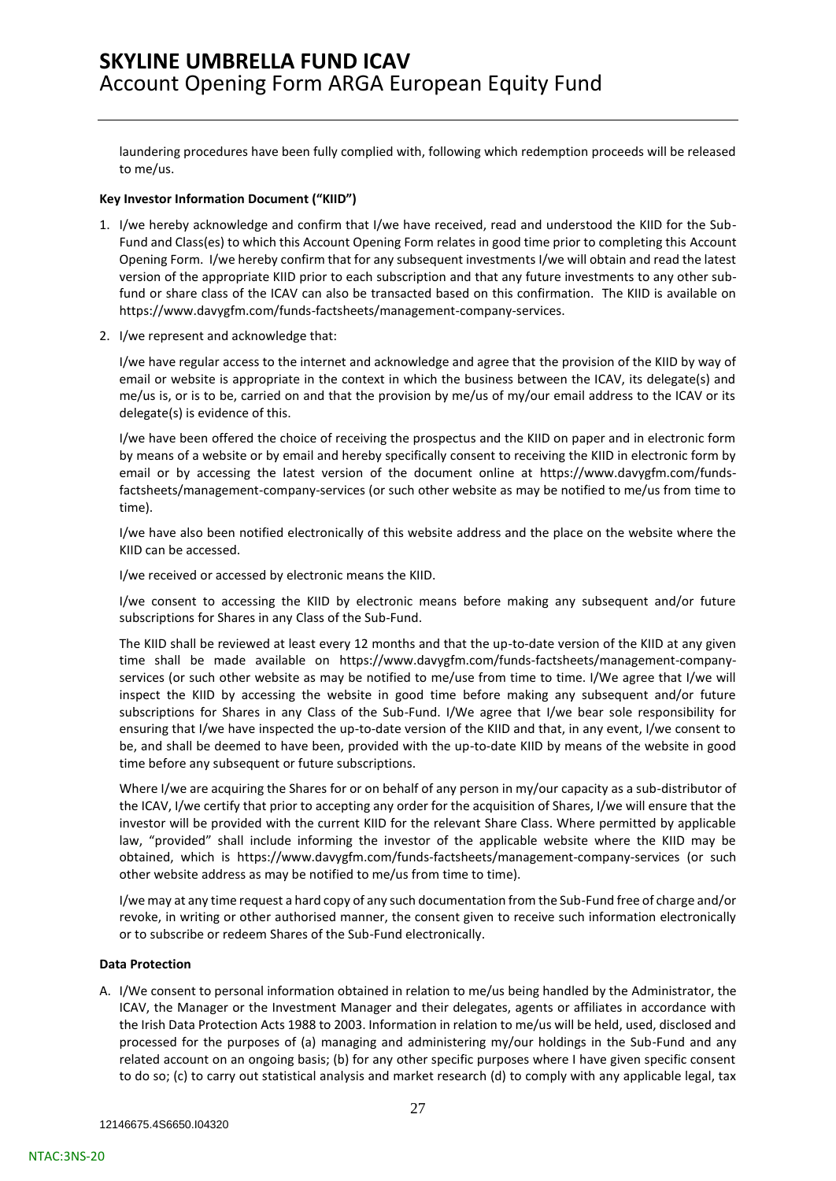laundering procedures have been fully complied with, following which redemption proceeds will be released to me/us.

**Key Investor Information Document ("KIID")**

1. I/we hereby acknowledge and confirm that I/we have received, read and understood the KIID for the Sub-Fund and Class(es) to which this Account Opening Form relates in good time prior to completing this Account Opening Form. I/we hereby confirm that for any subsequent investments I/we will obtain and read the latest version of the appropriate KIID prior to each subscription and that any future investments to any other sub-fund or share class of the ICAV can also be transacted based on this confirmation. The KIID is available on https://www.davygfm.com/funds-factsheets/management-company-services.

2. I/we represent and acknowledge that:

   I/we have regular access to the internet and acknowledge and agree that the provision of the KIID by way of email or website is appropriate in the context in which the business between the ICAV, its delegate(s) and me/us is, or is to be, carried on and that the provision by me/us of my/our email address to the ICAV or its delegate(s) is evidence of this.

   I/we have been offered the choice of receiving the prospectus and the KIID on paper and in electronic form by means of a website or by email and hereby specifically consent to receiving the KIID in electronic form by email or by accessing the latest version of the document online at https://www.davygfm.com/funds-factsheets/management-company-services (or such other website as may be notified to me/us from time to time).

   I/we have also been notified electronically of this website address and the place on the website where the KIID can be accessed.

   I/we received or accessed by electronic means the KIID.

   I/we consent to accessing the KIID by electronic means before making any subsequent and/or future subscriptions for Shares in any Class of the Sub-Fund.

   The KIID shall be reviewed at least every 12 months and that the up-to-date version of the KIID at any given time shall be made available on https://www.davygfm.com/funds-factsheets/management-company-services (or such other website as may be notified to me/use from time to time. I/We agree that I/we will inspect the KIID by accessing the website in good time before making any subsequent and/or future subscriptions for Shares in any Class of the Sub-Fund. I/We agree that I/we bear sole responsibility for ensuring that I/we have inspected the up-to-date version of the KIID and that, in any event, I/we consent to be, and shall be deemed to have been, provided with the up-to-date KIID by means of the website in good time before any subsequent or future subscriptions.

   Where I/we are acquiring the Shares for or on behalf of any person in my/our capacity as a sub-distributor of the ICAV, I/we certify that prior to accepting any order for the acquisition of Shares, I/we will ensure that the investor will be provided with the current KIID for the relevant Share Class. Where permitted by applicable law, "provided" shall include informing the investor of the applicable website where the KIID may be obtained, which is https://www.davygfm.com/funds-factsheets/management-company-services (or such other website address as may be notified to me/us from time to time).

   I/we may at any time request a hard copy of any such documentation from the Sub-Fund free of charge and/or revoke, in writing or other authorised manner, the consent given to receive such information electronically or to subscribe or redeem Shares of the Sub-Fund electronically.

**Data Protection**

A. I/We consent to personal information obtained in relation to me/us being handled by the Administrator, the ICAV, the Manager or the Investment Manager and their delegates, agents or affiliates in accordance with the Irish Data Protection Acts 1988 to 2003. Information in relation to me/us will be held, used, disclosed and processed for the purposes of (a) managing and administering my/our holdings in the Sub-Fund and any related account on an ongoing basis; (b) for any other specific purposes where I have given specific consent to do so; (c) to carry out statistical analysis and market research (d) to comply with any applicable legal, tax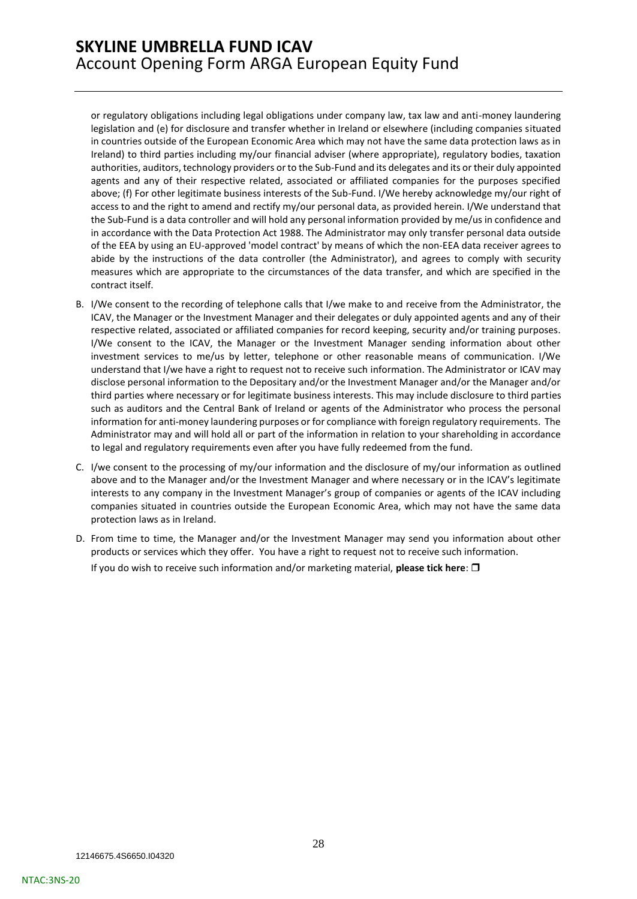or regulatory obligations including legal obligations under company law, tax law and anti-money laundering legislation and (e) for disclosure and transfer whether in Ireland or elsewhere (including companies situated in countries outside of the European Economic Area which may not have the same data protection laws as in Ireland) to third parties including my/our financial adviser (where appropriate), regulatory bodies, taxation authorities, auditors, technology providers or to the Sub-Fund and its delegates and its or their duly appointed agents and any of their respective related, associated or affiliated companies for the purposes specified above; (f) For other legitimate business interests of the Sub-Fund. I/We hereby acknowledge my/our right of access to and the right to amend and rectify my/our personal data, as provided herein. I/We understand that the Sub-Fund is a data controller and will hold any personal information provided by me/us in confidence and in accordance with the Data Protection Act 1988. The Administrator may only transfer personal data outside of the EEA by using an EU-approved 'model contract' by means of which the non-EEA data receiver agrees to abide by the instructions of the data controller (the Administrator), and agrees to comply with security measures which are appropriate to the circumstances of the data transfer, and which are specified in the contract itself.

B. I/We consent to the recording of telephone calls that I/we make to and receive from the Administrator, the ICAV, the Manager or the Investment Manager and their delegates or duly appointed agents and any of their respective related, associated or affiliated companies for record keeping, security and/or training purposes. I/We consent to the ICAV, the Manager or the Investment Manager sending information about other investment services to me/us by letter, telephone or other reasonable means of communication. I/We understand that I/we have a right to request not to receive such information. The Administrator or ICAV may disclose personal information to the Depositary and/or the Investment Manager and/or the Manager and/or third parties where necessary or for legitimate business interests. This may include disclosure to third parties such as auditors and the Central Bank of Ireland or agents of the Administrator who process the personal information for anti-money laundering purposes or for compliance with foreign regulatory requirements. The Administrator may and will hold all or part of the information in relation to your shareholding in accordance to legal and regulatory requirements even after you have fully redeemed from the fund.

C. I/we consent to the processing of my/our information and the disclosure of my/our information as outlined above and to the Manager and/or the Investment Manager and where necessary or in the ICAV's legitimate interests to any company in the Investment Manager's group of companies or agents of the ICAV including companies situated in countries outside the European Economic Area, which may not have the same data protection laws as in Ireland.

D. From time to time, the Manager and/or the Investment Manager may send you information about other products or services which they offer. You have a right to request not to receive such information.

   If you do wish to receive such information and/or marketing material, **please tick here**: ❒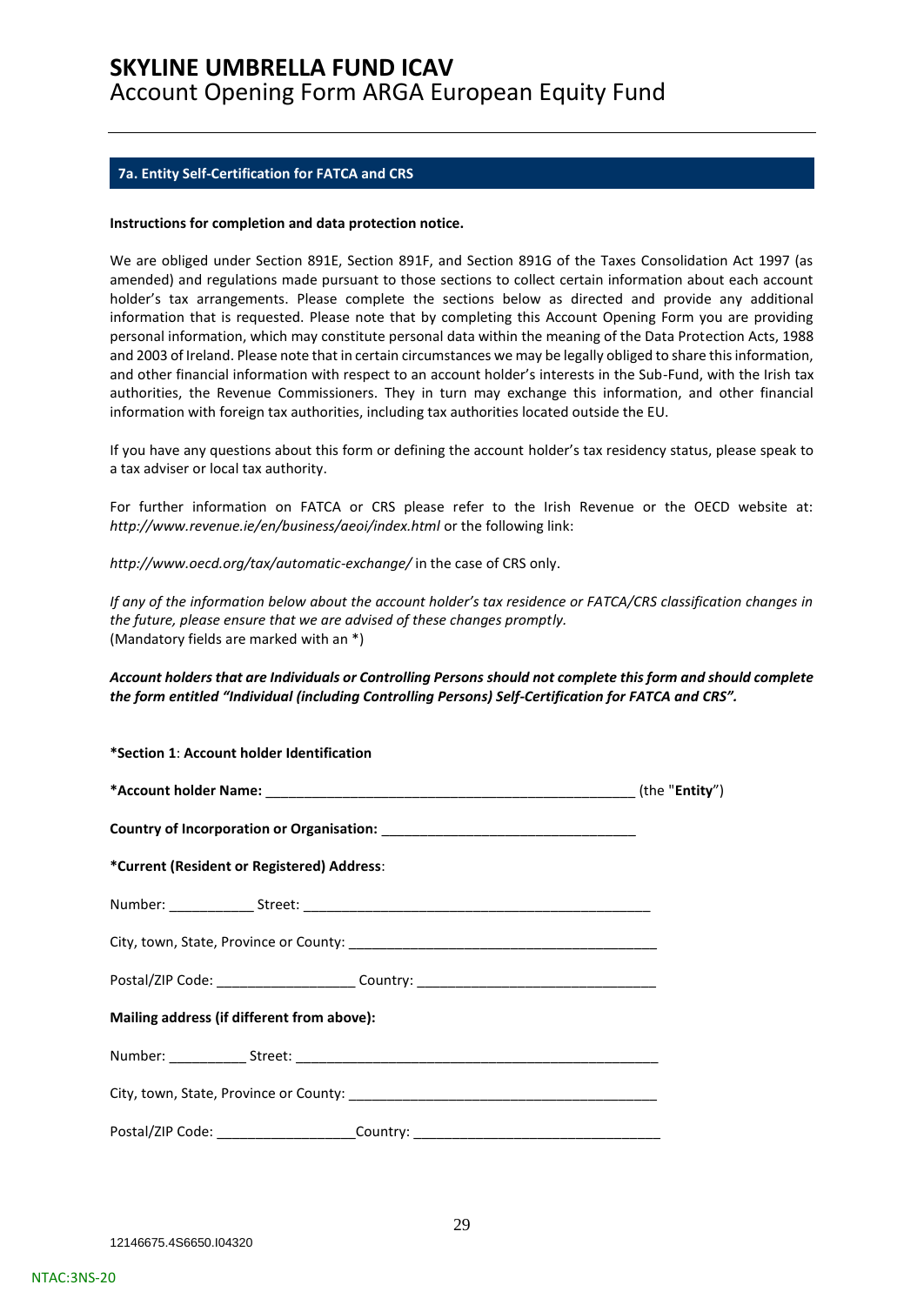# SKYLINE UMBRELLA FUND ICAV
## Account Opening Form ARGA European Equity Fund

---

### 7a. Entity Self-Certification for FATCA and CRS

**Instructions for completion and data protection notice.**

We are obliged under Section 891E, Section 891F, and Section 891G of the Taxes Consolidation Act 1997 (as amended) and regulations made pursuant to those sections to collect certain information about each account holder's tax arrangements. Please complete the sections below as directed and provide any additional information that is requested. Please note that by completing this Account Opening Form you are providing personal information, which may constitute personal data within the meaning of the Data Protection Acts, 1988 and 2003 of Ireland. Please note that in certain circumstances we may be legally obliged to share this information, and other financial information with respect to an account holder's interests in the Sub-Fund, with the Irish tax authorities, the Revenue Commissioners. They in turn may exchange this information, and other financial information with foreign tax authorities, including tax authorities located outside the EU.

If you have any questions about this form or defining the account holder's tax residency status, please speak to a tax adviser or local tax authority.

For further information on FATCA or CRS please refer to the Irish Revenue or the OECD website at: *http://www.revenue.ie/en/business/aeoi/index.html* or the following link:

*http://www.oecd.org/tax/automatic-exchange/* in the case of CRS only.

*If any of the information below about the account holder's tax residence or FATCA/CRS classification changes in the future, please ensure that we are advised of these changes promptly.*
(Mandatory fields are marked with an *)

***Account holders that are Individuals or Controlling Persons should not complete this form and should complete the form entitled "Individual (including Controlling Persons) Self-Certification for FATCA and CRS".***

**\*Section 1**: **Account holder Identification**

**\*Account holder Name:** _______________________________________________ (the "**Entity**")

**Country of Incorporation or Organisation:** ________________________________

**\*Current (Resident or Registered) Address**:

Number: ___________ Street: ____________________________________________

City, town, State, Province or County: ______________________________________

Postal/ZIP Code: __________________ Country: ______________________________

**Mailing address (if different from above):**

Number: __________ Street: ______________________________________________

City, town, State, Province or County: ______________________________________

Postal/ZIP Code: __________________Country: _______________________________

12146675.4S6650.I04320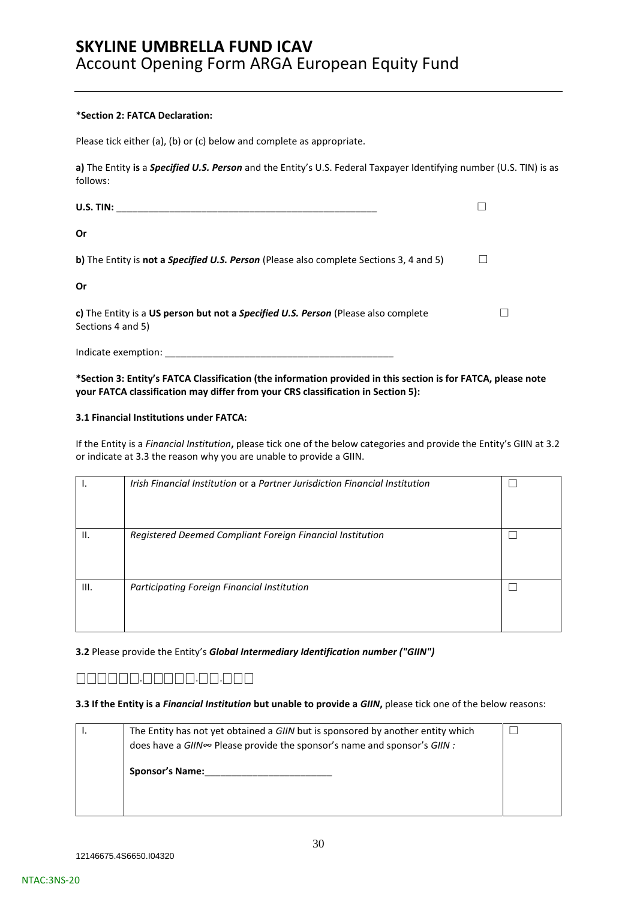# SKYLINE UMBRELLA FUND ICAV
Account Opening Form ARGA European Equity Fund

*__Section 2: FATCA Declaration:__

Please tick either (a), (b) or (c) below and complete as appropriate.

**a)** The Entity **is** a ***Specified U.S. Person*** and the Entity's U.S. Federal Taxpayer Identifying number (U.S. TIN) is as follows:

**U.S. TIN:** ___________________________________________________ ☐

**Or**

**b)** The Entity is **not a *Specified U.S. Person*** (Please also complete Sections 3, 4 and 5) ☐

**Or**

**c)** The Entity is a **US person but not a *Specified U.S. Person*** (Please also complete Sections 4 and 5) ☐

Indicate exemption: ____________________________________________

**\*Section 3: Entity's FATCA Classification (the information provided in this section is for FATCA, please note your FATCA classification may differ from your CRS classification in Section 5):**

**3.1 Financial Institutions under FATCA:**

If the Entity is a *Financial Institution*, please tick one of the below categories and provide the Entity's GIIN at 3.2 or indicate at 3.3 the reason why you are unable to provide a GIIN.

| | | |
|---|---|---|
| I. | *Irish Financial Institution* or a *Partner Jurisdiction Financial Institution* | ☐ |
| II. | *Registered Deemed Compliant Foreign Financial Institution* | ☐ |
| III. | *Participating Foreign Financial Institution* | ☐ |

**3.2** Please provide the Entity's ***Global Intermediary Identification number ("GIIN")***

☐☐☐☐☐☐.☐☐☐☐☐.☐☐.☐☐☐

**3.3 If the Entity is a *Financial Institution* but unable to provide a *GIIN*,** please tick one of the below reasons:

| | | |
|---|---|---|
| I. | The Entity has not yet obtained a *GIIN* but is sponsored by another entity which does have a *GIIN*∞ Please provide the sponsor's name and sponsor's *GIIN :*<br><br>**Sponsor's Name:**________________________ | ☐ |

12146675.4S6650.I04320

NTAC:3NS-20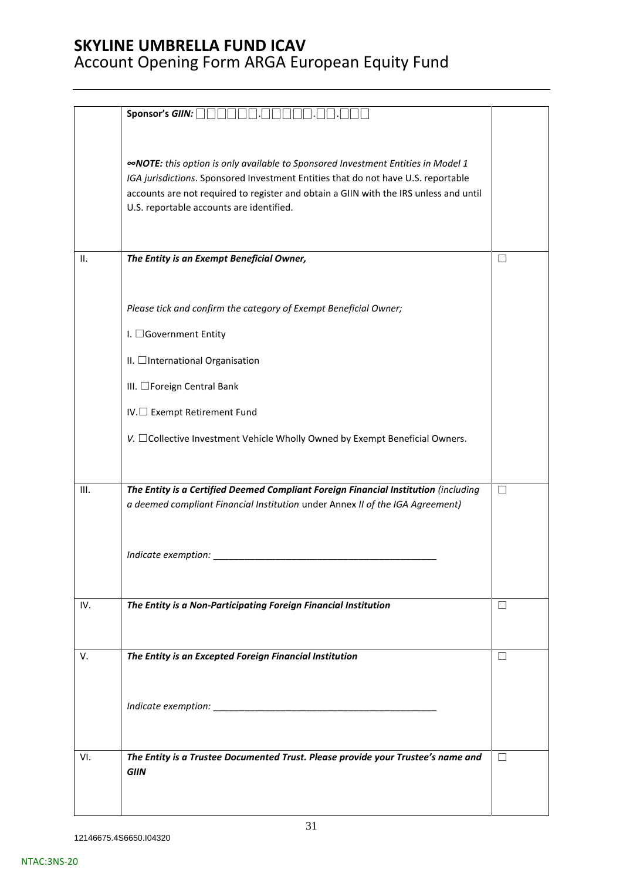| | | |
|---|---|---|
| | **Sponsor's *GIIN:*** ☐☐☐☐☐☐.☐☐☐☐☐.☐☐.☐☐☐<br><br>***∞NOTE:*** *this option is only available to Sponsored Investment Entities in Model 1 IGA jurisdictions*. Sponsored Investment Entities that do not have U.S. reportable accounts are not required to register and obtain a GIIN with the IRS unless and until U.S. reportable accounts are identified. | |
| II. | ***The Entity is an Exempt Beneficial Owner,***<br><br>*Please tick and confirm the category of Exempt Beneficial Owner;*<br><br>I. ☐Government Entity<br><br>II. ☐International Organisation<br><br>III. ☐Foreign Central Bank<br><br>IV.☐ Exempt Retirement Fund<br><br>*V.* ☐Collective Investment Vehicle Wholly Owned by Exempt Beneficial Owners. | ☐ |
| III. | ***The Entity is a Certified Deemed Compliant Foreign Financial Institution*** *(including a deemed compliant Financial Institution* under Annex *II of the IGA Agreement)*<br><br>*Indicate exemption:* ____________________________________________ | ☐ |
| IV. | ***The Entity is a Non-Participating Foreign Financial Institution*** | ☐ |
| V. | ***The Entity is an Excepted Foreign Financial Institution***<br><br>*Indicate exemption:* ____________________________________________ | ☐ |
| VI. | ***The Entity is a Trustee Documented Trust. Please provide your Trustee's name and GIIN*** | ☐ |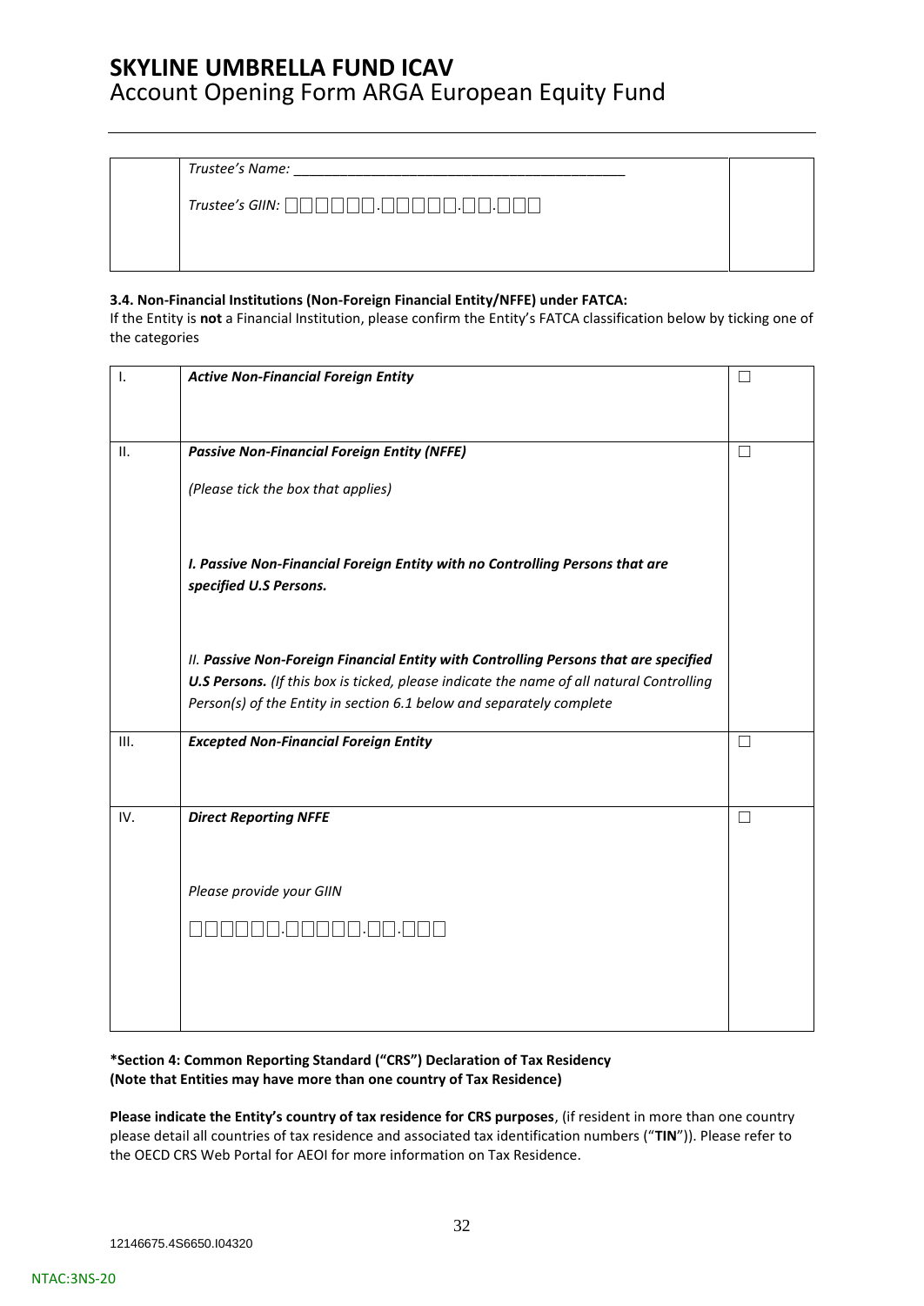| | *Trustee's Name:* ___________________________________________ *Trustee's GIIN:* □□□□□□.□□□□□.□□.□□□ | |
|---|---|---|

**3.4. Non-Financial Institutions (Non-Foreign Financial Entity/NFFE) under FATCA:**

If the Entity is **not** a Financial Institution, please confirm the Entity's FATCA classification below by ticking one of the categories

| I. | ***Active Non-Financial Foreign Entity*** | ☐ |
|---|---|---|
| II. | ***Passive Non-Financial Foreign Entity (NFFE)*** *(Please tick the box that applies)* ***I. Passive Non-Financial Foreign Entity with no Controlling Persons that are specified U.S Persons.*** *II.* ***Passive Non-Foreign Financial Entity with Controlling Persons that are specified U.S Persons.*** *(If this box is ticked, please indicate the name of all natural Controlling Person(s) of the Entity in section 6.1 below and separately complete* | ☐ |
| III. | ***Excepted Non-Financial Foreign Entity*** | ☐ |
| IV. | ***Direct Reporting NFFE*** *Please provide your GIIN* □□□□□□.□□□□□.□□.□□□ | ☐ |

**\*Section 4: Common Reporting Standard ("CRS") Declaration of Tax Residency**
**(Note that Entities may have more than one country of Tax Residence)**

**Please indicate the Entity's country of tax residence for CRS purposes**, (if resident in more than one country please detail all countries of tax residence and associated tax identification numbers ("**TIN**")). Please refer to the OECD CRS Web Portal for AEOI for more information on Tax Residence.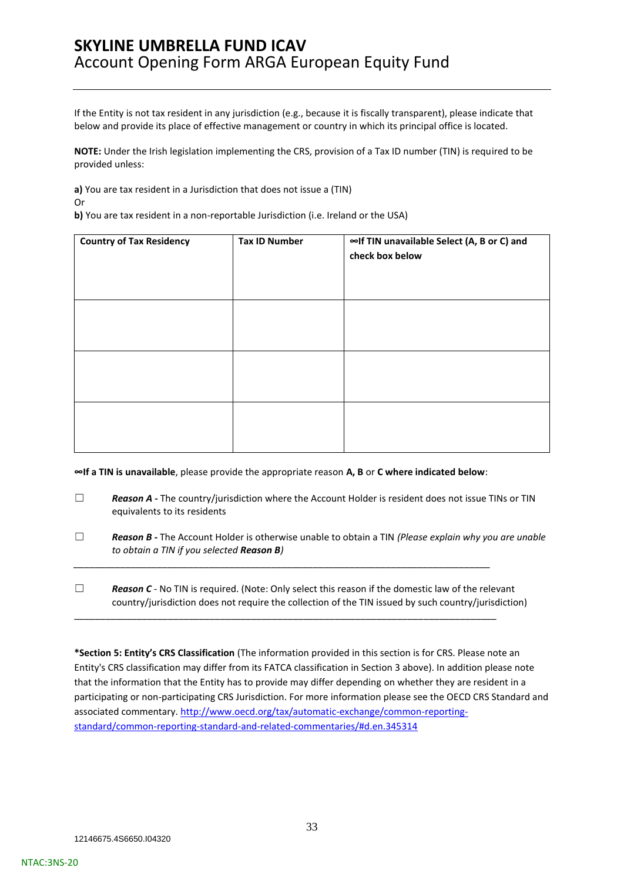If the Entity is not tax resident in any jurisdiction (e.g., because it is fiscally transparent), please indicate that below and provide its place of effective management or country in which its principal office is located.

**NOTE:** Under the Irish legislation implementing the CRS, provision of a Tax ID number (TIN) is required to be provided unless:

**a)** You are tax resident in a Jurisdiction that does not issue a (TIN)
Or
**b)** You are tax resident in a non-reportable Jurisdiction (i.e. Ireland or the USA)

| Country of Tax Residency | Tax ID Number | ∞If TIN unavailable Select (A, B or C) and check box below |
|---|---|---|
| | | |
| | | |
| | | |

**∞If a TIN is unavailable**, please provide the appropriate reason **A, B** or **C where indicated below**:

☐ ***Reason A -*** The country/jurisdiction where the Account Holder is resident does not issue TINs or TIN equivalents to its residents

☐ ***Reason B -*** The Account Holder is otherwise unable to obtain a TIN *(Please explain why you are unable to obtain a TIN if you selected **Reason B**)*

_______________________________________________________________________________

☐ ***Reason C*** - No TIN is required. (Note: Only select this reason if the domestic law of the relevant country/jurisdiction does not require the collection of the TIN issued by such country/jurisdiction)

_______________________________________________________________________________

**\*Section 5: Entity's CRS Classification** (The information provided in this section is for CRS. Please note an Entity's CRS classification may differ from its FATCA classification in Section 3 above). In addition please note that the information that the Entity has to provide may differ depending on whether they are resident in a participating or non-participating CRS Jurisdiction. For more information please see the OECD CRS Standard and associated commentary. [http://www.oecd.org/tax/automatic-exchange/common-reporting-standard/common-reporting-standard-and-related-commentaries/#d.en.345314](http://www.oecd.org/tax/automatic-exchange/common-reporting-standard/common-reporting-standard-and-related-commentaries/#d.en.345314)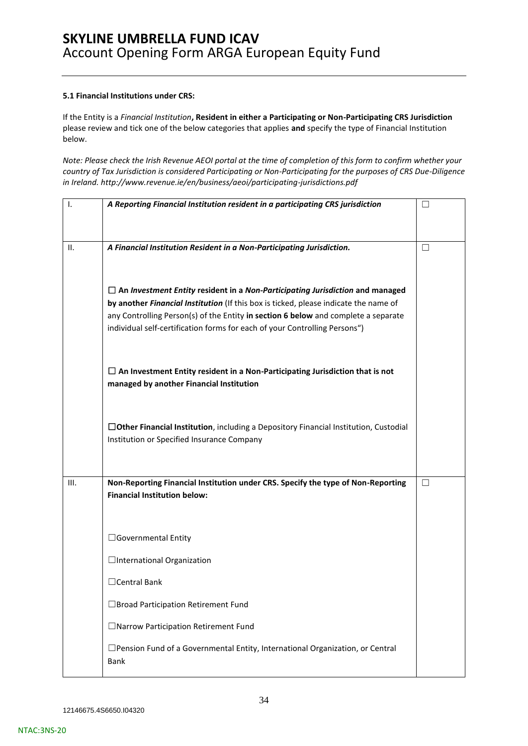#### 5.1 Financial Institutions under CRS:

If the Entity is a *Financial Institution*, **Resident in either a Participating or Non-Participating CRS Jurisdiction** please review and tick one of the below categories that applies **and** specify the type of Financial Institution below.

*Note: Please check the Irish Revenue AEOI portal at the time of completion of this form to confirm whether your country of Tax Jurisdiction is considered Participating or Non-Participating for the purposes of CRS Due-Diligence in Ireland. http://www.revenue.ie/en/business/aeoi/participating-jurisdictions.pdf*

| | | |
|---|---|---|
| I. | ***A Reporting Financial Institution resident in a participating CRS jurisdiction*** | ☐ |
| II. | ***A Financial Institution Resident in a Non-Participating Jurisdiction.***<br><br>☐ **An *Investment Entity* resident in a *Non-Participating Jurisdiction* and managed by another *Financial Institution*** (If this box is ticked, please indicate the name of any Controlling Person(s) of the Entity **in section 6 below** and complete a separate individual self-certification forms for each of your Controlling Persons")<br><br>☐ **An Investment Entity resident in a Non-Participating Jurisdiction that is not managed by another Financial Institution**<br><br>☐**Other Financial Institution**, including a Depository Financial Institution, Custodial Institution or Specified Insurance Company | ☐ |
| III. | **Non-Reporting Financial Institution under CRS. Specify the type of Non-Reporting Financial Institution below:**<br><br>☐Governmental Entity<br><br>☐International Organization<br><br>☐Central Bank<br><br>☐Broad Participation Retirement Fund<br><br>☐Narrow Participation Retirement Fund<br><br>☐Pension Fund of a Governmental Entity, International Organization, or Central Bank | ☐ |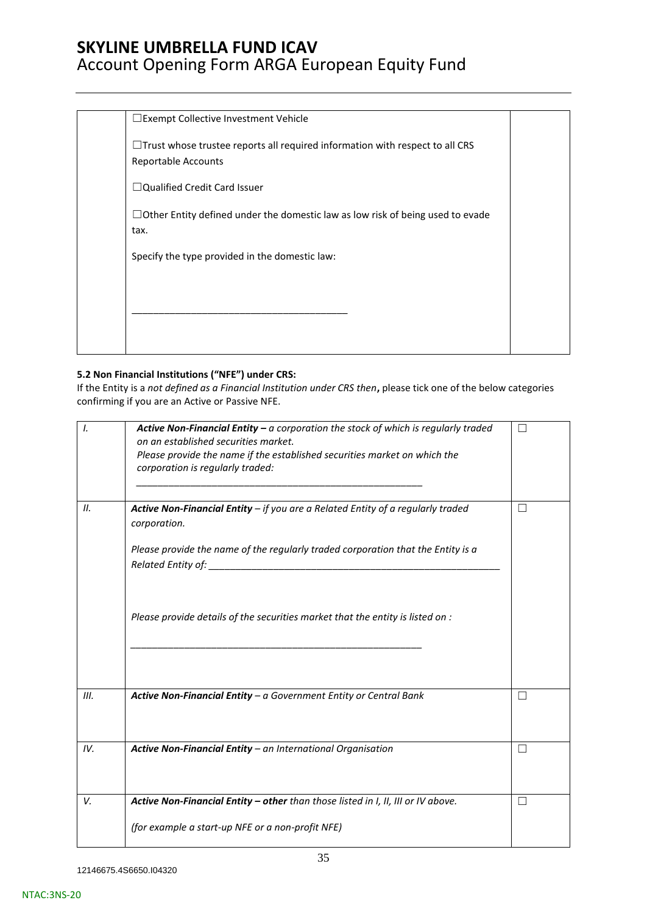|  | ☐Exempt Collective Investment Vehicle<br><br>☐Trust whose trustee reports all required information with respect to all CRS Reportable Accounts<br><br>☐Qualified Credit Card Issuer<br><br>☐Other Entity defined under the domestic law as low risk of being used to evade tax.<br><br>Specify the type provided in the domestic law:<br><br>_______________________________________ |  |
|---|---|---|

**5.2 Non Financial Institutions ("NFE") under CRS:**

If the Entity is a *not defined as a Financial Institution under CRS then***,** please tick one of the below categories confirming if you are an Active or Passive NFE.

| | | |
|---|---|---|
| *I.* | ***Active Non-Financial Entity –*** *a corporation the stock of which is regularly traded on an established securities market.*<br>*Please provide the name if the established securities market on which the corporation is regularly traded:*<br><br>_______________________________________________________ | ☐ |
| *II.* | ***Active Non-Financial Entity*** *– if you are a Related Entity of a regularly traded corporation.*<br><br>*Please provide the name of the regularly traded corporation that the Entity is a Related Entity of:* _______________________________________________________<br><br>*Please provide details of the securities market that the entity is listed on :*<br><br>_______________________________________________________ | ☐ |
| *III.* | ***Active Non-Financial Entity*** *– a Government Entity or Central Bank* | ☐ |
| *IV.* | ***Active Non-Financial Entity*** *– an International Organisation* | ☐ |
| *V.* | ***Active Non-Financial Entity – other*** *than those listed in I, II, III or IV above.*<br><br>*(for example a start-up NFE or a non-profit NFE)* | ☐ |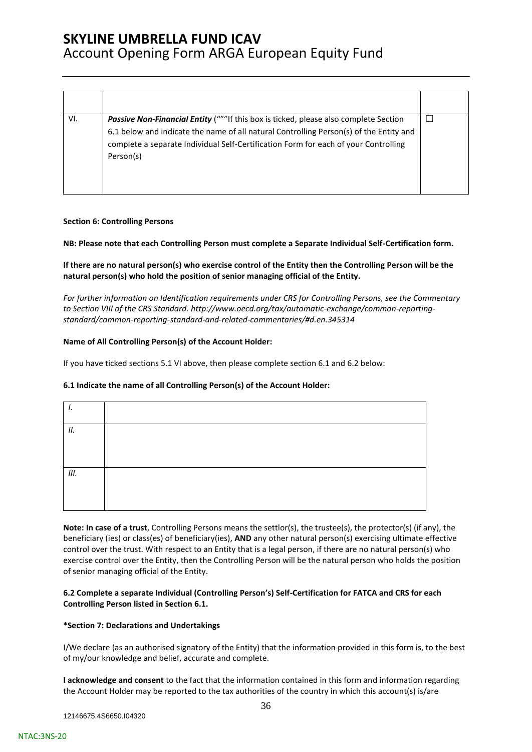| | | |
|---|---|---|
| | | |
| VI. | ***Passive Non-Financial Entity*** ("""If this box is ticked, please also complete Section 6.1 below and indicate the name of all natural Controlling Person(s) of the Entity and complete a separate Individual Self-Certification Form for each of your Controlling Person(s) | ☐ |

**Section 6: Controlling Persons**

**NB: Please note that each Controlling Person must complete a Separate Individual Self-Certification form.**

**If there are no natural person(s) who exercise control of the Entity then the Controlling Person will be the natural person(s) who hold the position of senior managing official of the Entity.**

*For further information on Identification requirements under CRS for Controlling Persons, see the Commentary to Section VIII of the CRS Standard. http://www.oecd.org/tax/automatic-exchange/common-reporting-standard/common-reporting-standard-and-related-commentaries/#d.en.345314*

**Name of All Controlling Person(s) of the Account Holder:**

If you have ticked sections 5.1 VI above, then please complete section 6.1 and 6.2 below:

**6.1 Indicate the name of all Controlling Person(s) of the Account Holder:**

| | |
|---|---|
| *I.* | |
| *II.* | |
| *III.* | |

**Note: In case of a trust**, Controlling Persons means the settlor(s), the trustee(s), the protector(s) (if any), the beneficiary (ies) or class(es) of beneficiary(ies), **AND** any other natural person(s) exercising ultimate effective control over the trust. With respect to an Entity that is a legal person, if there are no natural person(s) who exercise control over the Entity, then the Controlling Person will be the natural person who holds the position of senior managing official of the Entity.

**6.2 Complete a separate Individual (Controlling Person's) Self-Certification for FATCA and CRS for each Controlling Person listed in Section 6.1.**

**\*Section 7: Declarations and Undertakings**

I/We declare (as an authorised signatory of the Entity) that the information provided in this form is, to the best of my/our knowledge and belief, accurate and complete.

**I acknowledge and consent** to the fact that the information contained in this form and information regarding the Account Holder may be reported to the tax authorities of the country in which this account(s) is/are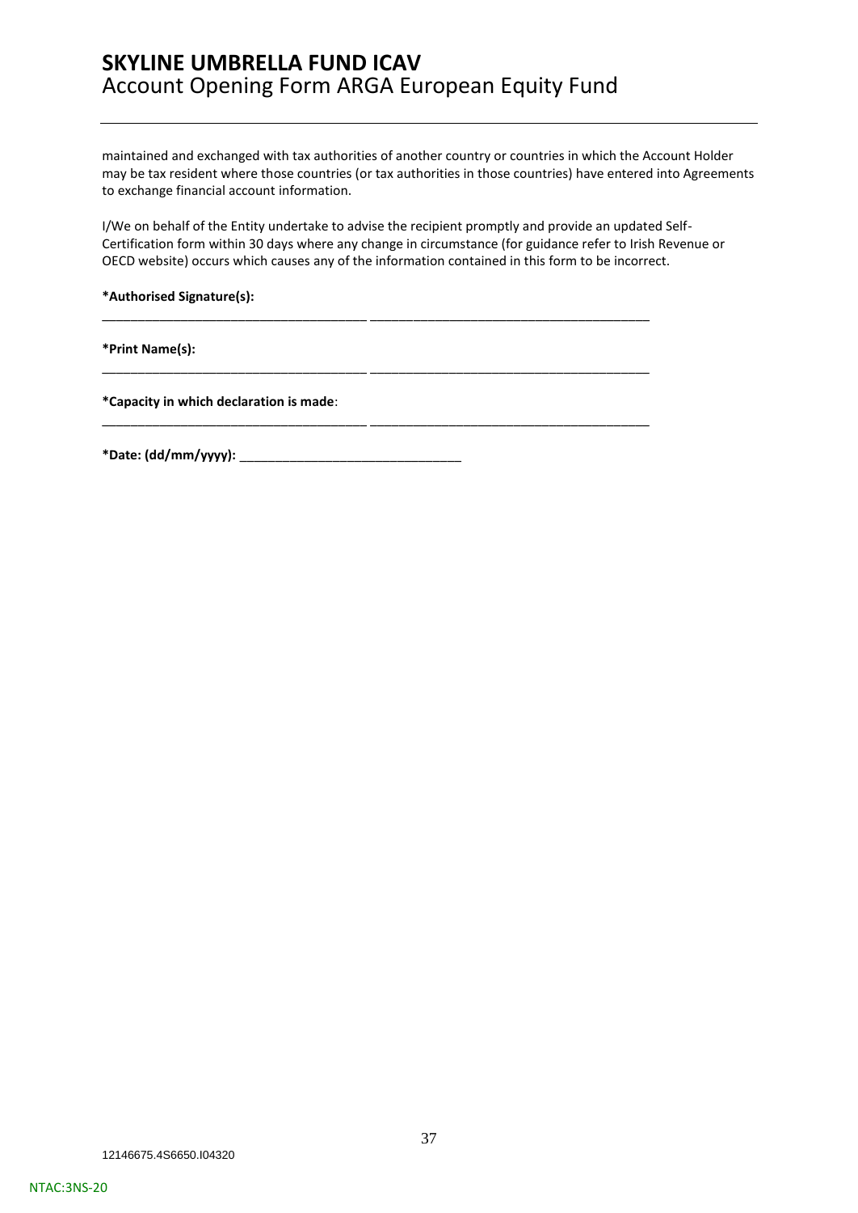maintained and exchanged with tax authorities of another country or countries in which the Account Holder may be tax resident where those countries (or tax authorities in those countries) have entered into Agreements to exchange financial account information.

I/We on behalf of the Entity undertake to advise the recipient promptly and provide an updated Self-Certification form within 30 days where any change in circumstance (for guidance refer to Irish Revenue or OECD website) occurs which causes any of the information contained in this form to be incorrect.

**\*Authorised Signature(s):**

_____________________________________ _______________________________________

**\*Print Name(s):**

_____________________________________ _______________________________________

**\*Capacity in which declaration is made**:

_____________________________________ _______________________________________

**\*Date: (dd/mm/yyyy):** _______________________________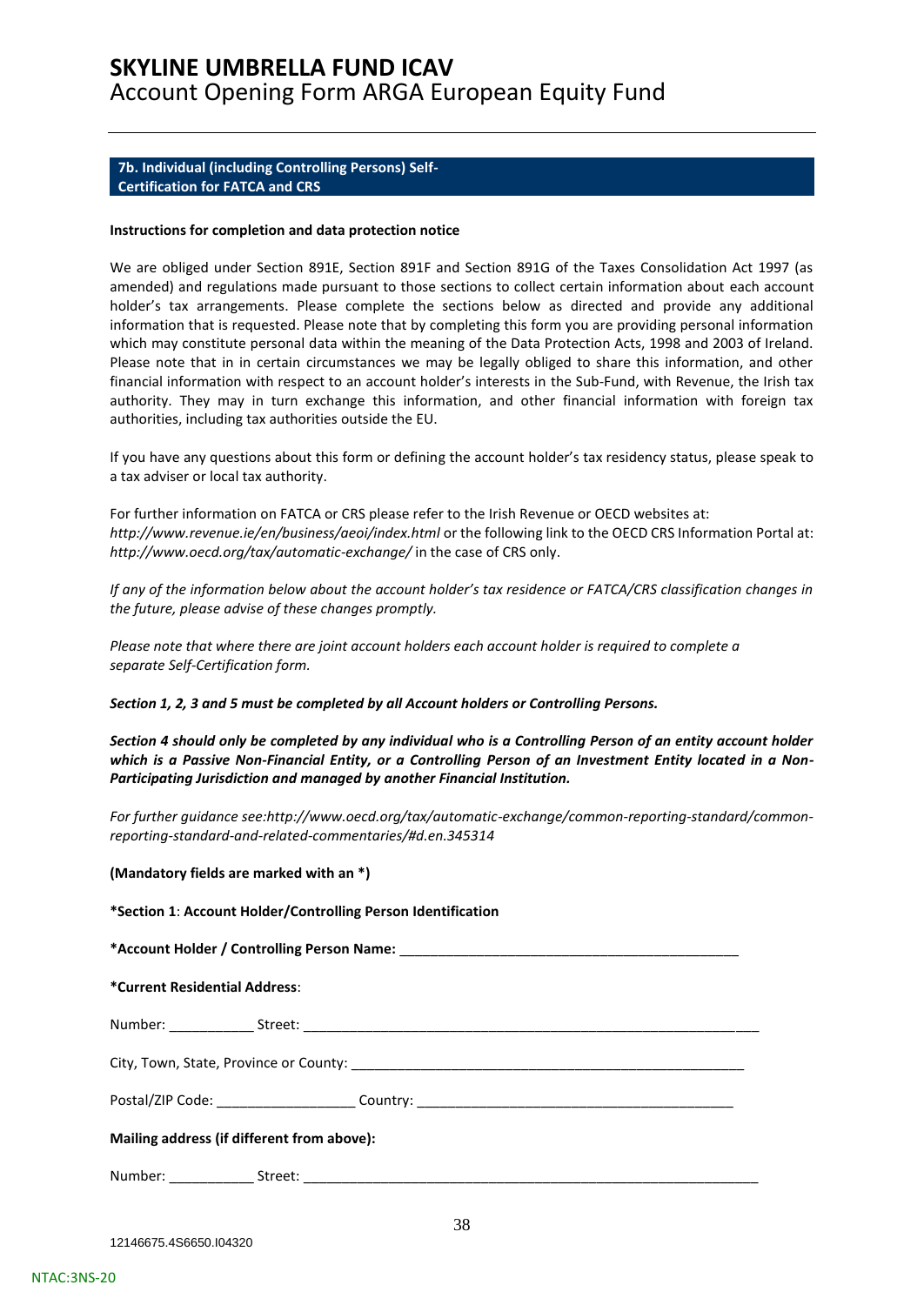## 7b. Individual (including Controlling Persons) Self-Certification for FATCA and CRS

**Instructions for completion and data protection notice**

We are obliged under Section 891E, Section 891F and Section 891G of the Taxes Consolidation Act 1997 (as amended) and regulations made pursuant to those sections to collect certain information about each account holder's tax arrangements. Please complete the sections below as directed and provide any additional information that is requested. Please note that by completing this form you are providing personal information which may constitute personal data within the meaning of the Data Protection Acts, 1998 and 2003 of Ireland. Please note that in in certain circumstances we may be legally obliged to share this information, and other financial information with respect to an account holder's interests in the Sub-Fund, with Revenue, the Irish tax authority. They may in turn exchange this information, and other financial information with foreign tax authorities, including tax authorities outside the EU.

If you have any questions about this form or defining the account holder's tax residency status, please speak to a tax adviser or local tax authority.

For further information on FATCA or CRS please refer to the Irish Revenue or OECD websites at: *http://www.revenue.ie/en/business/aeoi/index.html* or the following link to the OECD CRS Information Portal at: *http://www.oecd.org/tax/automatic-exchange/* in the case of CRS only.

*If any of the information below about the account holder's tax residence or FATCA/CRS classification changes in the future, please advise of these changes promptly.*

*Please note that where there are joint account holders each account holder is required to complete a separate Self-Certification form.*

***Section 1, 2, 3 and 5 must be completed by all Account holders or Controlling Persons.***

***Section 4 should only be completed by any individual who is a Controlling Person of an entity account holder which is a Passive Non-Financial Entity, or a Controlling Person of an Investment Entity located in a Non-Participating Jurisdiction and managed by another Financial Institution.***

*For further guidance see:http://www.oecd.org/tax/automatic-exchange/common-reporting-standard/common-reporting-standard-and-related-commentaries/#d.en.345314*

**(Mandatory fields are marked with an *)**

***Section 1**: **Account Holder/Controlling Person Identification**

***Account Holder / Controlling Person Name:** ____________________________________________

***Current Residential Address**:

Number: ___________ Street: ______________________________________________________________

City, Town, State, Province or County: ____________________________________________________

Postal/ZIP Code: _________________ Country: ________________________________________

**Mailing address (if different from above):**

Number: ___________ Street: ______________________________________________________________

12146675.4S6650.I04320

NTAC:3NS-20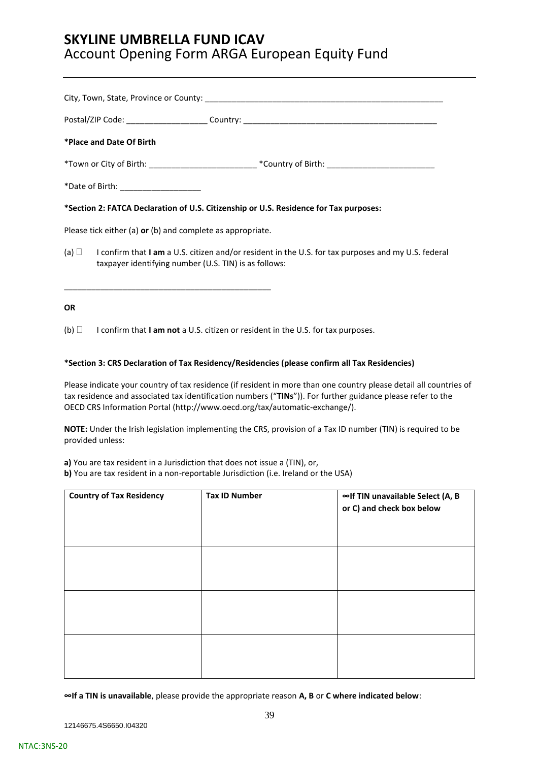City, Town, State, Province or County: ______________________________________________________

Postal/ZIP Code: _________________ Country: ___________________________________________

**\*Place and Date Of Birth**

\*Town or City of Birth: _______________________ \*Country of Birth: _______________________

\*Date of Birth: _________________

**\*Section 2: FATCA Declaration of U.S. Citizenship or U.S. Residence for Tax purposes:**

Please tick either (a) **or** (b) and complete as appropriate.

(a) ☐ I confirm that **I am** a U.S. citizen and/or resident in the U.S. for tax purposes and my U.S. federal taxpayer identifying number (U.S. TIN) is as follows:

_______________________________________________

**OR**

(b) ☐ I confirm that **I am not** a U.S. citizen or resident in the U.S. for tax purposes.

**\*Section 3: CRS Declaration of Tax Residency/Residencies (please confirm all Tax Residencies)**

Please indicate your country of tax residence (if resident in more than one country please detail all countries of tax residence and associated tax identification numbers ("**TINs**")). For further guidance please refer to the OECD CRS Information Portal (http://www.oecd.org/tax/automatic-exchange/).

**NOTE:** Under the Irish legislation implementing the CRS, provision of a Tax ID number (TIN) is required to be provided unless:

**a)** You are tax resident in a Jurisdiction that does not issue a (TIN), or,
**b)** You are tax resident in a non-reportable Jurisdiction (i.e. Ireland or the USA)

| Country of Tax Residency | Tax ID Number | ∞If TIN unavailable Select (A, B or C) and check box below |
|---|---|---|
| | | |
| | | |
| | | |

**∞If a TIN is unavailable**, please provide the appropriate reason **A, B** or **C where indicated below**: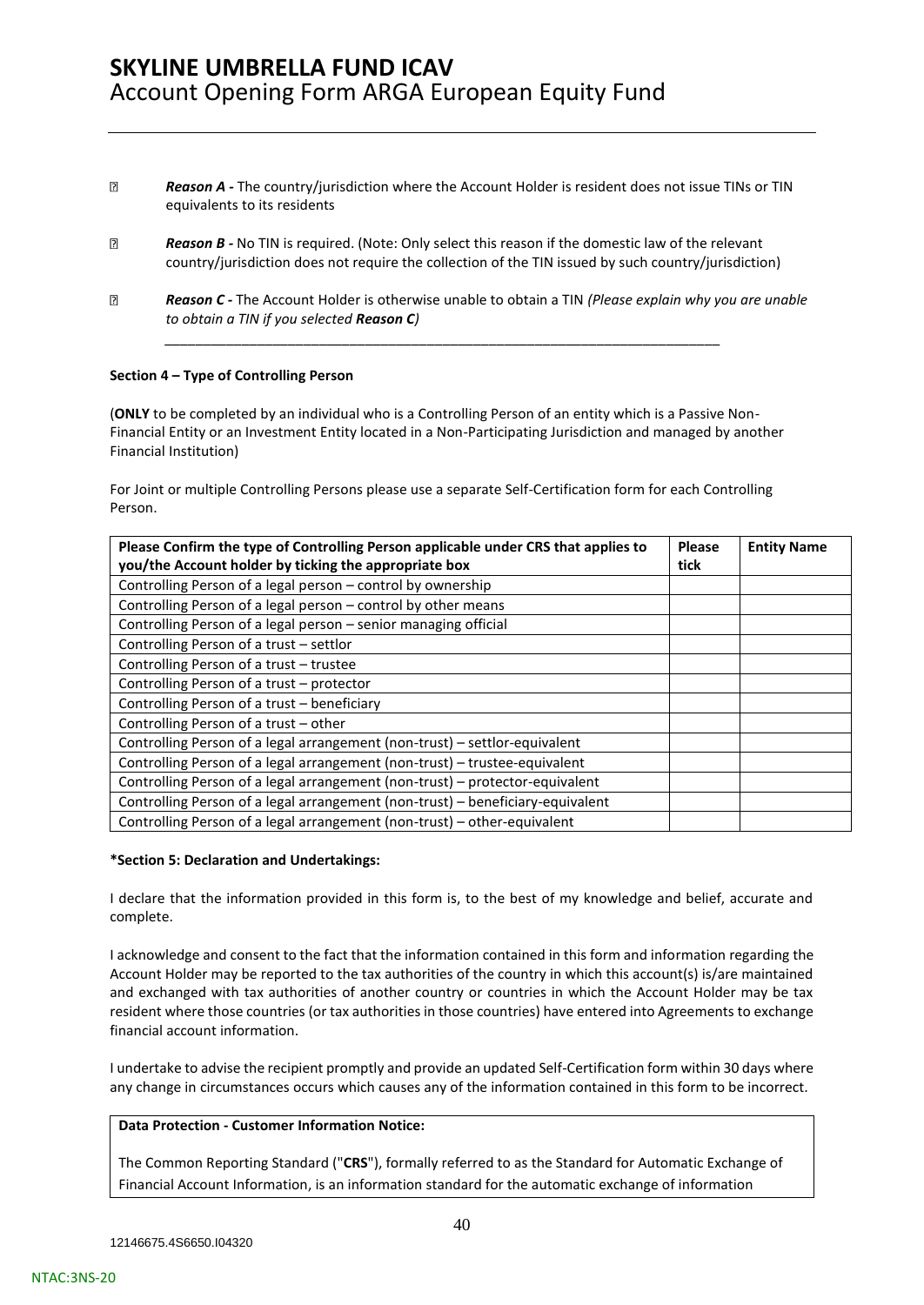- **Reason A -** The country/jurisdiction where the Account Holder is resident does not issue TINs or TIN equivalents to its residents

- **Reason B -** No TIN is required. (Note: Only select this reason if the domestic law of the relevant country/jurisdiction does not require the collection of the TIN issued by such country/jurisdiction)

- **Reason C -** The Account Holder is otherwise unable to obtain a TIN *(Please explain why you are unable to obtain a TIN if you selected* ***Reason C****)*

  \_\_\_\_\_\_\_\_\_\_\_\_\_\_\_\_\_\_\_\_\_\_\_\_\_\_\_\_\_\_\_\_\_\_\_\_\_\_\_\_\_\_\_\_\_\_\_\_\_\_\_\_\_\_\_\_\_\_\_\_\_\_\_\_\_\_\_\_\_\_\_\_

**Section 4 – Type of Controlling Person**

(**ONLY** to be completed by an individual who is a Controlling Person of an entity which is a Passive Non-Financial Entity or an Investment Entity located in a Non-Participating Jurisdiction and managed by another Financial Institution)

For Joint or multiple Controlling Persons please use a separate Self-Certification form for each Controlling Person.

| Please Confirm the type of Controlling Person applicable under CRS that applies to you/the Account holder by ticking the appropriate box | Please tick | Entity Name |
|---|---|---|
| Controlling Person of a legal person – control by ownership | | |
| Controlling Person of a legal person – control by other means | | |
| Controlling Person of a legal person – senior managing official | | |
| Controlling Person of a trust – settlor | | |
| Controlling Person of a trust – trustee | | |
| Controlling Person of a trust – protector | | |
| Controlling Person of a trust – beneficiary | | |
| Controlling Person of a trust – other | | |
| Controlling Person of a legal arrangement (non-trust) – settlor-equivalent | | |
| Controlling Person of a legal arrangement (non-trust) – trustee-equivalent | | |
| Controlling Person of a legal arrangement (non-trust) – protector-equivalent | | |
| Controlling Person of a legal arrangement (non-trust) – beneficiary-equivalent | | |
| Controlling Person of a legal arrangement (non-trust) – other-equivalent | | |

**\*Section 5: Declaration and Undertakings:**

I declare that the information provided in this form is, to the best of my knowledge and belief, accurate and complete.

I acknowledge and consent to the fact that the information contained in this form and information regarding the Account Holder may be reported to the tax authorities of the country in which this account(s) is/are maintained and exchanged with tax authorities of another country or countries in which the Account Holder may be tax resident where those countries (or tax authorities in those countries) have entered into Agreements to exchange financial account information.

I undertake to advise the recipient promptly and provide an updated Self-Certification form within 30 days where any change in circumstances occurs which causes any of the information contained in this form to be incorrect.

**Data Protection - Customer Information Notice:**

The Common Reporting Standard ("**CRS**"), formally referred to as the Standard for Automatic Exchange of Financial Account Information, is an information standard for the automatic exchange of information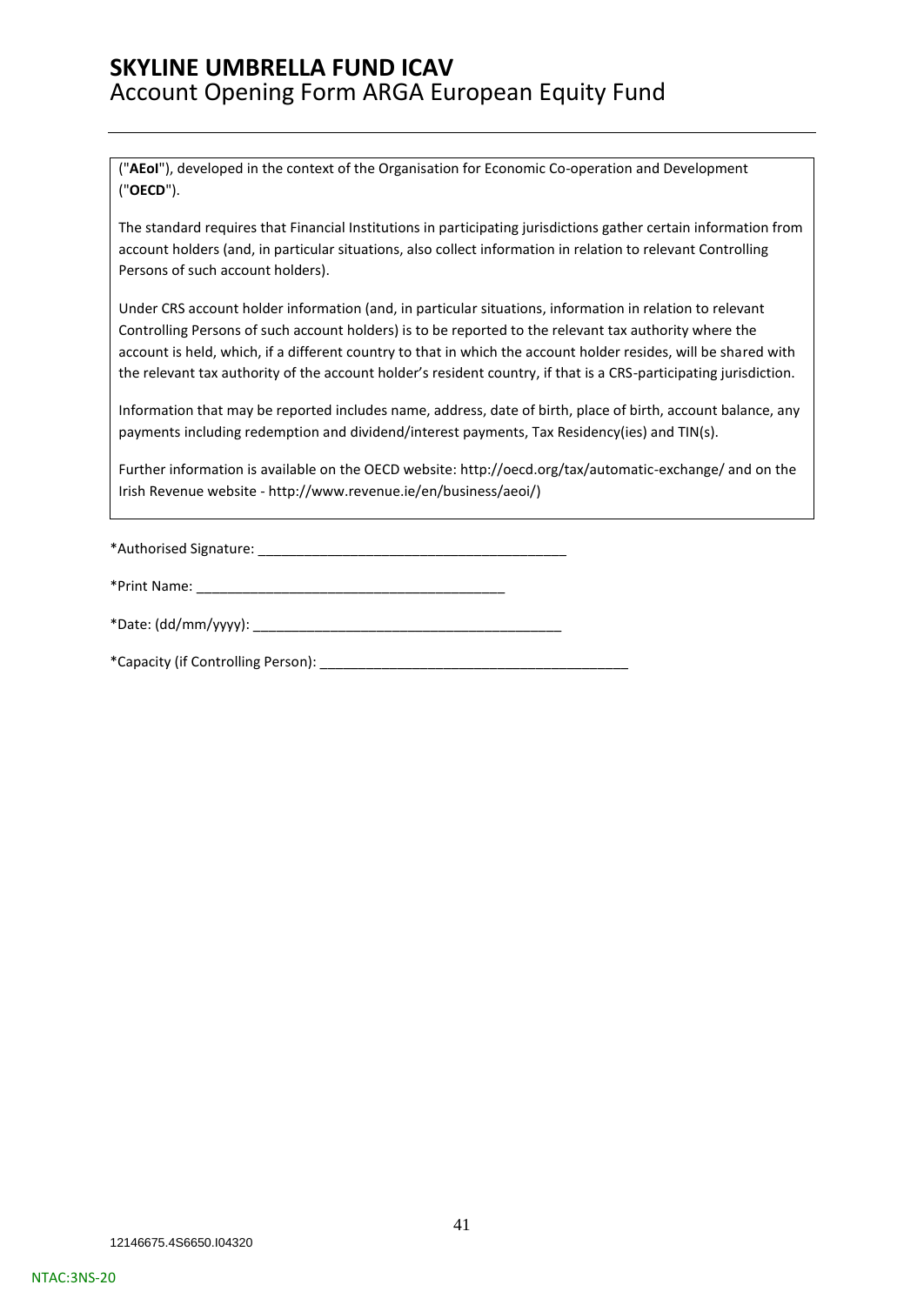("**AEoI**"), developed in the context of the Organisation for Economic Co-operation and Development ("**OECD**").

The standard requires that Financial Institutions in participating jurisdictions gather certain information from account holders (and, in particular situations, also collect information in relation to relevant Controlling Persons of such account holders).

Under CRS account holder information (and, in particular situations, information in relation to relevant Controlling Persons of such account holders) is to be reported to the relevant tax authority where the account is held, which, if a different country to that in which the account holder resides, will be shared with the relevant tax authority of the account holder's resident country, if that is a CRS-participating jurisdiction.

Information that may be reported includes name, address, date of birth, place of birth, account balance, any payments including redemption and dividend/interest payments, Tax Residency(ies) and TIN(s).

Further information is available on the OECD website: http://oecd.org/tax/automatic-exchange/ and on the Irish Revenue website - http://www.revenue.ie/en/business/aeoi/)

*Authorised Signature: ________________________________________

*Print Name: ________________________________________

*Date: (dd/mm/yyyy): ________________________________________

*Capacity (if Controlling Person): ________________________________________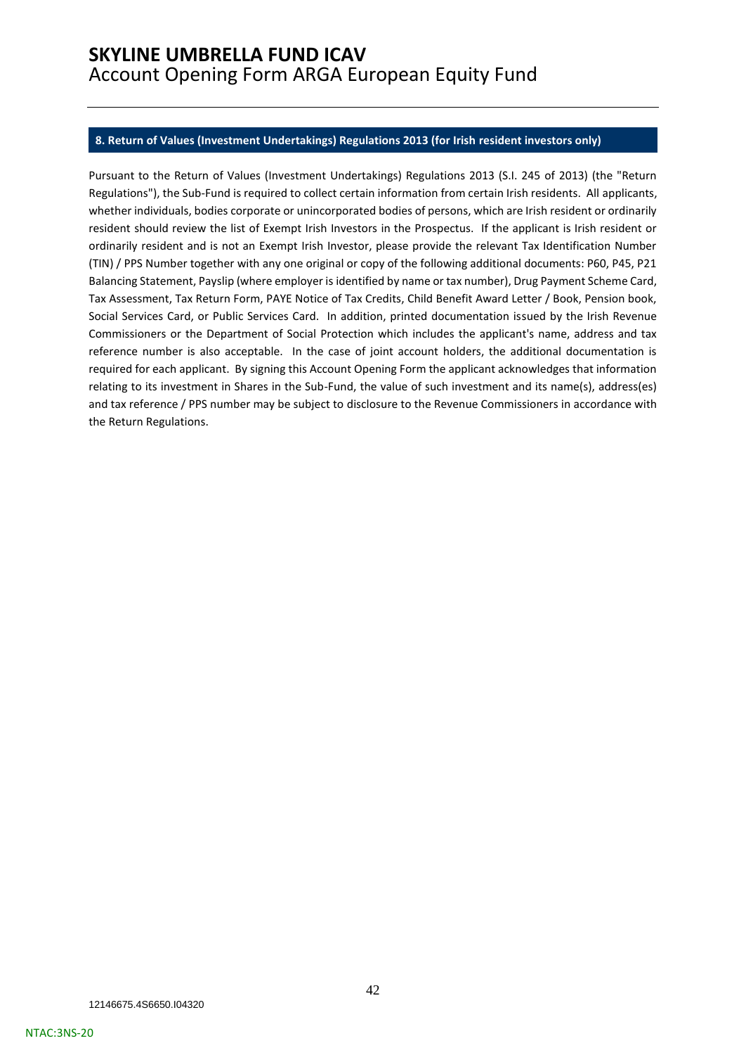## 8. Return of Values (Investment Undertakings) Regulations 2013 (for Irish resident investors only)

Pursuant to the Return of Values (Investment Undertakings) Regulations 2013 (S.I. 245 of 2013) (the "Return Regulations"), the Sub-Fund is required to collect certain information from certain Irish residents. All applicants, whether individuals, bodies corporate or unincorporated bodies of persons, which are Irish resident or ordinarily resident should review the list of Exempt Irish Investors in the Prospectus. If the applicant is Irish resident or ordinarily resident and is not an Exempt Irish Investor, please provide the relevant Tax Identification Number (TIN) / PPS Number together with any one original or copy of the following additional documents: P60, P45, P21 Balancing Statement, Payslip (where employer is identified by name or tax number), Drug Payment Scheme Card, Tax Assessment, Tax Return Form, PAYE Notice of Tax Credits, Child Benefit Award Letter / Book, Pension book, Social Services Card, or Public Services Card. In addition, printed documentation issued by the Irish Revenue Commissioners or the Department of Social Protection which includes the applicant's name, address and tax reference number is also acceptable. In the case of joint account holders, the additional documentation is required for each applicant. By signing this Account Opening Form the applicant acknowledges that information relating to its investment in Shares in the Sub-Fund, the value of such investment and its name(s), address(es) and tax reference / PPS number may be subject to disclosure to the Revenue Commissioners in accordance with the Return Regulations.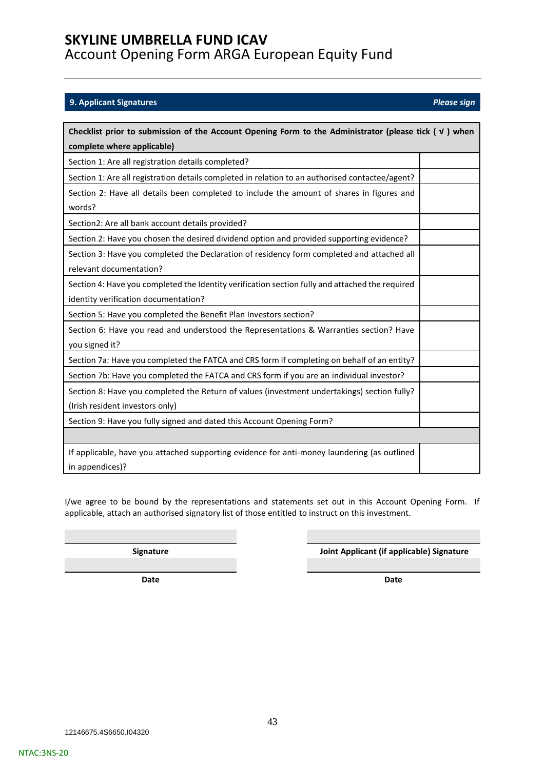# SKYLINE UMBRELLA FUND ICAV
Account Opening Form ARGA European Equity Fund

## 9. Applicant Signatures

*Please sign*

| Checklist prior to submission of the Account Opening Form to the Administrator (please tick ( √ ) when complete where applicable) | |
|---|---|
| Section 1: Are all registration details completed? | |
| Section 1: Are all registration details completed in relation to an authorised contactee/agent? | |
| Section 2: Have all details been completed to include the amount of shares in figures and words? | |
| Section2: Are all bank account details provided? | |
| Section 2: Have you chosen the desired dividend option and provided supporting evidence? | |
| Section 3: Have you completed the Declaration of residency form completed and attached all relevant documentation? | |
| Section 4: Have you completed the Identity verification section fully and attached the required identity verification documentation? | |
| Section 5: Have you completed the Benefit Plan Investors section? | |
| Section 6: Have you read and understood the Representations & Warranties section? Have you signed it? | |
| Section 7a: Have you completed the FATCA and CRS form if completing on behalf of an entity? | |
| Section 7b: Have you completed the FATCA and CRS form if you are an individual investor? | |
| Section 8: Have you completed the Return of values (investment undertakings) section fully? (Irish resident investors only) | |
| Section 9: Have you fully signed and dated this Account Opening Form? | |
| | |
| If applicable, have you attached supporting evidence for anti-money laundering (as outlined in appendices)? | |

I/we agree to be bound by the representations and statements set out in this Account Opening Form. If applicable, attach an authorised signatory list of those entitled to instruct on this investment.

| | |
|---|---|
| **Signature** | **Joint Applicant (if applicable) Signature** |
| **Date** | **Date** |

12146675.4S6650.I04320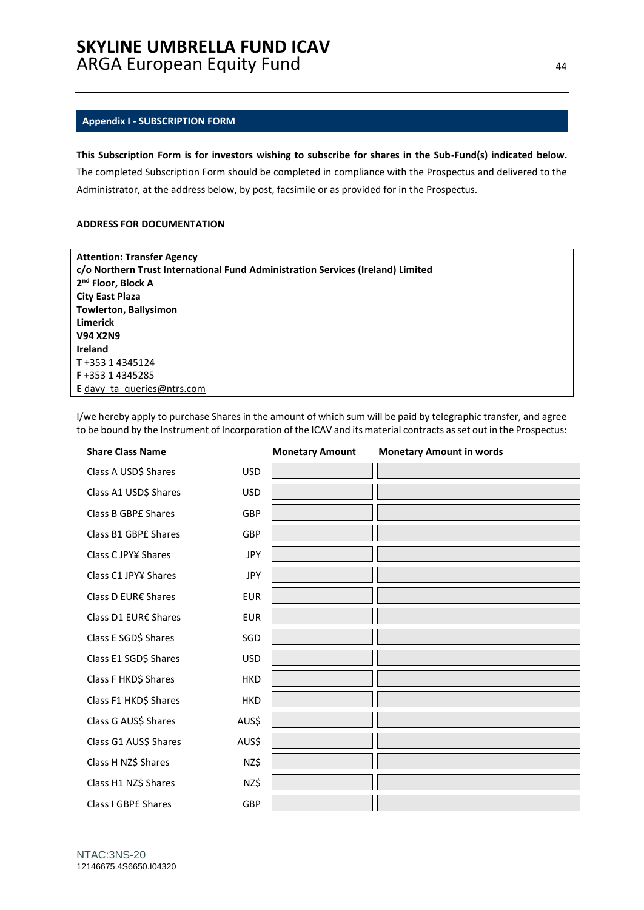## Appendix I - SUBSCRIPTION FORM

**This Subscription Form is for investors wishing to subscribe for shares in the Sub-Fund(s) indicated below.** The completed Subscription Form should be completed in compliance with the Prospectus and delivered to the Administrator, at the address below, by post, facsimile or as provided for in the Prospectus.

**ADDRESS FOR DOCUMENTATION**

**Attention: Transfer Agency**
**c/o Northern Trust International Fund Administration Services (Ireland) Limited**
**2nd Floor, Block A**
**City East Plaza**
**Towlerton, Ballysimon**
**Limerick**
**V94 X2N9**
**Ireland**
**T** +353 1 4345124
**F** +353 1 4345285
**E** davy_ta_queries@ntrs.com

I/we hereby apply to purchase Shares in the amount of which sum will be paid by telegraphic transfer, and agree to be bound by the Instrument of Incorporation of the ICAV and its material contracts as set out in the Prospectus:

| Share Class Name | | Monetary Amount | Monetary Amount in words |
|---|---|---|---|
| Class A USD$ Shares | USD | | |
| Class A1 USD$ Shares | USD | | |
| Class B GBP£ Shares | GBP | | |
| Class B1 GBP£ Shares | GBP | | |
| Class C JPY¥ Shares | JPY | | |
| Class C1 JPY¥ Shares | JPY | | |
| Class D EUR€ Shares | EUR | | |
| Class D1 EUR€ Shares | EUR | | |
| Class E SGD$ Shares | SGD | | |
| Class E1 SGD$ Shares | USD | | |
| Class F HKD$ Shares | HKD | | |
| Class F1 HKD$ Shares | HKD | | |
| Class G AUS$ Shares | AUS$ | | |
| Class G1 AUS$ Shares | AUS$ | | |
| Class H NZ$ Shares | NZ$ | | |
| Class H1 NZ$ Shares | NZ$ | | |
| Class I GBP£ Shares | GBP | | |

NTAC:3NS-20
12146675.4S6650.I04320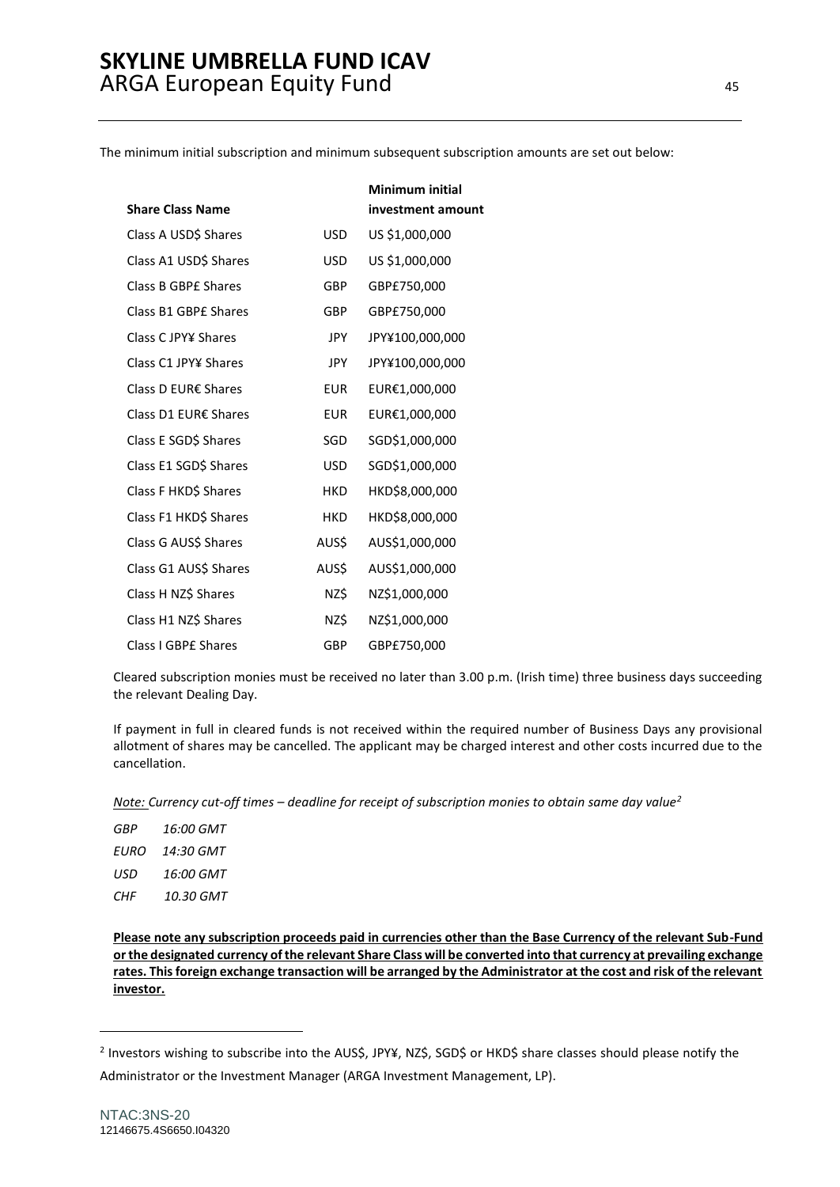The minimum initial subscription and minimum subsequent subscription amounts are set out below:

| Share Class Name | | Minimum initial investment amount |
|---|---|---|
| Class A USD$ Shares | USD | US $1,000,000 |
| Class A1 USD$ Shares | USD | US $1,000,000 |
| Class B GBP£ Shares | GBP | GBP£750,000 |
| Class B1 GBP£ Shares | GBP | GBP£750,000 |
| Class C JPY¥ Shares | JPY | JPY¥100,000,000 |
| Class C1 JPY¥ Shares | JPY | JPY¥100,000,000 |
| Class D EUR€ Shares | EUR | EUR€1,000,000 |
| Class D1 EUR€ Shares | EUR | EUR€1,000,000 |
| Class E SGD$ Shares | SGD | SGD$1,000,000 |
| Class E1 SGD$ Shares | USD | SGD$1,000,000 |
| Class F HKD$ Shares | HKD | HKD$8,000,000 |
| Class F1 HKD$ Shares | HKD | HKD$8,000,000 |
| Class G AUS$ Shares | AUS$ | AUS$1,000,000 |
| Class G1 AUS$ Shares | AUS$ | AUS$1,000,000 |
| Class H NZ$ Shares | NZ$ | NZ$1,000,000 |
| Class H1 NZ$ Shares | NZ$ | NZ$1,000,000 |
| Class I GBP£ Shares | GBP | GBP£750,000 |

Cleared subscription monies must be received no later than 3.00 p.m. (Irish time) three business days succeeding the relevant Dealing Day.

If payment in full in cleared funds is not received within the required number of Business Days any provisional allotment of shares may be cancelled. The applicant may be charged interest and other costs incurred due to the cancellation.

*Note: Currency cut-off times – deadline for receipt of subscription monies to obtain same day value*[2]

*GBP 16:00 GMT*

*EURO 14:30 GMT*

*USD 16:00 GMT*

*CHF 10.30 GMT*

**Please note any subscription proceeds paid in currencies other than the Base Currency of the relevant Sub-Fund or the designated currency of the relevant Share Class will be converted into that currency at prevailing exchange rates. This foreign exchange transaction will be arranged by the Administrator at the cost and risk of the relevant investor.**

[2] Investors wishing to subscribe into the AUS$, JPY¥, NZ$, SGD$ or HKD$ share classes should please notify the Administrator or the Investment Manager (ARGA Investment Management, LP).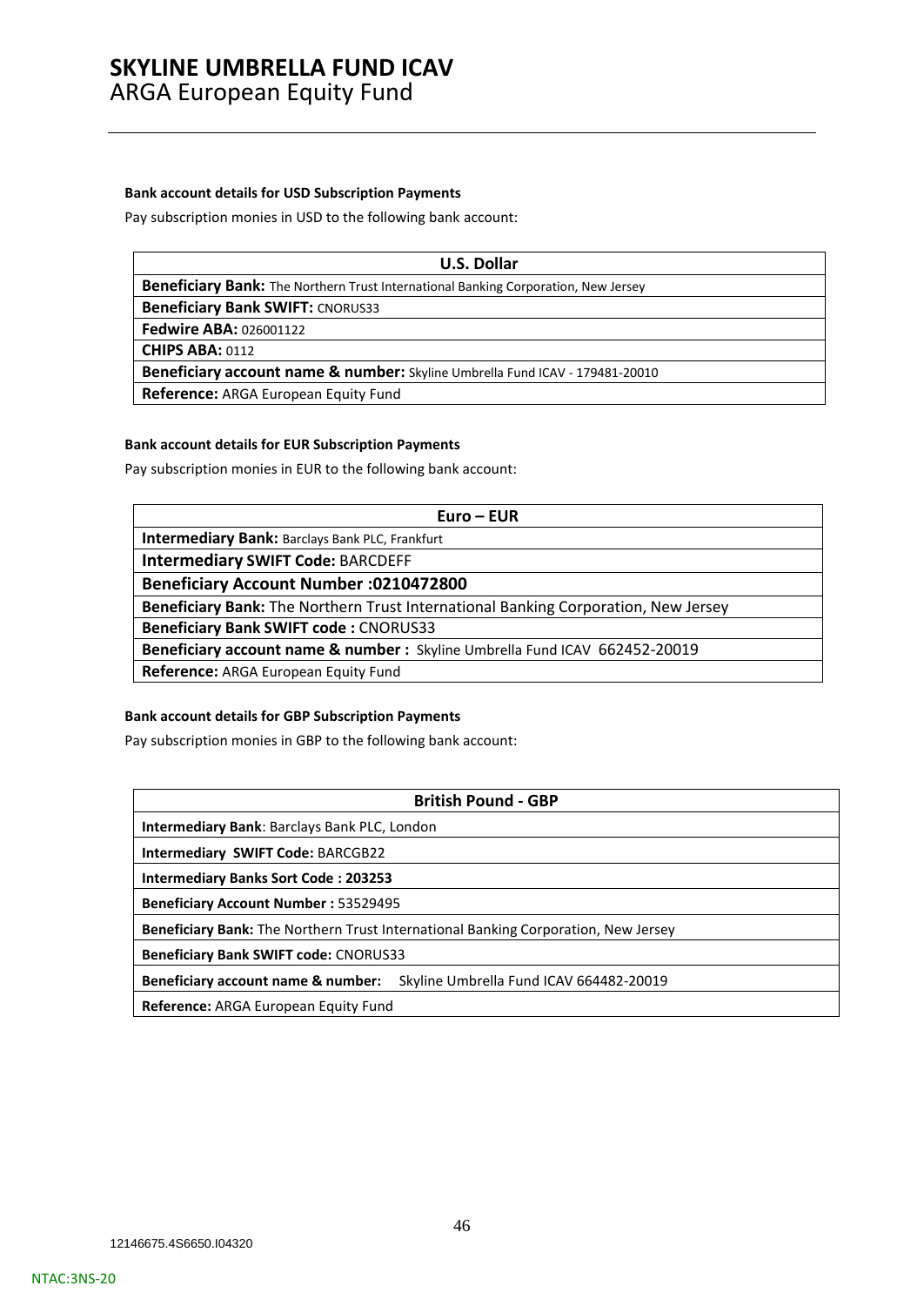**Bank account details for USD Subscription Payments**

Pay subscription monies in USD to the following bank account:

| U.S. Dollar |
|---|
| **Beneficiary Bank:** The Northern Trust International Banking Corporation, New Jersey |
| **Beneficiary Bank SWIFT:** CNORUS33 |
| **Fedwire ABA:** 026001122 |
| **CHIPS ABA:** 0112 |
| **Beneficiary account name & number:** Skyline Umbrella Fund ICAV - 179481-20010 |
| **Reference:** ARGA European Equity Fund |

**Bank account details for EUR Subscription Payments**

Pay subscription monies in EUR to the following bank account:

| Euro – EUR |
|---|
| **Intermediary Bank:** Barclays Bank PLC, Frankfurt |
| **Intermediary SWIFT Code:** BARCDEFF |
| **Beneficiary Account Number :0210472800** |
| **Beneficiary Bank:** The Northern Trust International Banking Corporation, New Jersey |
| **Beneficiary Bank SWIFT code :** CNORUS33 |
| **Beneficiary account name & number :** Skyline Umbrella Fund ICAV 662452-20019 |
| **Reference:** ARGA European Equity Fund |

**Bank account details for GBP Subscription Payments**

Pay subscription monies in GBP to the following bank account:

| British Pound - GBP |
|---|
| **Intermediary Bank**: Barclays Bank PLC, London |
| **Intermediary SWIFT Code:** BARCGB22 |
| **Intermediary Banks Sort Code : 203253** |
| **Beneficiary Account Number :** 53529495 |
| **Beneficiary Bank:** The Northern Trust International Banking Corporation, New Jersey |
| **Beneficiary Bank SWIFT code:** CNORUS33 |
| **Beneficiary account name & number:** Skyline Umbrella Fund ICAV 664482-20019 |
| **Reference:** ARGA European Equity Fund |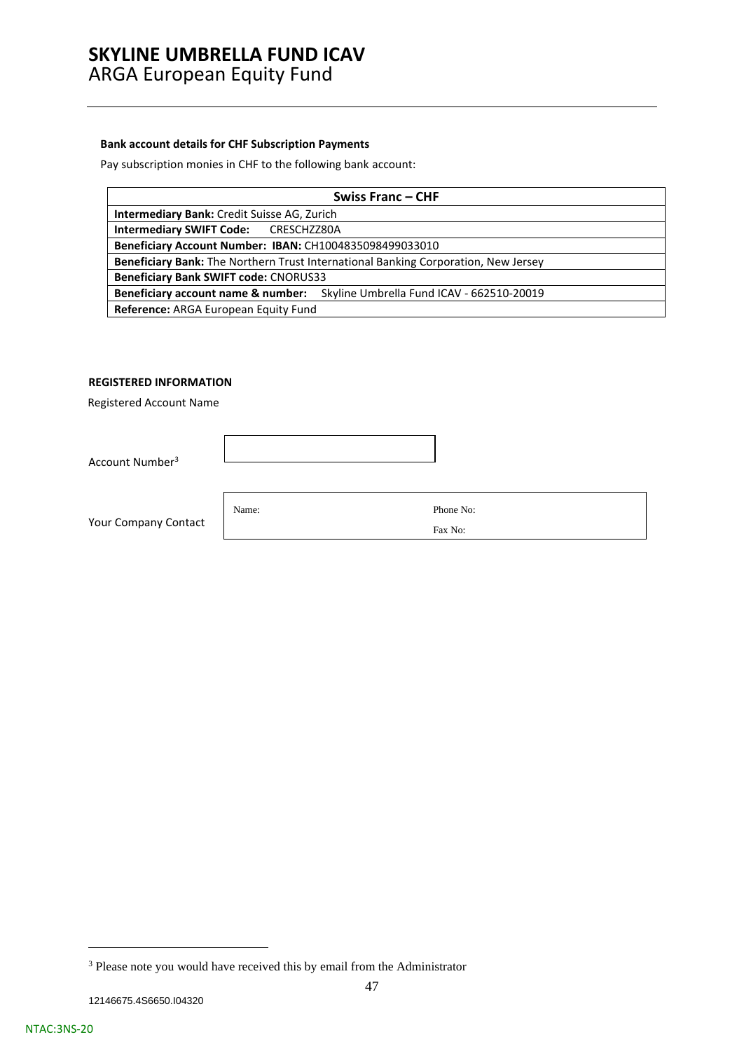# SKYLINE UMBRELLA FUND ICAV
## ARGA European Equity Fund

**Bank account details for CHF Subscription Payments**

Pay subscription monies in CHF to the following bank account:

| **Swiss Franc – CHF** |
|---|
| **Intermediary Bank:** Credit Suisse AG, Zurich |
| **Intermediary SWIFT Code:** CRESCHZZ80A |
| **Beneficiary Account Number: IBAN:** CH1004835098499033010 |
| **Beneficiary Bank:** The Northern Trust International Banking Corporation, New Jersey |
| **Beneficiary Bank SWIFT code:** CNORUS33 |
| **Beneficiary account name & number:** Skyline Umbrella Fund ICAV - 662510-20019 |
| **Reference:** ARGA European Equity Fund |

**REGISTERED INFORMATION**

Registered Account Name

Account Number[3]

Your Company Contact

| Name: | Phone No: |
|---|---|
| | Fax No: |

[3] Please note you would have received this by email from the Administrator

12146675.4S6650.I04320

NTAC:3NS-20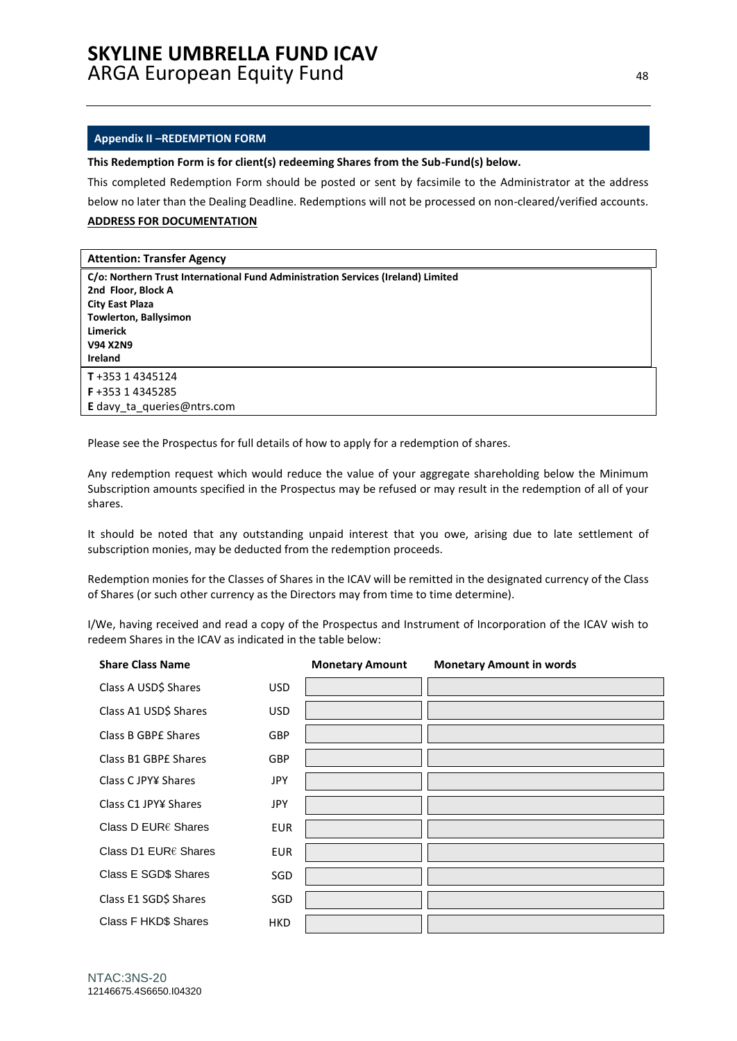## Appendix II –REDEMPTION FORM

**This Redemption Form is for client(s) redeeming Shares from the Sub-Fund(s) below.**

This completed Redemption Form should be posted or sent by facsimile to the Administrator at the address below no later than the Dealing Deadline. Redemptions will not be processed on non-cleared/verified accounts.

**ADDRESS FOR DOCUMENTATION**

| **Attention: Transfer Agency** |
|---|
| **C/o: Northern Trust International Fund Administration Services (Ireland) Limited**<br>**2nd Floor, Block A**<br>**City East Plaza**<br>**Towlerton, Ballysimon**<br>**Limerick**<br>**V94 X2N9**<br>**Ireland** |
| **T** +353 1 4345124<br>**F** +353 1 4345285<br>**E** davy_ta_queries@ntrs.com |

Please see the Prospectus for full details of how to apply for a redemption of shares.

Any redemption request which would reduce the value of your aggregate shareholding below the Minimum Subscription amounts specified in the Prospectus may be refused or may result in the redemption of all of your shares.

It should be noted that any outstanding unpaid interest that you owe, arising due to late settlement of subscription monies, may be deducted from the redemption proceeds.

Redemption monies for the Classes of Shares in the ICAV will be remitted in the designated currency of the Class of Shares (or such other currency as the Directors may from time to time determine).

I/We, having received and read a copy of the Prospectus and Instrument of Incorporation of the ICAV wish to redeem Shares in the ICAV as indicated in the table below:

| **Share Class Name** | | **Monetary Amount** | **Monetary Amount in words** |
|---|---|---|---|
| Class A USD$ Shares | USD | | |
| Class A1 USD$ Shares | USD | | |
| Class B GBP£ Shares | GBP | | |
| Class B1 GBP£ Shares | GBP | | |
| Class C JPY¥ Shares | JPY | | |
| Class C1 JPY¥ Shares | JPY | | |
| Class D EUR€ Shares | EUR | | |
| Class D1 EUR€ Shares | EUR | | |
| Class E SGD$ Shares | SGD | | |
| Class E1 SGD$ Shares | SGD | | |
| Class F HKD$ Shares | HKD | | |

NTAC:3NS-20
12146675.4S6650.I04320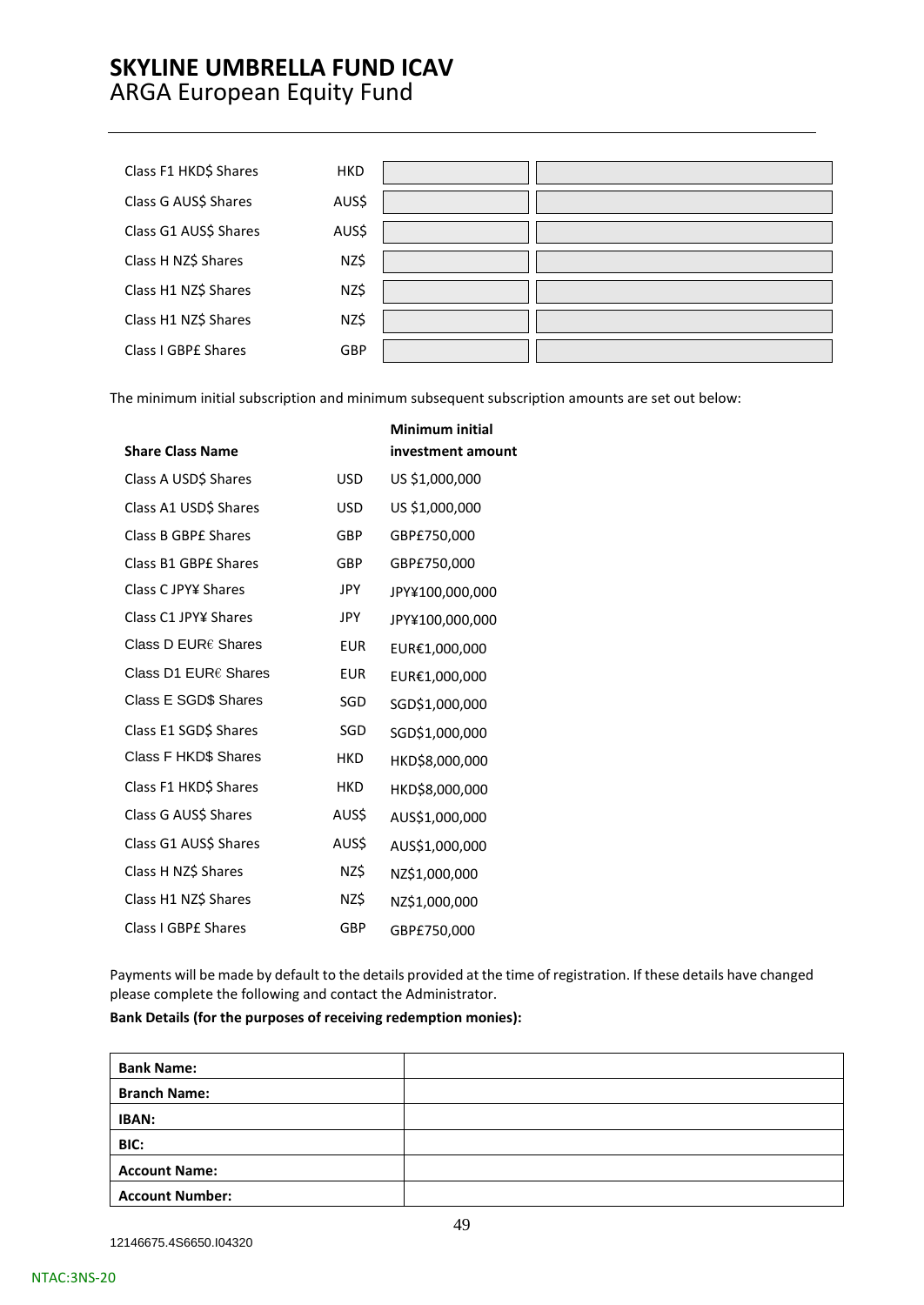| | | | |
|---|---|---|---|
| Class F1 HKD$ Shares | HKD | | |
| Class G AUS$ Shares | AUS$ | | |
| Class G1 AUS$ Shares | AUS$ | | |
| Class H NZ$ Shares | NZ$ | | |
| Class H1 NZ$ Shares | NZ$ | | |
| Class H1 NZ$ Shares | NZ$ | | |
| Class I GBP£ Shares | GBP | | |

The minimum initial subscription and minimum subsequent subscription amounts are set out below:

| Share Class Name | | Minimum initial investment amount |
|---|---|---|
| Class A USD$ Shares | USD | US $1,000,000 |
| Class A1 USD$ Shares | USD | US $1,000,000 |
| Class B GBP£ Shares | GBP | GBP£750,000 |
| Class B1 GBP£ Shares | GBP | GBP£750,000 |
| Class C JPY¥ Shares | JPY | JPY¥100,000,000 |
| Class C1 JPY¥ Shares | JPY | JPY¥100,000,000 |
| Class D EUR€ Shares | EUR | EUR€1,000,000 |
| Class D1 EUR€ Shares | EUR | EUR€1,000,000 |
| Class E SGD$ Shares | SGD | SGD$1,000,000 |
| Class E1 SGD$ Shares | SGD | SGD$1,000,000 |
| Class F HKD$ Shares | HKD | HKD$8,000,000 |
| Class F1 HKD$ Shares | HKD | HKD$8,000,000 |
| Class G AUS$ Shares | AUS$ | AUS$1,000,000 |
| Class G1 AUS$ Shares | AUS$ | AUS$1,000,000 |
| Class H NZ$ Shares | NZ$ | NZ$1,000,000 |
| Class H1 NZ$ Shares | NZ$ | NZ$1,000,000 |
| Class I GBP£ Shares | GBP | GBP£750,000 |

Payments will be made by default to the details provided at the time of registration. If these details have changed please complete the following and contact the Administrator.

**Bank Details (for the purposes of receiving redemption monies):**

| | |
|---|---|
| **Bank Name:** | |
| **Branch Name:** | |
| **IBAN:** | |
| **BIC:** | |
| **Account Name:** | |
| **Account Number:** | |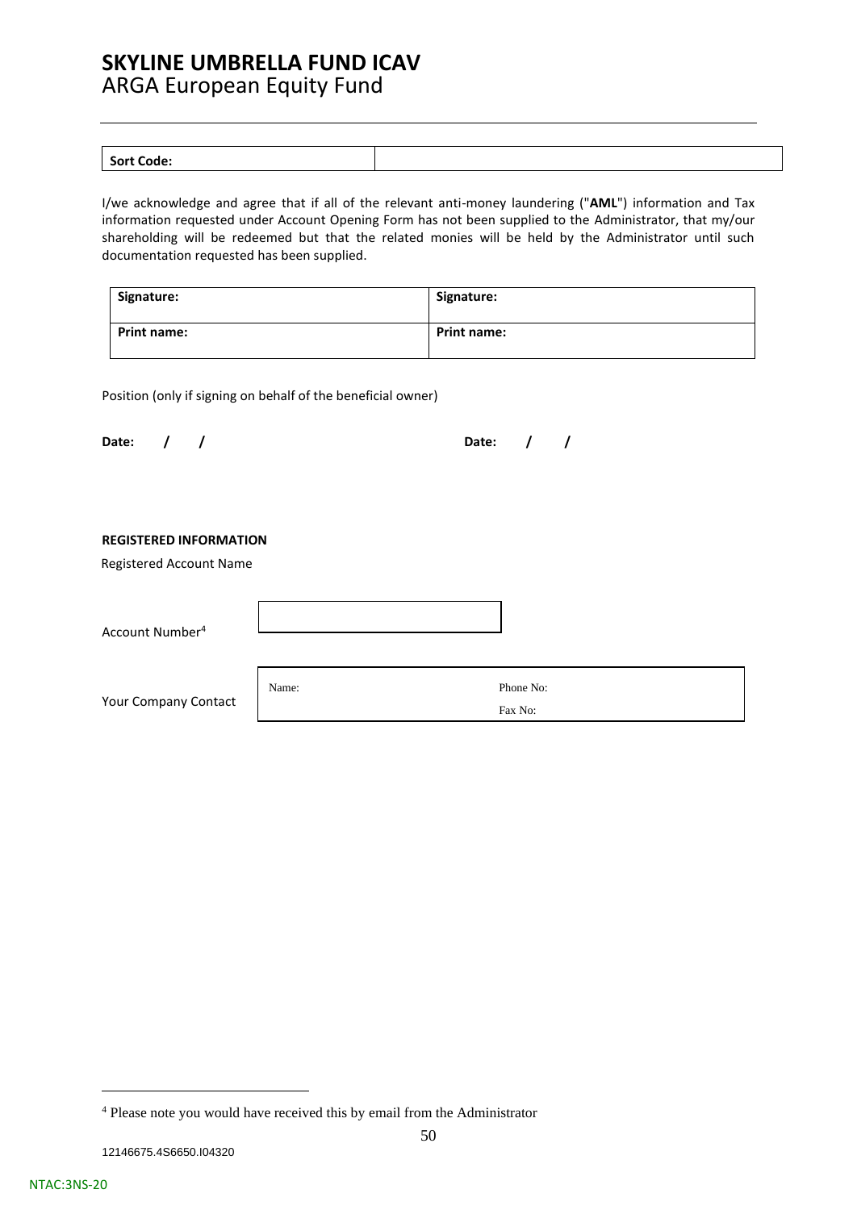| Sort Code: | |
|---|---|

I/we acknowledge and agree that if all of the relevant anti-money laundering ("**AML**") information and Tax information requested under Account Opening Form has not been supplied to the Administrator, that my/our shareholding will be redeemed but that the related monies will be held by the Administrator until such documentation requested has been supplied.

| Signature: | Signature: |
|---|---|
| **Print name:** | **Print name:** |

Position (only if signing on behalf of the beneficial owner)

**Date: / /** **Date: / /**

**REGISTERED INFORMATION**

Registered Account Name

Account Number[4]

| |
|---|

Your Company Contact

| Name: | Phone No: |
|---|---|
| | Fax No: |

[4] Please note you would have received this by email from the Administrator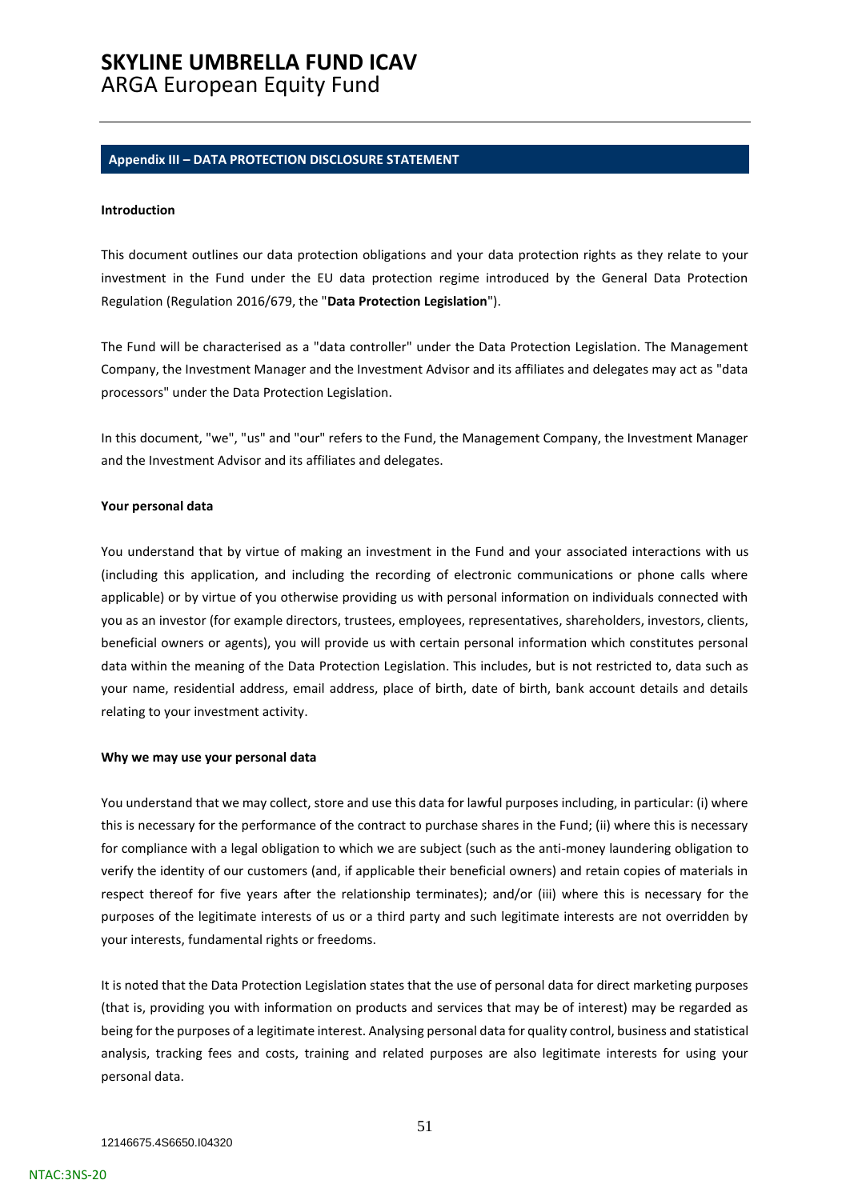## Appendix III – DATA PROTECTION DISCLOSURE STATEMENT

**Introduction**

This document outlines our data protection obligations and your data protection rights as they relate to your investment in the Fund under the EU data protection regime introduced by the General Data Protection Regulation (Regulation 2016/679, the "**Data Protection Legislation**").

The Fund will be characterised as a "data controller" under the Data Protection Legislation. The Management Company, the Investment Manager and the Investment Advisor and its affiliates and delegates may act as "data processors" under the Data Protection Legislation.

In this document, "we", "us" and "our" refers to the Fund, the Management Company, the Investment Manager and the Investment Advisor and its affiliates and delegates.

**Your personal data**

You understand that by virtue of making an investment in the Fund and your associated interactions with us (including this application, and including the recording of electronic communications or phone calls where applicable) or by virtue of you otherwise providing us with personal information on individuals connected with you as an investor (for example directors, trustees, employees, representatives, shareholders, investors, clients, beneficial owners or agents), you will provide us with certain personal information which constitutes personal data within the meaning of the Data Protection Legislation. This includes, but is not restricted to, data such as your name, residential address, email address, place of birth, date of birth, bank account details and details relating to your investment activity.

**Why we may use your personal data**

You understand that we may collect, store and use this data for lawful purposes including, in particular: (i) where this is necessary for the performance of the contract to purchase shares in the Fund; (ii) where this is necessary for compliance with a legal obligation to which we are subject (such as the anti-money laundering obligation to verify the identity of our customers (and, if applicable their beneficial owners) and retain copies of materials in respect thereof for five years after the relationship terminates); and/or (iii) where this is necessary for the purposes of the legitimate interests of us or a third party and such legitimate interests are not overridden by your interests, fundamental rights or freedoms.

It is noted that the Data Protection Legislation states that the use of personal data for direct marketing purposes (that is, providing you with information on products and services that may be of interest) may be regarded as being for the purposes of a legitimate interest. Analysing personal data for quality control, business and statistical analysis, tracking fees and costs, training and related purposes are also legitimate interests for using your personal data.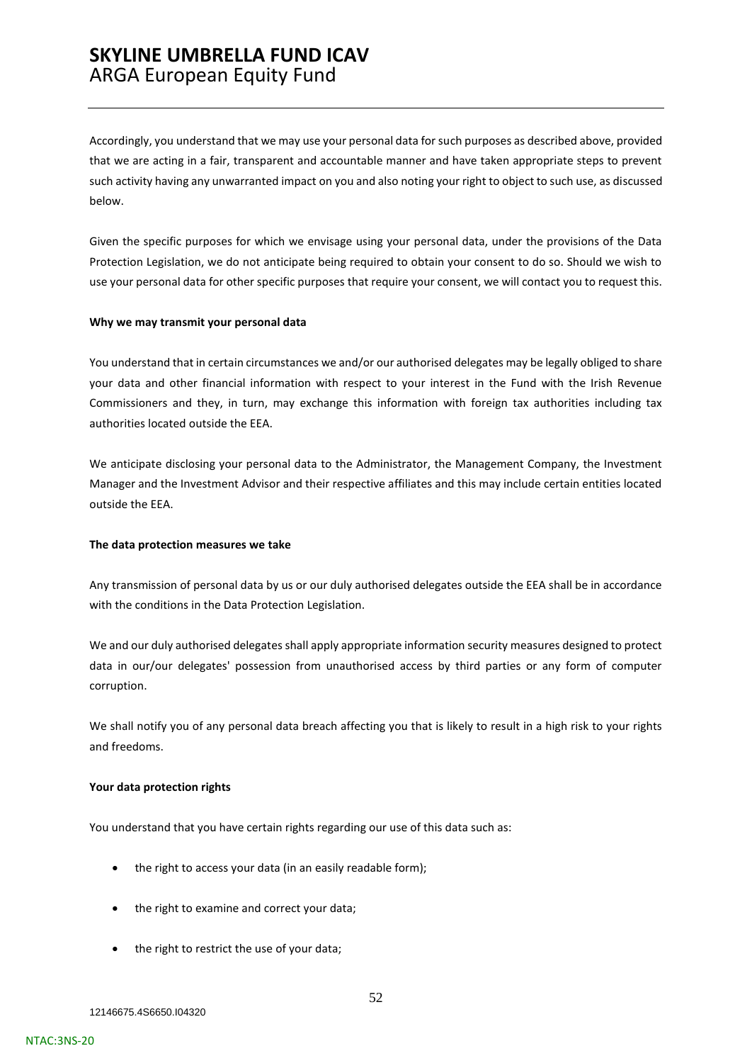Accordingly, you understand that we may use your personal data for such purposes as described above, provided that we are acting in a fair, transparent and accountable manner and have taken appropriate steps to prevent such activity having any unwarranted impact on you and also noting your right to object to such use, as discussed below.

Given the specific purposes for which we envisage using your personal data, under the provisions of the Data Protection Legislation, we do not anticipate being required to obtain your consent to do so. Should we wish to use your personal data for other specific purposes that require your consent, we will contact you to request this.

**Why we may transmit your personal data**

You understand that in certain circumstances we and/or our authorised delegates may be legally obliged to share your data and other financial information with respect to your interest in the Fund with the Irish Revenue Commissioners and they, in turn, may exchange this information with foreign tax authorities including tax authorities located outside the EEA.

We anticipate disclosing your personal data to the Administrator, the Management Company, the Investment Manager and the Investment Advisor and their respective affiliates and this may include certain entities located outside the EEA.

**The data protection measures we take**

Any transmission of personal data by us or our duly authorised delegates outside the EEA shall be in accordance with the conditions in the Data Protection Legislation.

We and our duly authorised delegates shall apply appropriate information security measures designed to protect data in our/our delegates' possession from unauthorised access by third parties or any form of computer corruption.

We shall notify you of any personal data breach affecting you that is likely to result in a high risk to your rights and freedoms.

**Your data protection rights**

You understand that you have certain rights regarding our use of this data such as:

- the right to access your data (in an easily readable form);
- the right to examine and correct your data;
- the right to restrict the use of your data;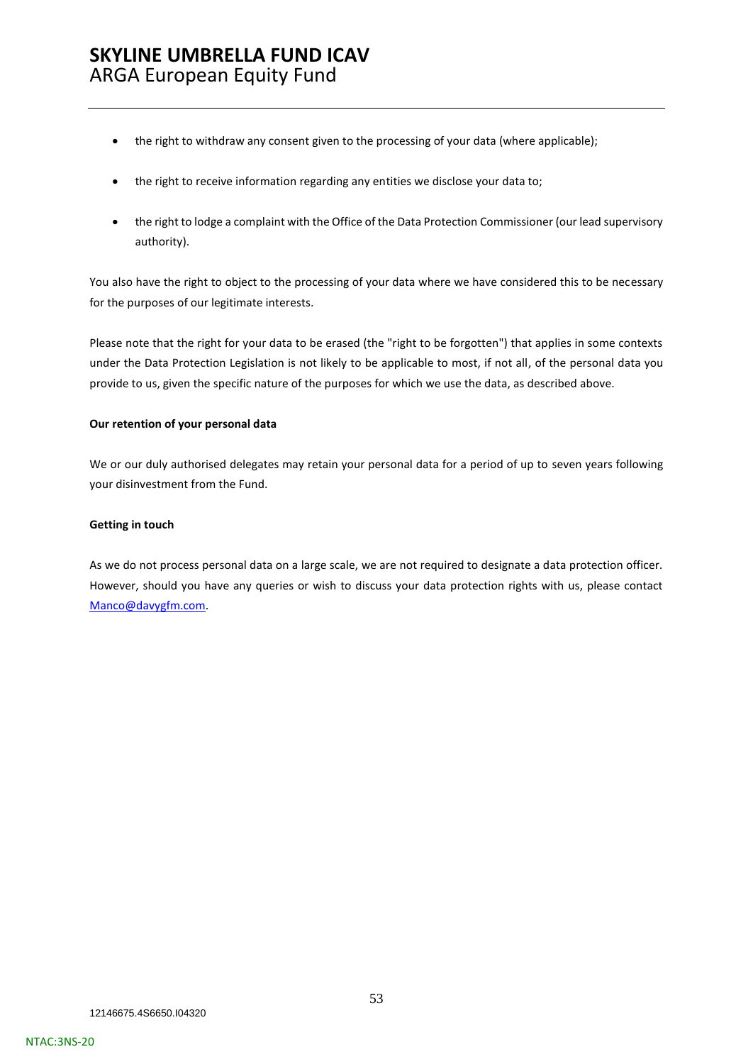- the right to withdraw any consent given to the processing of your data (where applicable);
- the right to receive information regarding any entities we disclose your data to;
- the right to lodge a complaint with the Office of the Data Protection Commissioner (our lead supervisory authority).

You also have the right to object to the processing of your data where we have considered this to be necessary for the purposes of our legitimate interests.

Please note that the right for your data to be erased (the "right to be forgotten") that applies in some contexts under the Data Protection Legislation is not likely to be applicable to most, if not all, of the personal data you provide to us, given the specific nature of the purposes for which we use the data, as described above.

**Our retention of your personal data**

We or our duly authorised delegates may retain your personal data for a period of up to seven years following your disinvestment from the Fund.

**Getting in touch**

As we do not process personal data on a large scale, we are not required to designate a data protection officer. However, should you have any queries or wish to discuss your data protection rights with us, please contact Manco@davygfm.com.